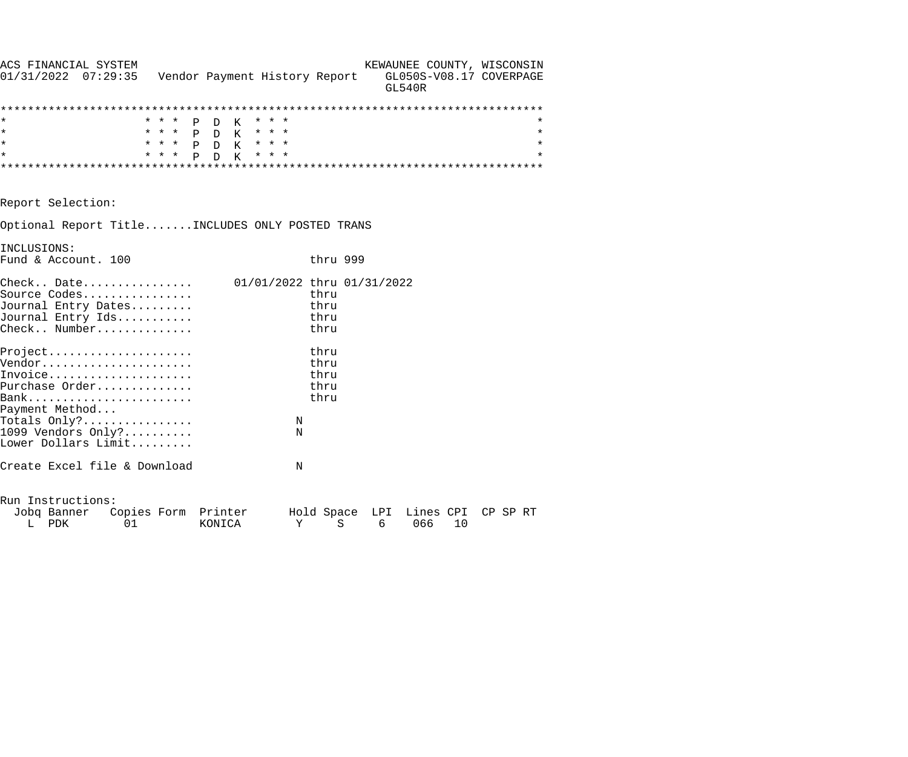```
ACS FINANCIAL SYSTEM                                 KEWAUNEE COUNTY, WISCONSIN
01/31/2022  07:29:35   Vendor Payment History Report    GL050S-V08.17 COVERPAGE
                                                        GL540R

*******************************************************************************
*                    * * *  P  D  K  * * *                                    *
*                    * * *  P  D  K  * * *                                    *
*                    * * *  P  D  K  * * *                                    *
*                    * * *  P  D  K  * * *                                    *
*******************************************************************************


Report Selection:

Optional Report Title.......INCLUDES ONLY POSTED TRANS

INCLUSIONS:
Fund & Account. 100                          thru 999

Check.. Date................      01/01/2022 thru 01/31/2022
Source Codes................                 thru
Journal Entry Dates.........                 thru
Journal Entry Ids...........                 thru
Check.. Number..............                 thru

Project.....................                 thru
Vendor......................                 thru
Invoice.....................                 thru
Purchase Order..............                 thru
Bank........................                 thru
Payment Method...
Totals Only?................               N
1099 Vendors Only?..........               N
Lower Dollars Limit.........

Create Excel file & Download               N


Run Instructions:
  Jobq Banner   Copies Form  Printer      Hold Space  LPI  Lines CPI  CP SP RT
    L  PDK        01         KONICA        Y     S     6    066   10
```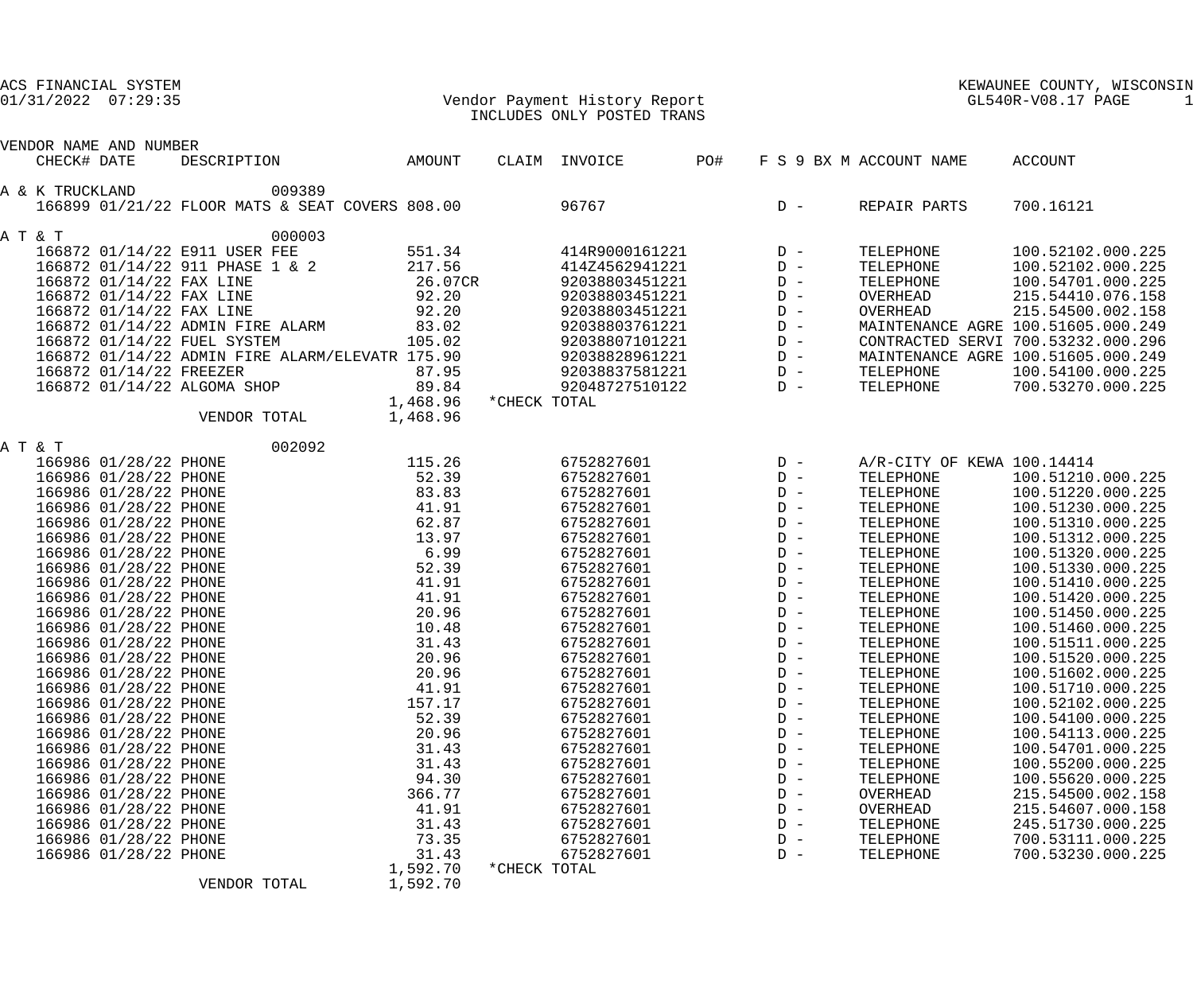ACS FINANCIAL SYSTEM
01/31/2022 07:29:35

KEWAUNEE COUNTY, WISCONSIN
GL540R-V08.17 PAGE 1

# Vendor Payment History Report
INCLUDES ONLY POSTED TRANS

| VENDOR NAME AND NUMBER | | | | | | | | | | |
|---|---|---|---|---|---|---|---|---|---|---|
| CHECK# | DATE | DESCRIPTION | AMOUNT | CLAIM | INVOICE | PO# | F S 9 BX M | ACCOUNT NAME | ACCOUNT |
| **A & K TRUCKLAND** | | 009389 | | | | | | | |
| 166899 | 01/21/22 | FLOOR MATS & SEAT COVERS | 808.00 | | 96767 | | D - | REPAIR PARTS | 700.16121 |
| **A T & T** | | 000003 | | | | | | | |
| 166872 | 01/14/22 | E911 USER FEE | 551.34 | | 414R9000161221 | | D - | TELEPHONE | 100.52102.000.225 |
| 166872 | 01/14/22 | 911 PHASE 1 & 2 | 217.56 | | 414Z4562941221 | | D - | TELEPHONE | 100.52102.000.225 |
| 166872 | 01/14/22 | FAX LINE | 26.07CR | | 92038803451221 | | D - | TELEPHONE | 100.54701.000.225 |
| 166872 | 01/14/22 | FAX LINE | 92.20 | | 92038803451221 | | D - | OVERHEAD | 215.54410.076.158 |
| 166872 | 01/14/22 | FAX LINE | 92.20 | | 92038803451221 | | D - | OVERHEAD | 215.54500.002.158 |
| 166872 | 01/14/22 | ADMIN FIRE ALARM | 83.02 | | 92038803761221 | | D - | MAINTENANCE AGRE | 100.51605.000.249 |
| 166872 | 01/14/22 | FUEL SYSTEM | 105.02 | | 92038807101221 | | D - | CONTRACTED SERVI | 700.53232.000.296 |
| 166872 | 01/14/22 | ADMIN FIRE ALARM/ELEVATR | 175.90 | | 92038828961221 | | D - | MAINTENANCE AGRE | 100.51605.000.249 |
| 166872 | 01/14/22 | FREEZER | 87.95 | | 92038837581221 | | D - | TELEPHONE | 100.54100.000.225 |
| 166872 | 01/14/22 | ALGOMA SHOP | 89.84 | | 92048727510122 | | D - | TELEPHONE | 700.53270.000.225 |
| | | | 1,468.96 | *CHECK TOTAL | | | | | |
| | | VENDOR TOTAL | 1,468.96 | | | | | | |
| **A T & T** | | 002092 | | | | | | | |
| 166986 | 01/28/22 | PHONE | 115.26 | | 6752827601 | | D - | A/R-CITY OF KEWA | 100.14414 |
| 166986 | 01/28/22 | PHONE | 52.39 | | 6752827601 | | D - | TELEPHONE | 100.51210.000.225 |
| 166986 | 01/28/22 | PHONE | 83.83 | | 6752827601 | | D - | TELEPHONE | 100.51220.000.225 |
| 166986 | 01/28/22 | PHONE | 41.91 | | 6752827601 | | D - | TELEPHONE | 100.51230.000.225 |
| 166986 | 01/28/22 | PHONE | 62.87 | | 6752827601 | | D - | TELEPHONE | 100.51310.000.225 |
| 166986 | 01/28/22 | PHONE | 13.97 | | 6752827601 | | D - | TELEPHONE | 100.51312.000.225 |
| 166986 | 01/28/22 | PHONE | 6.99 | | 6752827601 | | D - | TELEPHONE | 100.51320.000.225 |
| 166986 | 01/28/22 | PHONE | 52.39 | | 6752827601 | | D - | TELEPHONE | 100.51330.000.225 |
| 166986 | 01/28/22 | PHONE | 41.91 | | 6752827601 | | D - | TELEPHONE | 100.51410.000.225 |
| 166986 | 01/28/22 | PHONE | 41.91 | | 6752827601 | | D - | TELEPHONE | 100.51420.000.225 |
| 166986 | 01/28/22 | PHONE | 20.96 | | 6752827601 | | D - | TELEPHONE | 100.51450.000.225 |
| 166986 | 01/28/22 | PHONE | 10.48 | | 6752827601 | | D - | TELEPHONE | 100.51460.000.225 |
| 166986 | 01/28/22 | PHONE | 31.43 | | 6752827601 | | D - | TELEPHONE | 100.51511.000.225 |
| 166986 | 01/28/22 | PHONE | 20.96 | | 6752827601 | | D - | TELEPHONE | 100.51520.000.225 |
| 166986 | 01/28/22 | PHONE | 20.96 | | 6752827601 | | D - | TELEPHONE | 100.51602.000.225 |
| 166986 | 01/28/22 | PHONE | 41.91 | | 6752827601 | | D - | TELEPHONE | 100.51710.000.225 |
| 166986 | 01/28/22 | PHONE | 157.17 | | 6752827601 | | D - | TELEPHONE | 100.52102.000.225 |
| 166986 | 01/28/22 | PHONE | 52.39 | | 6752827601 | | D - | TELEPHONE | 100.54100.000.225 |
| 166986 | 01/28/22 | PHONE | 20.96 | | 6752827601 | | D - | TELEPHONE | 100.54113.000.225 |
| 166986 | 01/28/22 | PHONE | 31.43 | | 6752827601 | | D - | TELEPHONE | 100.54701.000.225 |
| 166986 | 01/28/22 | PHONE | 31.43 | | 6752827601 | | D - | TELEPHONE | 100.55200.000.225 |
| 166986 | 01/28/22 | PHONE | 94.30 | | 6752827601 | | D - | TELEPHONE | 100.55620.000.225 |
| 166986 | 01/28/22 | PHONE | 366.77 | | 6752827601 | | D - | OVERHEAD | 215.54500.002.158 |
| 166986 | 01/28/22 | PHONE | 41.91 | | 6752827601 | | D - | OVERHEAD | 215.54607.000.158 |
| 166986 | 01/28/22 | PHONE | 31.43 | | 6752827601 | | D - | TELEPHONE | 245.51730.000.225 |
| 166986 | 01/28/22 | PHONE | 73.35 | | 6752827601 | | D - | TELEPHONE | 700.53111.000.225 |
| 166986 | 01/28/22 | PHONE | 31.43 | | 6752827601 | | D - | TELEPHONE | 700.53230.000.225 |
| | | | 1,592.70 | *CHECK TOTAL | | | | | |
| | | VENDOR TOTAL | 1,592.70 | | | | | | |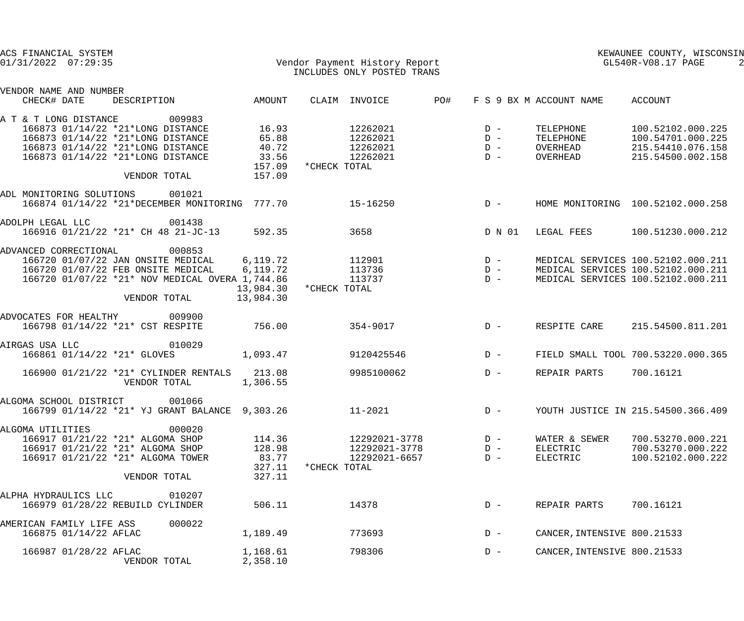ACS FINANCIAL SYSTEM
01/31/2022 07:29:35

Vendor Payment History Report
INCLUDES ONLY POSTED TRANS

KEWAUNEE COUNTY, WISCONSIN
GL540R-V08.17

| VENDOR NAME AND NUMBER / CHECK# DATE | DESCRIPTION | AMOUNT | CLAIM | INVOICE | PO# | F S 9 BX M | ACCOUNT NAME | ACCOUNT |
|---|---|---|---|---|---|---|---|---|
| A T & T LONG DISTANCE 009983 | | | | | | | | |
| 166873 01/14/22 | *21*LONG DISTANCE | 16.93 | | 12262021 | | D - | TELEPHONE | 100.52102.000.225 |
| 166873 01/14/22 | *21*LONG DISTANCE | 65.88 | | 12262021 | | D - | TELEPHONE | 100.54701.000.225 |
| 166873 01/14/22 | *21*LONG DISTANCE | 40.72 | | 12262021 | | D - | OVERHEAD | 215.54410.076.158 |
| 166873 01/14/22 | *21*LONG DISTANCE | 33.56 | | 12262021 | | D - | OVERHEAD | 215.54500.002.158 |
| | | 157.09 | *CHECK TOTAL | | | | | |
| | VENDOR TOTAL | 157.09 | | | | | | |
| ADL MONITORING SOLUTIONS 001021 | | | | | | | | |
| 166874 01/14/22 | *21*DECEMBER MONITORING | 777.70 | | 15-16250 | | D - | HOME MONITORING | 100.52102.000.258 |
| ADOLPH LEGAL LLC 001438 | | | | | | | | |
| 166916 01/21/22 | *21* CH 48 21-JC-13 | 592.35 | | 3658 | | D N 01 | LEGAL FEES | 100.51230.000.212 |
| ADVANCED CORRECTIONAL 000853 | | | | | | | | |
| 166720 01/07/22 | JAN ONSITE MEDICAL | 6,119.72 | | 112901 | | D - | MEDICAL SERVICES | 100.52102.000.211 |
| 166720 01/07/22 | FEB ONSITE MEDICAL | 6,119.72 | | 113736 | | D - | MEDICAL SERVICES | 100.52102.000.211 |
| 166720 01/07/22 | *21* NOV MEDICAL OVERA | 1,744.86 | | 113737 | | D - | MEDICAL SERVICES | 100.52102.000.211 |
| | | 13,984.30 | *CHECK TOTAL | | | | | |
| | VENDOR TOTAL | 13,984.30 | | | | | | |
| ADVOCATES FOR HEALTHY 009900 | | | | | | | | |
| 166798 01/14/22 | *21* CST RESPITE | 756.00 | | 354-9017 | | D - | RESPITE CARE | 215.54500.811.201 |
| AIRGAS USA LLC 010029 | | | | | | | | |
| 166861 01/14/22 | *21* GLOVES | 1,093.47 | | 9120425546 | | D - | FIELD SMALL TOOL | 700.53220.000.365 |
| 166900 01/21/22 | *21* CYLINDER RENTALS | 213.08 | | 9985100062 | | D - | REPAIR PARTS | 700.16121 |
| | VENDOR TOTAL | 1,306.55 | | | | | | |
| ALGOMA SCHOOL DISTRICT 001066 | | | | | | | | |
| 166799 01/14/22 | *21* YJ GRANT BALANCE | 9,303.26 | | 11-2021 | | D - | YOUTH JUSTICE IN | 215.54500.366.409 |
| ALGOMA UTILITIES 000020 | | | | | | | | |
| 166917 01/21/22 | *21* ALGOMA SHOP | 114.36 | | 12292021-3778 | | D - | WATER & SEWER | 700.53270.000.221 |
| 166917 01/21/22 | *21* ALGOMA SHOP | 128.98 | | 12292021-3778 | | D - | ELECTRIC | 700.53270.000.222 |
| 166917 01/21/22 | *21* ALGOMA TOWER | 83.77 | | 12292021-6657 | | D - | ELECTRIC | 100.52102.000.222 |
| | | 327.11 | *CHECK TOTAL | | | | | |
| | VENDOR TOTAL | 327.11 | | | | | | |
| ALPHA HYDRAULICS LLC 010207 | | | | | | | | |
| 166979 01/28/22 | REBUILD CYLINDER | 506.11 | | 14378 | | D - | REPAIR PARTS | 700.16121 |
| AMERICAN FAMILY LIFE ASS 000022 | | | | | | | | |
| 166875 01/14/22 | AFLAC | 1,189.49 | | 773693 | | D - | CANCER,INTENSIVE | 800.21533 |
| 166987 01/28/22 | AFLAC | 1,168.61 | | 798306 | | D - | CANCER,INTENSIVE | 800.21533 |
| | VENDOR TOTAL | 2,358.10 | | | | | | |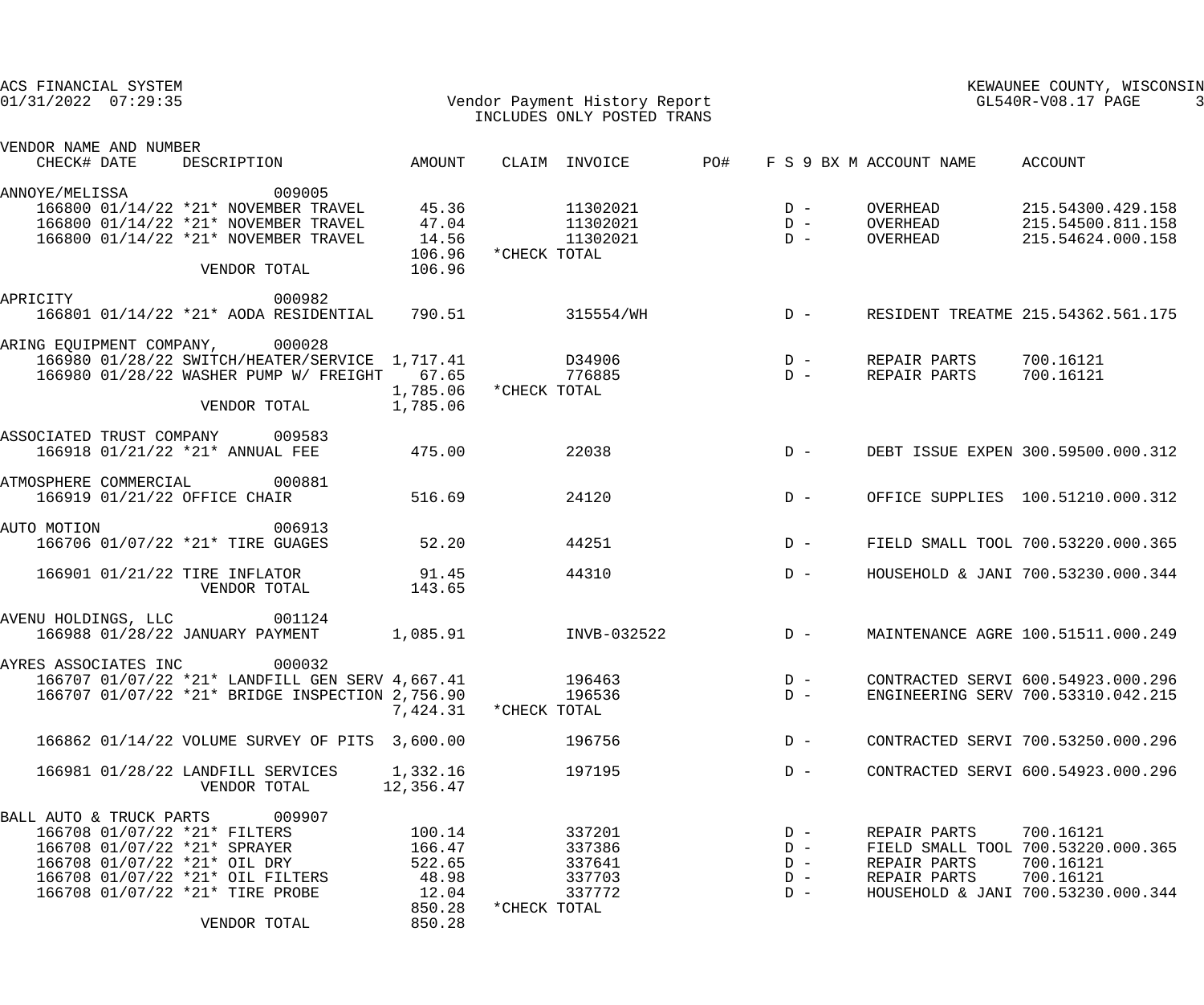ACS FINANCIAL SYSTEM
01/31/2022 07:29:35

Vendor Payment History Report
INCLUDES ONLY POSTED TRANS

KEWAUNEE COUNTY, WISCONSIN
GL540R-V08.17

| VENDOR NAME AND NUMBER / CHECK# DATE | DESCRIPTION | AMOUNT | CLAIM | INVOICE | PO# | F S 9 BX M | ACCOUNT NAME | ACCOUNT |
|---|---|---|---|---|---|---|---|---|
| ANNOYE/MELISSA 009005 | | | | | | | | |
| 166800 01/14/22 | *21* NOVEMBER TRAVEL | 45.36 | | 11302021 | | D - | OVERHEAD | 215.54300.429.158 |
| 166800 01/14/22 | *21* NOVEMBER TRAVEL | 47.04 | | 11302021 | | D - | OVERHEAD | 215.54500.811.158 |
| 166800 01/14/22 | *21* NOVEMBER TRAVEL | 14.56 | | 11302021 | | D - | OVERHEAD | 215.54624.000.158 |
| | | 106.96 | *CHECK TOTAL | | | | | |
| | VENDOR TOTAL | 106.96 | | | | | | |
| APRICITY 000982 | | | | | | | | |
| 166801 01/14/22 | *21* AODA RESIDENTIAL | 790.51 | | 315554/WH | | D - | RESIDENT TREATME | 215.54362.561.175 |
| ARING EQUIPMENT COMPANY, 000028 | | | | | | | | |
| 166980 01/28/22 | SWITCH/HEATER/SERVICE | 1,717.41 | | D34906 | | D - | REPAIR PARTS | 700.16121 |
| 166980 01/28/22 | WASHER PUMP W/ FREIGHT | 67.65 | | 776885 | | D - | REPAIR PARTS | 700.16121 |
| | | 1,785.06 | *CHECK TOTAL | | | | | |
| | VENDOR TOTAL | 1,785.06 | | | | | | |
| ASSOCIATED TRUST COMPANY 009583 | | | | | | | | |
| 166918 01/21/22 | *21* ANNUAL FEE | 475.00 | | 22038 | | D - | DEBT ISSUE EXPEN | 300.59500.000.312 |
| ATMOSPHERE COMMERCIAL 000881 | | | | | | | | |
| 166919 01/21/22 | OFFICE CHAIR | 516.69 | | 24120 | | D - | OFFICE SUPPLIES | 100.51210.000.312 |
| AUTO MOTION 006913 | | | | | | | | |
| 166706 01/07/22 | *21* TIRE GUAGES | 52.20 | | 44251 | | D - | FIELD SMALL TOOL | 700.53220.000.365 |
| 166901 01/21/22 | TIRE INFLATOR | 91.45 | | 44310 | | D - | HOUSEHOLD & JANI | 700.53230.000.344 |
| | VENDOR TOTAL | 143.65 | | | | | | |
| AVENU HOLDINGS, LLC 001124 | | | | | | | | |
| 166988 01/28/22 | JANUARY PAYMENT | 1,085.91 | | INVB-032522 | | D - | MAINTENANCE AGRE | 100.51511.000.249 |
| AYRES ASSOCIATES INC 000032 | | | | | | | | |
| 166707 01/07/22 | *21* LANDFILL GEN SERV | 4,667.41 | | 196463 | | D - | CONTRACTED SERVI | 600.54923.000.296 |
| 166707 01/07/22 | *21* BRIDGE INSPECTION | 2,756.90 | | 196536 | | D - | ENGINEERING SERV | 700.53310.042.215 |
| | | 7,424.31 | *CHECK TOTAL | | | | | |
| 166862 01/14/22 | VOLUME SURVEY OF PITS | 3,600.00 | | 196756 | | D - | CONTRACTED SERVI | 700.53250.000.296 |
| 166981 01/28/22 | LANDFILL SERVICES | 1,332.16 | | 197195 | | D - | CONTRACTED SERVI | 600.54923.000.296 |
| | VENDOR TOTAL | 12,356.47 | | | | | | |
| BALL AUTO & TRUCK PARTS 009907 | | | | | | | | |
| 166708 01/07/22 | *21* FILTERS | 100.14 | | 337201 | | D - | REPAIR PARTS | 700.16121 |
| 166708 01/07/22 | *21* SPRAYER | 166.47 | | 337386 | | D - | FIELD SMALL TOOL | 700.53220.000.365 |
| 166708 01/07/22 | *21* OIL DRY | 522.65 | | 337641 | | D - | REPAIR PARTS | 700.16121 |
| 166708 01/07/22 | *21* OIL FILTERS | 48.98 | | 337703 | | D - | REPAIR PARTS | 700.16121 |
| 166708 01/07/22 | *21* TIRE PROBE | 12.04 | | 337772 | | D - | HOUSEHOLD & JANI | 700.53230.000.344 |
| | | 850.28 | *CHECK TOTAL | | | | | |
| | VENDOR TOTAL | 850.28 | | | | | | |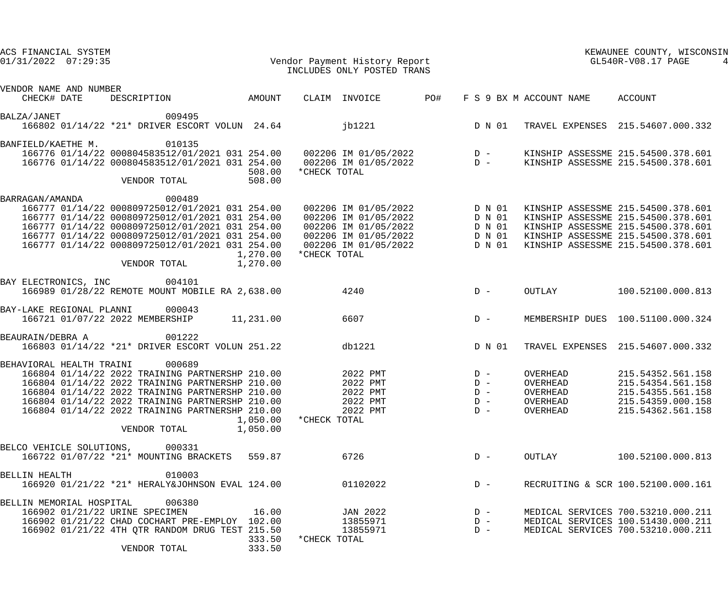ACS FINANCIAL SYSTEM
01/31/2022 07:29:35

Vendor Payment History Report
INCLUDES ONLY POSTED TRANS

KEWAUNEE COUNTY, WISCONSIN
GL540R-V08.17

| VENDOR NAME AND NUMBER | | | | | | | | | |
|---|---|---|---|---|---|---|---|---|---|
| CHECK# | DATE | DESCRIPTION | AMOUNT | CLAIM | INVOICE | PO# | F S 9 BX M | ACCOUNT NAME | ACCOUNT |
| **BALZA/JANET 009495** | | | | | | | | | |
| 166802 | 01/14/22 | *21* DRIVER ESCORT VOLUN | 24.64 | | jb1221 | | D N 01 | TRAVEL EXPENSES | 215.54607.000.332 |
| **BANFIELD/KAETHE M. 010135** | | | | | | | | | |
| 166776 | 01/14/22 | 000804583512/01/2021 031 | 254.00 | 002206 | IM 01/05/2022 | | D - | KINSHIP ASSESSME | 215.54500.378.601 |
| 166776 | 01/14/22 | 000804583512/01/2021 031 | 254.00 | 002206 | IM 01/05/2022 | | D - | KINSHIP ASSESSME | 215.54500.378.601 |
| | | | 508.00 | *CHECK TOTAL | | | | | |
| | | VENDOR TOTAL | 508.00 | | | | | | |
| **BARRAGAN/AMANDA 000489** | | | | | | | | | |
| 166777 | 01/14/22 | 000809725012/01/2021 031 | 254.00 | 002206 | IM 01/05/2022 | | D N 01 | KINSHIP ASSESSME | 215.54500.378.601 |
| 166777 | 01/14/22 | 000809725012/01/2021 031 | 254.00 | 002206 | IM 01/05/2022 | | D N 01 | KINSHIP ASSESSME | 215.54500.378.601 |
| 166777 | 01/14/22 | 000809725012/01/2021 031 | 254.00 | 002206 | IM 01/05/2022 | | D N 01 | KINSHIP ASSESSME | 215.54500.378.601 |
| 166777 | 01/14/22 | 000809725012/01/2021 031 | 254.00 | 002206 | IM 01/05/2022 | | D N 01 | KINSHIP ASSESSME | 215.54500.378.601 |
| 166777 | 01/14/22 | 000809725012/01/2021 031 | 254.00 | 002206 | IM 01/05/2022 | | D N 01 | KINSHIP ASSESSME | 215.54500.378.601 |
| | | | 1,270.00 | *CHECK TOTAL | | | | | |
| | | VENDOR TOTAL | 1,270.00 | | | | | | |
| **BAY ELECTRONICS, INC 004101** | | | | | | | | | |
| 166989 | 01/28/22 | REMOTE MOUNT MOBILE RA | 2,638.00 | | 4240 | | D - | OUTLAY | 100.52100.000.813 |
| **BAY-LAKE REGIONAL PLANNI 000043** | | | | | | | | | |
| 166721 | 01/07/22 | 2022 MEMBERSHIP | 11,231.00 | | 6607 | | D - | MEMBERSHIP DUES | 100.51100.000.324 |
| **BEAURAIN/DEBRA A 001222** | | | | | | | | | |
| 166803 | 01/14/22 | *21* DRIVER ESCORT VOLUN | 251.22 | | db1221 | | D N 01 | TRAVEL EXPENSES | 215.54607.000.332 |
| **BEHAVIORAL HEALTH TRAINI 000689** | | | | | | | | | |
| 166804 | 01/14/22 | 2022 TRAINING PARTNERSHP | 210.00 | | 2022 PMT | | D - | OVERHEAD | 215.54352.561.158 |
| 166804 | 01/14/22 | 2022 TRAINING PARTNERSHP | 210.00 | | 2022 PMT | | D - | OVERHEAD | 215.54354.561.158 |
| 166804 | 01/14/22 | 2022 TRAINING PARTNERSHP | 210.00 | | 2022 PMT | | D - | OVERHEAD | 215.54355.561.158 |
| 166804 | 01/14/22 | 2022 TRAINING PARTNERSHP | 210.00 | | 2022 PMT | | D - | OVERHEAD | 215.54359.000.158 |
| 166804 | 01/14/22 | 2022 TRAINING PARTNERSHP | 210.00 | | 2022 PMT | | D - | OVERHEAD | 215.54362.561.158 |
| | | | 1,050.00 | *CHECK TOTAL | | | | | |
| | | VENDOR TOTAL | 1,050.00 | | | | | | |
| **BELCO VEHICLE SOLUTIONS, 000331** | | | | | | | | | |
| 166722 | 01/07/22 | *21* MOUNTING BRACKETS | 559.87 | | 6726 | | D - | OUTLAY | 100.52100.000.813 |
| **BELLIN HEALTH 010003** | | | | | | | | | |
| 166920 | 01/21/22 | *21* HERALY&JOHNSON EVAL | 124.00 | | 01102022 | | D - | RECRUITING & SCR | 100.52100.000.161 |
| **BELLIN MEMORIAL HOSPITAL 006380** | | | | | | | | | |
| 166902 | 01/21/22 | URINE SPECIMEN | 16.00 | | JAN 2022 | | D - | MEDICAL SERVICES | 700.53210.000.211 |
| 166902 | 01/21/22 | CHAD COCHART PRE-EMPLOY | 102.00 | | 13855971 | | D - | MEDICAL SERVICES | 100.51430.000.211 |
| 166902 | 01/21/22 | 4TH QTR RANDOM DRUG TEST | 215.50 | | 13855971 | | D - | MEDICAL SERVICES | 700.53210.000.211 |
| | | | 333.50 | *CHECK TOTAL | | | | | |
| | | VENDOR TOTAL | 333.50 | | | | | | |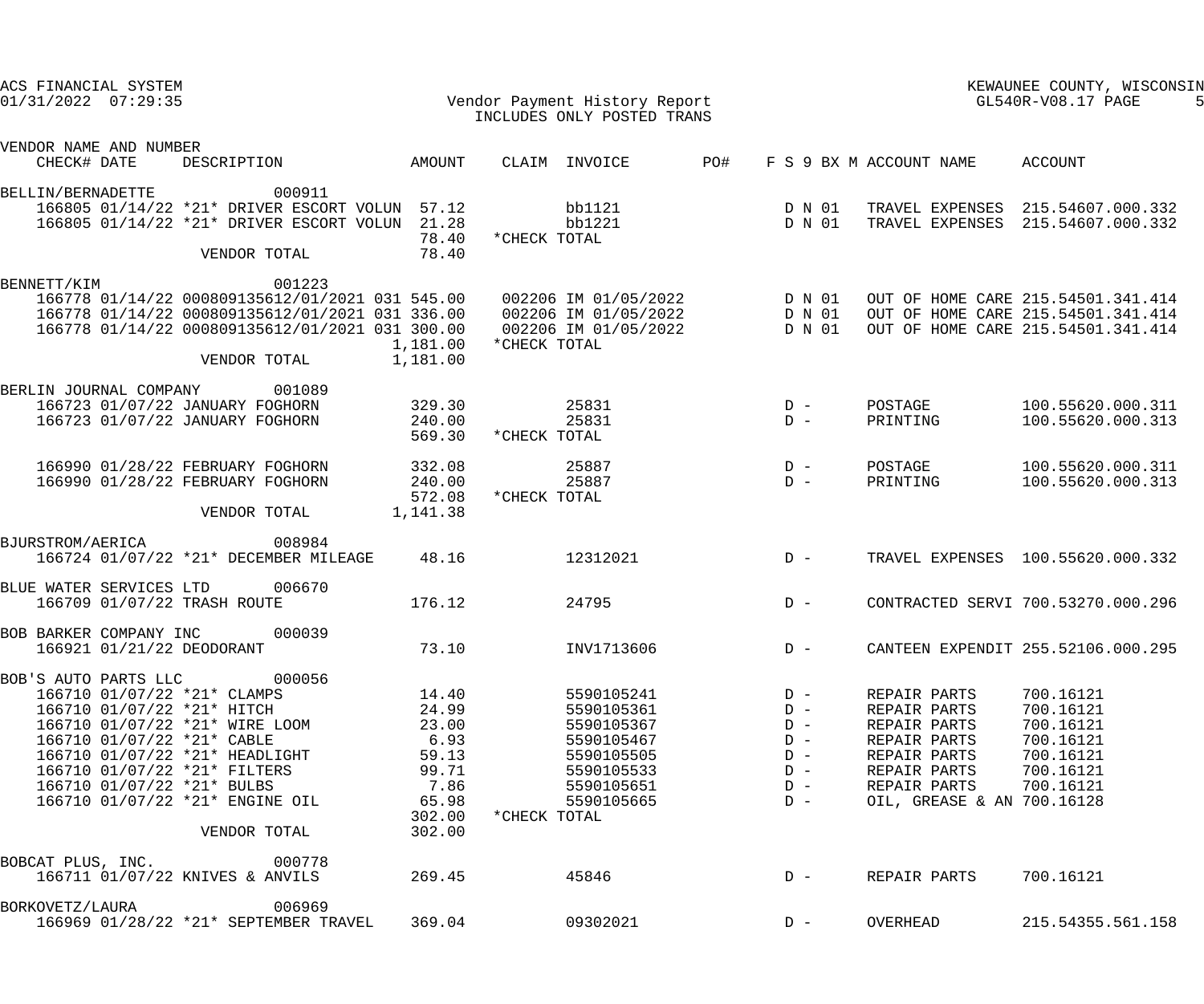ACS FINANCIAL SYSTEM
01/31/2022 07:29:35

Vendor Payment History Report
INCLUDES ONLY POSTED TRANS

KEWAUNEE COUNTY, WISCONSIN
GL540R-V08.17

| VENDOR NAME AND NUMBER CHECK# DATE | DESCRIPTION | AMOUNT | CLAIM | INVOICE | PO# | F S 9 BX M | ACCOUNT NAME | ACCOUNT |
|---|---|---|---|---|---|---|---|---|
| BELLIN/BERNADETTE 000911 | | | | | | | | |
| 166805 01/14/22 | *21* DRIVER ESCORT VOLUN | 57.12 | | bb1121 | | D N 01 | TRAVEL EXPENSES | 215.54607.000.332 |
| 166805 01/14/22 | *21* DRIVER ESCORT VOLUN | 21.28 | | bb1221 | | D N 01 | TRAVEL EXPENSES | 215.54607.000.332 |
| | | 78.40 | *CHECK TOTAL | | | | | |
| | VENDOR TOTAL | 78.40 | | | | | | |
| BENNETT/KIM 001223 | | | | | | | | |
| 166778 01/14/22 | 000809135612/01/2021 031 | 545.00 | 002206 | IM 01/05/2022 | | D N 01 | OUT OF HOME CARE | 215.54501.341.414 |
| 166778 01/14/22 | 000809135612/01/2021 031 | 336.00 | 002206 | IM 01/05/2022 | | D N 01 | OUT OF HOME CARE | 215.54501.341.414 |
| 166778 01/14/22 | 000809135612/01/2021 031 | 300.00 | 002206 | IM 01/05/2022 | | D N 01 | OUT OF HOME CARE | 215.54501.341.414 |
| | | 1,181.00 | *CHECK TOTAL | | | | | |
| | VENDOR TOTAL | 1,181.00 | | | | | | |
| BERLIN JOURNAL COMPANY 001089 | | | | | | | | |
| 166723 01/07/22 | JANUARY FOGHORN | 329.30 | | 25831 | | D - | POSTAGE | 100.55620.000.311 |
| 166723 01/07/22 | JANUARY FOGHORN | 240.00 | | 25831 | | D - | PRINTING | 100.55620.000.313 |
| | | 569.30 | *CHECK TOTAL | | | | | |
| 166990 01/28/22 | FEBRUARY FOGHORN | 332.08 | | 25887 | | D - | POSTAGE | 100.55620.000.311 |
| 166990 01/28/22 | FEBRUARY FOGHORN | 240.00 | | 25887 | | D - | PRINTING | 100.55620.000.313 |
| | | 572.08 | *CHECK TOTAL | | | | | |
| | VENDOR TOTAL | 1,141.38 | | | | | | |
| BJURSTROM/AERICA 008984 | | | | | | | | |
| 166724 01/07/22 | *21* DECEMBER MILEAGE | 48.16 | | 12312021 | | D - | TRAVEL EXPENSES | 100.55620.000.332 |
| BLUE WATER SERVICES LTD 006670 | | | | | | | | |
| 166709 01/07/22 | TRASH ROUTE | 176.12 | | 24795 | | D - | CONTRACTED SERVI | 700.53270.000.296 |
| BOB BARKER COMPANY INC 000039 | | | | | | | | |
| 166921 01/21/22 | DEODORANT | 73.10 | | INV1713606 | | D - | CANTEEN EXPENDIT | 255.52106.000.295 |
| BOB'S AUTO PARTS LLC 000056 | | | | | | | | |
| 166710 01/07/22 | *21* CLAMPS | 14.40 | | 5590105241 | | D - | REPAIR PARTS | 700.16121 |
| 166710 01/07/22 | *21* HITCH | 24.99 | | 5590105361 | | D - | REPAIR PARTS | 700.16121 |
| 166710 01/07/22 | *21* WIRE LOOM | 23.00 | | 5590105367 | | D - | REPAIR PARTS | 700.16121 |
| 166710 01/07/22 | *21* CABLE | 6.93 | | 5590105467 | | D - | REPAIR PARTS | 700.16121 |
| 166710 01/07/22 | *21* HEADLIGHT | 59.13 | | 5590105505 | | D - | REPAIR PARTS | 700.16121 |
| 166710 01/07/22 | *21* FILTERS | 99.71 | | 5590105533 | | D - | REPAIR PARTS | 700.16121 |
| 166710 01/07/22 | *21* BULBS | 7.86 | | 5590105651 | | D - | REPAIR PARTS | 700.16121 |
| 166710 01/07/22 | *21* ENGINE OIL | 65.98 | | 5590105665 | | D - | OIL, GREASE & AN | 700.16128 |
| | | 302.00 | *CHECK TOTAL | | | | | |
| | VENDOR TOTAL | 302.00 | | | | | | |
| BOBCAT PLUS, INC. 000778 | | | | | | | | |
| 166711 01/07/22 | KNIVES & ANVILS | 269.45 | | 45846 | | D - | REPAIR PARTS | 700.16121 |
| BORKOVETZ/LAURA 006969 | | | | | | | | |
| 166969 01/28/22 | *21* SEPTEMBER TRAVEL | 369.04 | | 09302021 | | D - | OVERHEAD | 215.54355.561.158 |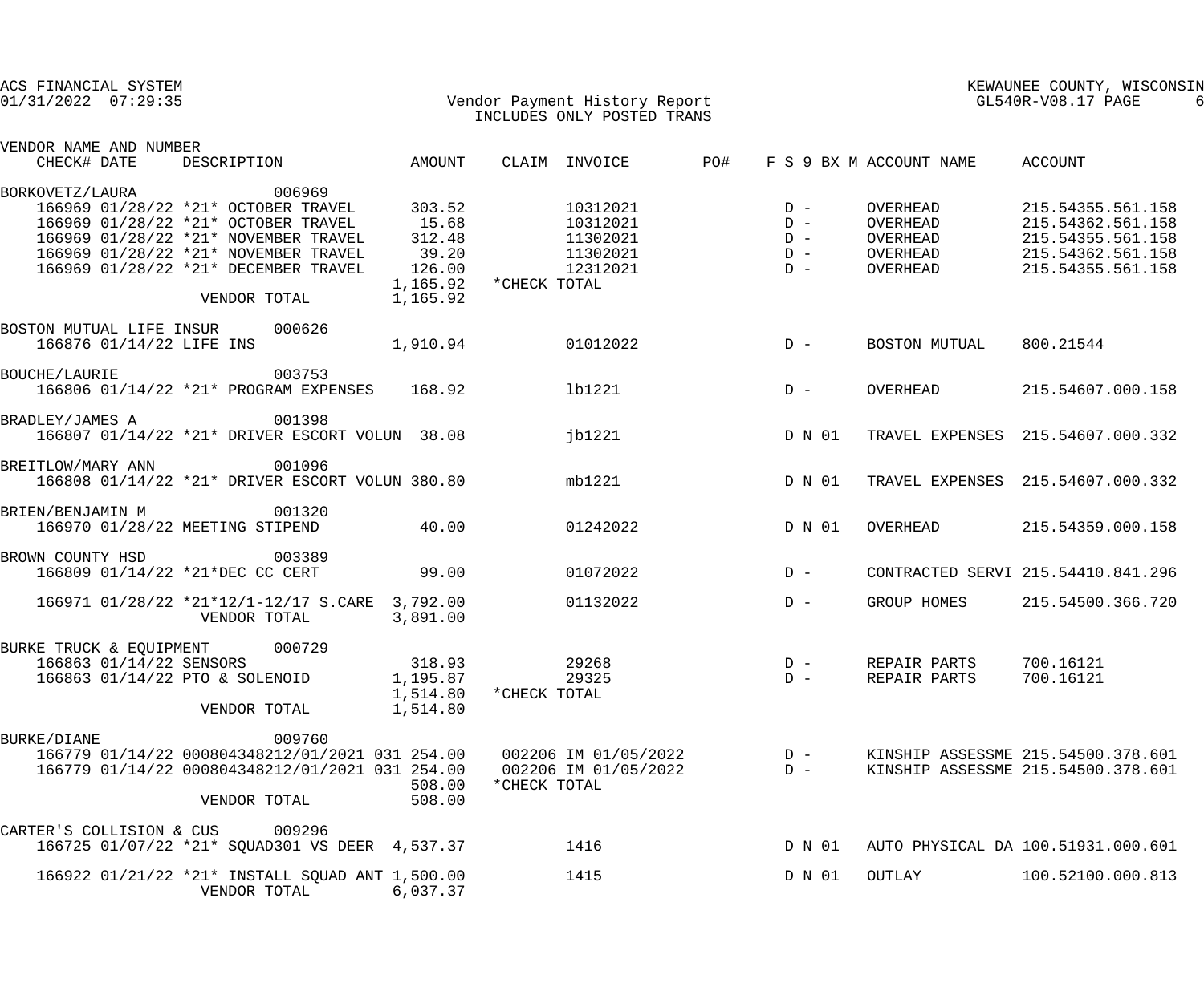ACS FINANCIAL SYSTEM
01/31/2022 07:29:35

Vendor Payment History Report
INCLUDES ONLY POSTED TRANS

KEWAUNEE COUNTY, WISCONSIN
GL540R-V08.17 PAGE 6

| VENDOR NAME AND NUMBER CHECK# DATE | DESCRIPTION | AMOUNT | CLAIM | INVOICE | PO# | F S 9 BX M | ACCOUNT NAME | ACCOUNT |
|---|---|---|---|---|---|---|---|---|
| BORKOVETZ/LAURA 006969 | | | | | | | | |
| 166969 01/28/22 | *21* OCTOBER TRAVEL | 303.52 | | 10312021 | | D - | OVERHEAD | 215.54355.561.158 |
| 166969 01/28/22 | *21* OCTOBER TRAVEL | 15.68 | | 10312021 | | D - | OVERHEAD | 215.54362.561.158 |
| 166969 01/28/22 | *21* NOVEMBER TRAVEL | 312.48 | | 11302021 | | D - | OVERHEAD | 215.54355.561.158 |
| 166969 01/28/22 | *21* NOVEMBER TRAVEL | 39.20 | | 11302021 | | D - | OVERHEAD | 215.54362.561.158 |
| 166969 01/28/22 | *21* DECEMBER TRAVEL | 126.00 | | 12312021 | | D - | OVERHEAD | 215.54355.561.158 |
| | | 1,165.92 | *CHECK TOTAL | | | | | |
| | VENDOR TOTAL | 1,165.92 | | | | | | |
| BOSTON MUTUAL LIFE INSUR 000626 | | | | | | | | |
| 166876 01/14/22 | LIFE INS | 1,910.94 | | 01012022 | | D - | BOSTON MUTUAL | 800.21544 |
| BOUCHE/LAURIE 003753 | | | | | | | | |
| 166806 01/14/22 | *21* PROGRAM EXPENSES | 168.92 | | lb1221 | | D - | OVERHEAD | 215.54607.000.158 |
| BRADLEY/JAMES A 001398 | | | | | | | | |
| 166807 01/14/22 | *21* DRIVER ESCORT VOLUN | 38.08 | | jb1221 | | D N 01 | TRAVEL EXPENSES | 215.54607.000.332 |
| BREITLOW/MARY ANN 001096 | | | | | | | | |
| 166808 01/14/22 | *21* DRIVER ESCORT VOLUN | 380.80 | | mb1221 | | D N 01 | TRAVEL EXPENSES | 215.54607.000.332 |
| BRIEN/BENJAMIN M 001320 | | | | | | | | |
| 166970 01/28/22 | MEETING STIPEND | 40.00 | | 01242022 | | D N 01 | OVERHEAD | 215.54359.000.158 |
| BROWN COUNTY HSD 003389 | | | | | | | | |
| 166809 01/14/22 | *21*DEC CC CERT | 99.00 | | 01072022 | | D - | CONTRACTED SERVI | 215.54410.841.296 |
| 166971 01/28/22 | *21*12/1-12/17 S.CARE | 3,792.00 | | 01132022 | | D - | GROUP HOMES | 215.54500.366.720 |
| | VENDOR TOTAL | 3,891.00 | | | | | | |
| BURKE TRUCK & EQUIPMENT 000729 | | | | | | | | |
| 166863 01/14/22 | SENSORS | 318.93 | | 29268 | | D - | REPAIR PARTS | 700.16121 |
| 166863 01/14/22 | PTO & SOLENOID | 1,195.87 | | 29325 | | D - | REPAIR PARTS | 700.16121 |
| | | 1,514.80 | *CHECK TOTAL | | | | | |
| | VENDOR TOTAL | 1,514.80 | | | | | | |
| BURKE/DIANE 009760 | | | | | | | | |
| 166779 01/14/22 | 000804348212/01/2021 031 | 254.00 | 002206 | IM 01/05/2022 | | D - | KINSHIP ASSESSME | 215.54500.378.601 |
| 166779 01/14/22 | 000804348212/01/2021 031 | 254.00 | 002206 | IM 01/05/2022 | | D - | KINSHIP ASSESSME | 215.54500.378.601 |
| | | 508.00 | *CHECK TOTAL | | | | | |
| | VENDOR TOTAL | 508.00 | | | | | | |
| CARTER'S COLLISION & CUS 009296 | | | | | | | | |
| 166725 01/07/22 | *21* SQUAD301 VS DEER | 4,537.37 | | 1416 | | D N 01 | AUTO PHYSICAL DA | 100.51931.000.601 |
| 166922 01/21/22 | *21* INSTALL SQUAD ANT | 1,500.00 | | 1415 | | D N 01 | OUTLAY | 100.52100.000.813 |
| | VENDOR TOTAL | 6,037.37 | | | | | | |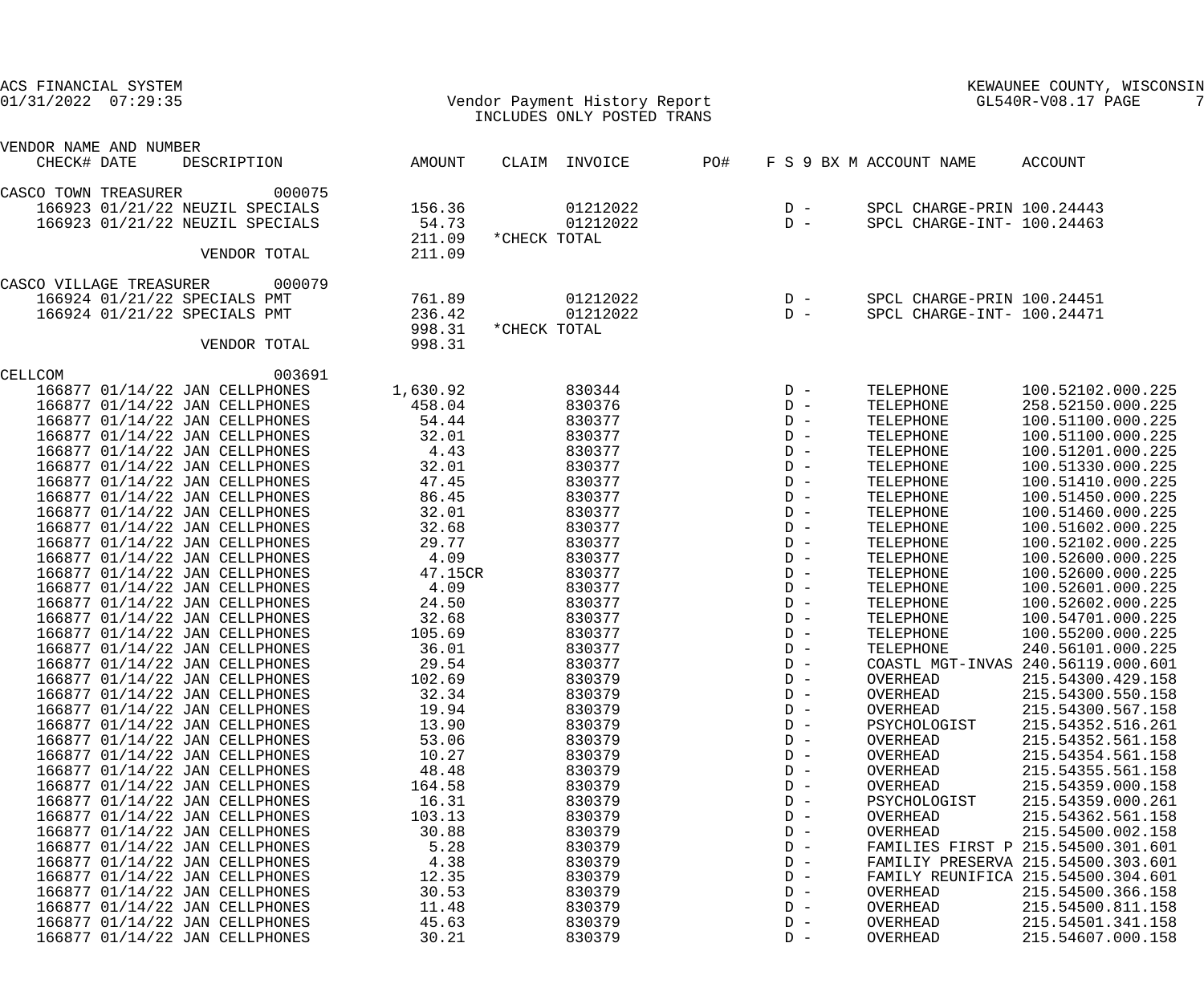ACS FINANCIAL SYSTEM
01/31/2022 07:29:35

# Vendor Payment History Report
INCLUDES ONLY POSTED TRANS

KEWAUNEE COUNTY, WISCONSIN
GL540R-V08.17

| VENDOR NAME AND NUMBER CHECK# DATE | DESCRIPTION | AMOUNT | CLAIM | INVOICE | PO# | F S 9 BX M | ACCOUNT NAME | ACCOUNT |
|---|---|---|---|---|---|---|---|---|
| CASCO TOWN TREASURER 000075 | | | | | | | | |
| 166923 01/21/22 | NEUZIL SPECIALS | 156.36 | | 01212022 | | D - | SPCL CHARGE-PRIN | 100.24443 |
| 166923 01/21/22 | NEUZIL SPECIALS | 54.73 | | 01212022 | | D - | SPCL CHARGE-INT- | 100.24463 |
| | | 211.09 | *CHECK TOTAL | | | | | |
| | VENDOR TOTAL | 211.09 | | | | | | |
| CASCO VILLAGE TREASURER 000079 | | | | | | | | |
| 166924 01/21/22 | SPECIALS PMT | 761.89 | | 01212022 | | D - | SPCL CHARGE-PRIN | 100.24451 |
| 166924 01/21/22 | SPECIALS PMT | 236.42 | | 01212022 | | D - | SPCL CHARGE-INT- | 100.24471 |
| | | 998.31 | *CHECK TOTAL | | | | | |
| | VENDOR TOTAL | 998.31 | | | | | | |
| CELLCOM 003691 | | | | | | | | |
| 166877 01/14/22 | JAN CELLPHONES | 1,630.92 | | 830344 | | D - | TELEPHONE | 100.52102.000.225 |
| 166877 01/14/22 | JAN CELLPHONES | 458.04 | | 830376 | | D - | TELEPHONE | 258.52150.000.225 |
| 166877 01/14/22 | JAN CELLPHONES | 54.44 | | 830377 | | D - | TELEPHONE | 100.51100.000.225 |
| 166877 01/14/22 | JAN CELLPHONES | 32.01 | | 830377 | | D - | TELEPHONE | 100.51100.000.225 |
| 166877 01/14/22 | JAN CELLPHONES | 4.43 | | 830377 | | D - | TELEPHONE | 100.51201.000.225 |
| 166877 01/14/22 | JAN CELLPHONES | 32.01 | | 830377 | | D - | TELEPHONE | 100.51330.000.225 |
| 166877 01/14/22 | JAN CELLPHONES | 47.45 | | 830377 | | D - | TELEPHONE | 100.51410.000.225 |
| 166877 01/14/22 | JAN CELLPHONES | 86.45 | | 830377 | | D - | TELEPHONE | 100.51450.000.225 |
| 166877 01/14/22 | JAN CELLPHONES | 32.01 | | 830377 | | D - | TELEPHONE | 100.51460.000.225 |
| 166877 01/14/22 | JAN CELLPHONES | 32.68 | | 830377 | | D - | TELEPHONE | 100.51602.000.225 |
| 166877 01/14/22 | JAN CELLPHONES | 29.77 | | 830377 | | D - | TELEPHONE | 100.52102.000.225 |
| 166877 01/14/22 | JAN CELLPHONES | 4.09 | | 830377 | | D - | TELEPHONE | 100.52600.000.225 |
| 166877 01/14/22 | JAN CELLPHONES | 47.15CR | | 830377 | | D - | TELEPHONE | 100.52600.000.225 |
| 166877 01/14/22 | JAN CELLPHONES | 4.09 | | 830377 | | D - | TELEPHONE | 100.52601.000.225 |
| 166877 01/14/22 | JAN CELLPHONES | 24.50 | | 830377 | | D - | TELEPHONE | 100.52602.000.225 |
| 166877 01/14/22 | JAN CELLPHONES | 32.68 | | 830377 | | D - | TELEPHONE | 100.54701.000.225 |
| 166877 01/14/22 | JAN CELLPHONES | 105.69 | | 830377 | | D - | TELEPHONE | 100.55200.000.225 |
| 166877 01/14/22 | JAN CELLPHONES | 36.01 | | 830377 | | D - | TELEPHONE | 240.56101.000.225 |
| 166877 01/14/22 | JAN CELLPHONES | 29.54 | | 830377 | | D - | COASTL MGT-INVAS | 240.56119.000.601 |
| 166877 01/14/22 | JAN CELLPHONES | 102.69 | | 830379 | | D - | OVERHEAD | 215.54300.429.158 |
| 166877 01/14/22 | JAN CELLPHONES | 32.34 | | 830379 | | D - | OVERHEAD | 215.54300.550.158 |
| 166877 01/14/22 | JAN CELLPHONES | 19.94 | | 830379 | | D - | OVERHEAD | 215.54300.567.158 |
| 166877 01/14/22 | JAN CELLPHONES | 13.90 | | 830379 | | D - | PSYCHOLOGIST | 215.54352.516.261 |
| 166877 01/14/22 | JAN CELLPHONES | 53.06 | | 830379 | | D - | OVERHEAD | 215.54352.561.158 |
| 166877 01/14/22 | JAN CELLPHONES | 10.27 | | 830379 | | D - | OVERHEAD | 215.54354.561.158 |
| 166877 01/14/22 | JAN CELLPHONES | 48.48 | | 830379 | | D - | OVERHEAD | 215.54355.561.158 |
| 166877 01/14/22 | JAN CELLPHONES | 164.58 | | 830379 | | D - | OVERHEAD | 215.54359.000.158 |
| 166877 01/14/22 | JAN CELLPHONES | 16.31 | | 830379 | | D - | PSYCHOLOGIST | 215.54359.000.261 |
| 166877 01/14/22 | JAN CELLPHONES | 103.13 | | 830379 | | D - | OVERHEAD | 215.54362.561.158 |
| 166877 01/14/22 | JAN CELLPHONES | 30.88 | | 830379 | | D - | OVERHEAD | 215.54500.002.158 |
| 166877 01/14/22 | JAN CELLPHONES | 5.28 | | 830379 | | D - | FAMILIES FIRST P | 215.54500.301.601 |
| 166877 01/14/22 | JAN CELLPHONES | 4.38 | | 830379 | | D - | FAMILIY PRESERVA | 215.54500.303.601 |
| 166877 01/14/22 | JAN CELLPHONES | 12.35 | | 830379 | | D - | FAMILY REUNIFICA | 215.54500.304.601 |
| 166877 01/14/22 | JAN CELLPHONES | 30.53 | | 830379 | | D - | OVERHEAD | 215.54500.366.158 |
| 166877 01/14/22 | JAN CELLPHONES | 11.48 | | 830379 | | D - | OVERHEAD | 215.54500.811.158 |
| 166877 01/14/22 | JAN CELLPHONES | 45.63 | | 830379 | | D - | OVERHEAD | 215.54501.341.158 |
| 166877 01/14/22 | JAN CELLPHONES | 30.21 | | 830379 | | D - | OVERHEAD | 215.54607.000.158 |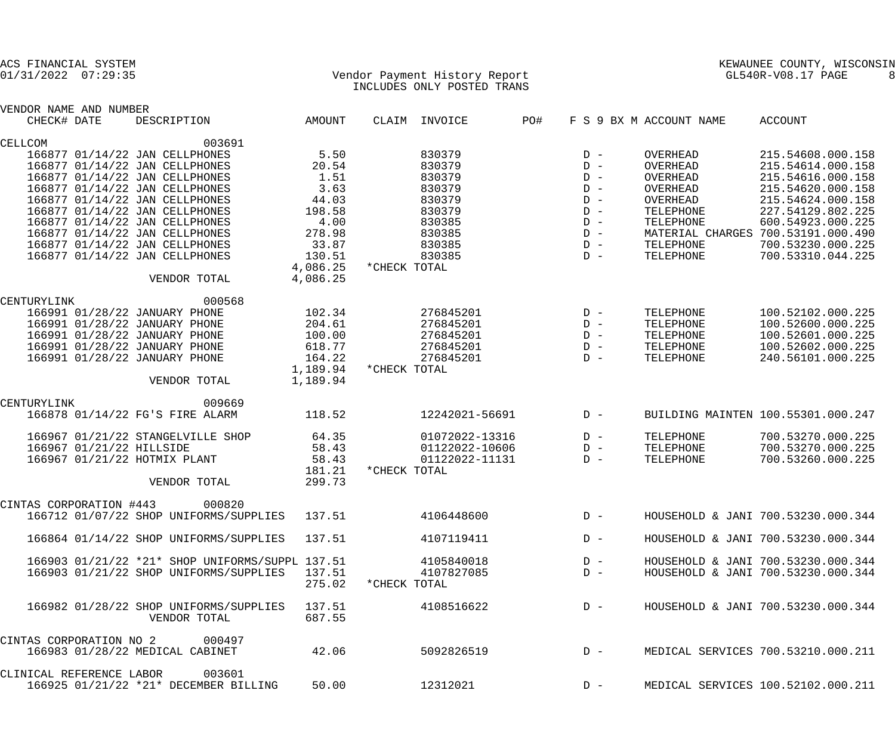ACS FINANCIAL SYSTEM
01/31/2022 07:29:35

Vendor Payment History Report
INCLUDES ONLY POSTED TRANS

KEWAUNEE COUNTY, WISCONSIN
GL540R-V08.17 PAGE 8

| VENDOR NAME AND NUMBER | | | | | | | | | |
|---|---|---|---|---|---|---|---|---|---|
| CHECK# | DATE | DESCRIPTION | AMOUNT | CLAIM | INVOICE | PO# | F S 9 BX M | ACCOUNT NAME | ACCOUNT |
| CELLCOM | | 003691 | | | | | | | |
| 166877 | 01/14/22 | JAN CELLPHONES | 5.50 | | 830379 | | D - | OVERHEAD | 215.54608.000.158 |
| 166877 | 01/14/22 | JAN CELLPHONES | 20.54 | | 830379 | | D - | OVERHEAD | 215.54614.000.158 |
| 166877 | 01/14/22 | JAN CELLPHONES | 1.51 | | 830379 | | D - | OVERHEAD | 215.54616.000.158 |
| 166877 | 01/14/22 | JAN CELLPHONES | 3.63 | | 830379 | | D - | OVERHEAD | 215.54620.000.158 |
| 166877 | 01/14/22 | JAN CELLPHONES | 44.03 | | 830379 | | D - | OVERHEAD | 215.54624.000.158 |
| 166877 | 01/14/22 | JAN CELLPHONES | 198.58 | | 830379 | | D - | TELEPHONE | 227.54129.802.225 |
| 166877 | 01/14/22 | JAN CELLPHONES | 4.00 | | 830385 | | D - | TELEPHONE | 600.54923.000.225 |
| 166877 | 01/14/22 | JAN CELLPHONES | 278.98 | | 830385 | | D - | MATERIAL CHARGES | 700.53191.000.490 |
| 166877 | 01/14/22 | JAN CELLPHONES | 33.87 | | 830385 | | D - | TELEPHONE | 700.53230.000.225 |
| 166877 | 01/14/22 | JAN CELLPHONES | 130.51 | | 830385 | | D - | TELEPHONE | 700.53310.044.225 |
| | | | 4,086.25 | *CHECK TOTAL | | | | | |
| | | VENDOR TOTAL | 4,086.25 | | | | | | |
| CENTURYLINK | | 000568 | | | | | | | |
| 166991 | 01/28/22 | JANUARY PHONE | 102.34 | | 276845201 | | D - | TELEPHONE | 100.52102.000.225 |
| 166991 | 01/28/22 | JANUARY PHONE | 204.61 | | 276845201 | | D - | TELEPHONE | 100.52600.000.225 |
| 166991 | 01/28/22 | JANUARY PHONE | 100.00 | | 276845201 | | D - | TELEPHONE | 100.52601.000.225 |
| 166991 | 01/28/22 | JANUARY PHONE | 618.77 | | 276845201 | | D - | TELEPHONE | 100.52602.000.225 |
| 166991 | 01/28/22 | JANUARY PHONE | 164.22 | | 276845201 | | D - | TELEPHONE | 240.56101.000.225 |
| | | | 1,189.94 | *CHECK TOTAL | | | | | |
| | | VENDOR TOTAL | 1,189.94 | | | | | | |
| CENTURYLINK | | 009669 | | | | | | | |
| 166878 | 01/14/22 | FG'S FIRE ALARM | 118.52 | | 12242021-56691 | | D - | BUILDING MAINTEN | 100.55301.000.247 |
| 166967 | 01/21/22 | STANGELVILLE SHOP | 64.35 | | 01072022-13316 | | D - | TELEPHONE | 700.53270.000.225 |
| 166967 | 01/21/22 | HILLSIDE | 58.43 | | 01122022-10606 | | D - | TELEPHONE | 700.53270.000.225 |
| 166967 | 01/21/22 | HOTMIX PLANT | 58.43 | | 01122022-11131 | | D - | TELEPHONE | 700.53260.000.225 |
| | | | 181.21 | *CHECK TOTAL | | | | | |
| | | VENDOR TOTAL | 299.73 | | | | | | |
| CINTAS CORPORATION #443 | | 000820 | | | | | | | |
| 166712 | 01/07/22 | SHOP UNIFORMS/SUPPLIES | 137.51 | | 4106448600 | | D - | HOUSEHOLD & JANI | 700.53230.000.344 |
| 166864 | 01/14/22 | SHOP UNIFORMS/SUPPLIES | 137.51 | | 4107119411 | | D - | HOUSEHOLD & JANI | 700.53230.000.344 |
| 166903 | 01/21/22 | *21* SHOP UNIFORMS/SUPPL | 137.51 | | 4105840018 | | D - | HOUSEHOLD & JANI | 700.53230.000.344 |
| 166903 | 01/21/22 | SHOP UNIFORMS/SUPPLIES | 137.51 | | 4107827085 | | D - | HOUSEHOLD & JANI | 700.53230.000.344 |
| | | | 275.02 | *CHECK TOTAL | | | | | |
| 166982 | 01/28/22 | SHOP UNIFORMS/SUPPLIES | 137.51 | | 4108516622 | | D - | HOUSEHOLD & JANI | 700.53230.000.344 |
| | | VENDOR TOTAL | 687.55 | | | | | | |
| CINTAS CORPORATION NO 2 | | 000497 | | | | | | | |
| 166983 | 01/28/22 | MEDICAL CABINET | 42.06 | | 5092826519 | | D - | MEDICAL SERVICES | 700.53210.000.211 |
| CLINICAL REFERENCE LABOR | | 003601 | | | | | | | |
| 166925 | 01/21/22 | *21* DECEMBER BILLING | 50.00 | | 12312021 | | D - | MEDICAL SERVICES | 100.52102.000.211 |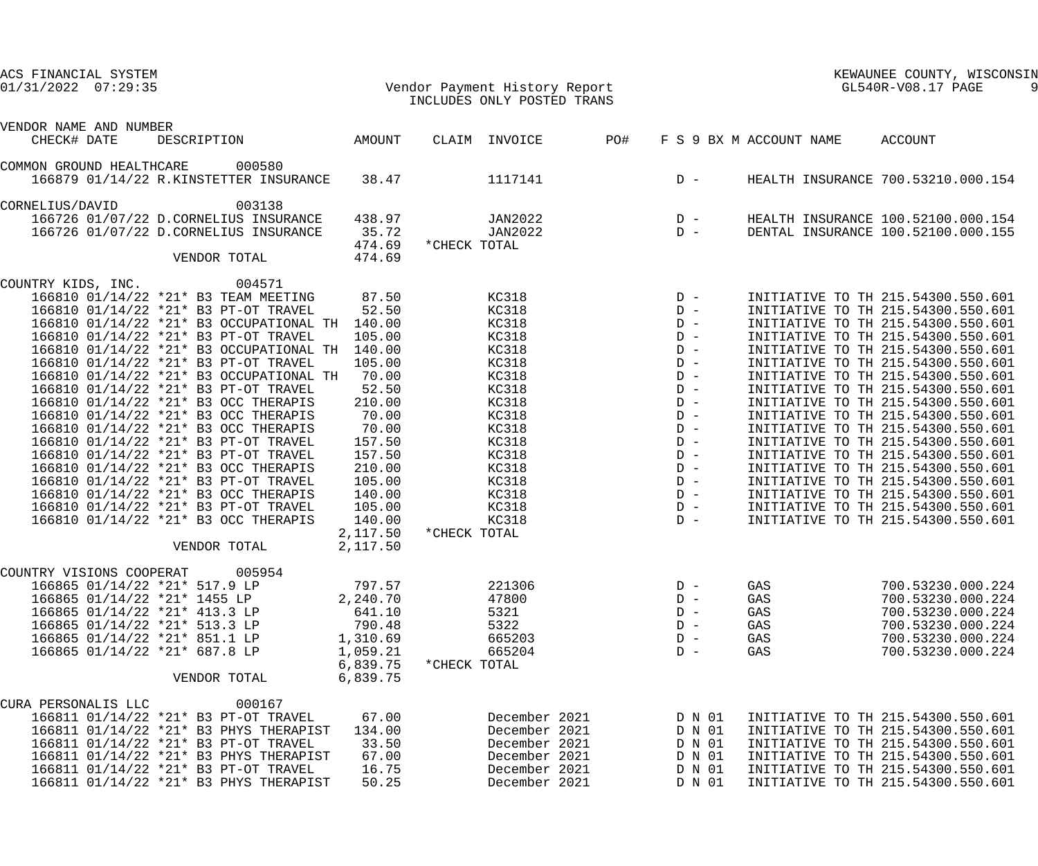ACS FINANCIAL SYSTEM
01/31/2022 07:29:35

Vendor Payment History Report
INCLUDES ONLY POSTED TRANS

KEWAUNEE COUNTY, WISCONSIN
GL540R-V08.17 PAGE 9

| VENDOR NAME AND NUMBER CHECK# DATE | DESCRIPTION | AMOUNT | CLAIM | INVOICE | PO# | F S 9 BX M | ACCOUNT NAME | ACCOUNT |
|---|---|---|---|---|---|---|---|---|
| COMMON GROUND HEALTHCARE 000580 | | | | | | | | |
| 166879 01/14/22 | R.KINSTETTER INSURANCE | 38.47 | | 1117141 | | D - | HEALTH INSURANCE | 700.53210.000.154 |
| CORNELIUS/DAVID 003138 | | | | | | | | |
| 166726 01/07/22 | D.CORNELIUS INSURANCE | 438.97 | | JAN2022 | | D - | HEALTH INSURANCE | 100.52100.000.154 |
| 166726 01/07/22 | D.CORNELIUS INSURANCE | 35.72 | | JAN2022 | | D - | DENTAL INSURANCE | 100.52100.000.155 |
| | | 474.69 | *CHECK TOTAL | | | | | |
| | VENDOR TOTAL | 474.69 | | | | | | |
| COUNTRY KIDS, INC. 004571 | | | | | | | | |
| 166810 01/14/22 | *21* B3 TEAM MEETING | 87.50 | | KC318 | | D - | INITIATIVE TO TH | 215.54300.550.601 |
| 166810 01/14/22 | *21* B3 PT-OT TRAVEL | 52.50 | | KC318 | | D - | INITIATIVE TO TH | 215.54300.550.601 |
| 166810 01/14/22 | *21* B3 OCCUPATIONAL TH | 140.00 | | KC318 | | D - | INITIATIVE TO TH | 215.54300.550.601 |
| 166810 01/14/22 | *21* B3 PT-OT TRAVEL | 105.00 | | KC318 | | D - | INITIATIVE TO TH | 215.54300.550.601 |
| 166810 01/14/22 | *21* B3 OCCUPATIONAL TH | 140.00 | | KC318 | | D - | INITIATIVE TO TH | 215.54300.550.601 |
| 166810 01/14/22 | *21* B3 PT-OT TRAVEL | 105.00 | | KC318 | | D - | INITIATIVE TO TH | 215.54300.550.601 |
| 166810 01/14/22 | *21* B3 OCCUPATIONAL TH | 70.00 | | KC318 | | D - | INITIATIVE TO TH | 215.54300.550.601 |
| 166810 01/14/22 | *21* B3 PT-OT TRAVEL | 52.50 | | KC318 | | D - | INITIATIVE TO TH | 215.54300.550.601 |
| 166810 01/14/22 | *21* B3 OCC THERAPIS | 210.00 | | KC318 | | D - | INITIATIVE TO TH | 215.54300.550.601 |
| 166810 01/14/22 | *21* B3 OCC THERAPIS | 70.00 | | KC318 | | D - | INITIATIVE TO TH | 215.54300.550.601 |
| 166810 01/14/22 | *21* B3 OCC THERAPIS | 70.00 | | KC318 | | D - | INITIATIVE TO TH | 215.54300.550.601 |
| 166810 01/14/22 | *21* B3 PT-OT TRAVEL | 157.50 | | KC318 | | D - | INITIATIVE TO TH | 215.54300.550.601 |
| 166810 01/14/22 | *21* B3 PT-OT TRAVEL | 157.50 | | KC318 | | D - | INITIATIVE TO TH | 215.54300.550.601 |
| 166810 01/14/22 | *21* B3 OCC THERAPIS | 210.00 | | KC318 | | D - | INITIATIVE TO TH | 215.54300.550.601 |
| 166810 01/14/22 | *21* B3 PT-OT TRAVEL | 105.00 | | KC318 | | D - | INITIATIVE TO TH | 215.54300.550.601 |
| 166810 01/14/22 | *21* B3 OCC THERAPIS | 140.00 | | KC318 | | D - | INITIATIVE TO TH | 215.54300.550.601 |
| 166810 01/14/22 | *21* B3 PT-OT TRAVEL | 105.00 | | KC318 | | D - | INITIATIVE TO TH | 215.54300.550.601 |
| 166810 01/14/22 | *21* B3 OCC THERAPIS | 140.00 | | KC318 | | D - | INITIATIVE TO TH | 215.54300.550.601 |
| | | 2,117.50 | *CHECK TOTAL | | | | | |
| | VENDOR TOTAL | 2,117.50 | | | | | | |
| COUNTRY VISIONS COOPERAT 005954 | | | | | | | | |
| 166865 01/14/22 | *21* 517.9 LP | 797.57 | | 221306 | | D - | GAS | 700.53230.000.224 |
| 166865 01/14/22 | *21* 1455 LP | 2,240.70 | | 47800 | | D - | GAS | 700.53230.000.224 |
| 166865 01/14/22 | *21* 413.3 LP | 641.10 | | 5321 | | D - | GAS | 700.53230.000.224 |
| 166865 01/14/22 | *21* 513.3 LP | 790.48 | | 5322 | | D - | GAS | 700.53230.000.224 |
| 166865 01/14/22 | *21* 851.1 LP | 1,310.69 | | 665203 | | D - | GAS | 700.53230.000.224 |
| 166865 01/14/22 | *21* 687.8 LP | 1,059.21 | | 665204 | | D - | GAS | 700.53230.000.224 |
| | | 6,839.75 | *CHECK TOTAL | | | | | |
| | VENDOR TOTAL | 6,839.75 | | | | | | |
| CURA PERSONALIS LLC 000167 | | | | | | | | |
| 166811 01/14/22 | *21* B3 PT-OT TRAVEL | 67.00 | | December 2021 | | D N 01 | INITIATIVE TO TH | 215.54300.550.601 |
| 166811 01/14/22 | *21* B3 PHYS THERAPIST | 134.00 | | December 2021 | | D N 01 | INITIATIVE TO TH | 215.54300.550.601 |
| 166811 01/14/22 | *21* B3 PT-OT TRAVEL | 33.50 | | December 2021 | | D N 01 | INITIATIVE TO TH | 215.54300.550.601 |
| 166811 01/14/22 | *21* B3 PHYS THERAPIST | 67.00 | | December 2021 | | D N 01 | INITIATIVE TO TH | 215.54300.550.601 |
| 166811 01/14/22 | *21* B3 PT-OT TRAVEL | 16.75 | | December 2021 | | D N 01 | INITIATIVE TO TH | 215.54300.550.601 |
| 166811 01/14/22 | *21* B3 PHYS THERAPIST | 50.25 | | December 2021 | | D N 01 | INITIATIVE TO TH | 215.54300.550.601 |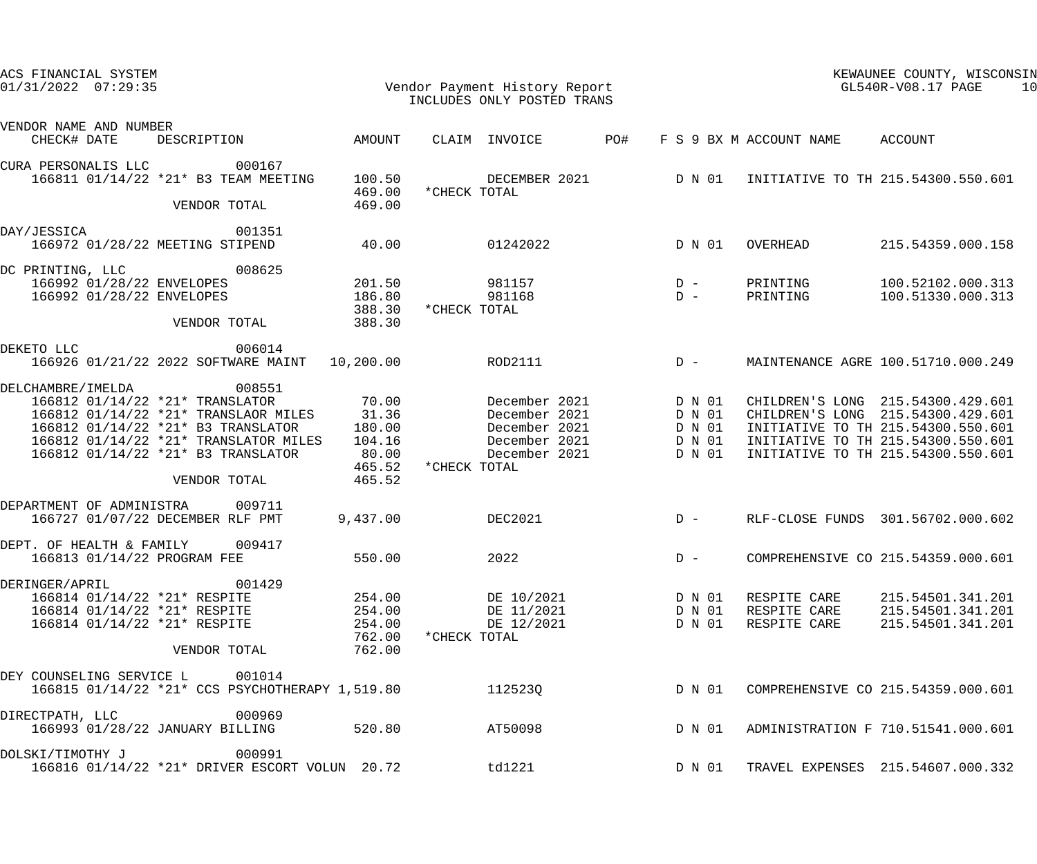ACS FINANCIAL SYSTEM
01/31/2022 07:29:35

KEWAUNEE COUNTY, WISCONSIN

# Vendor Payment History Report
INCLUDES ONLY POSTED TRANS

| VENDOR NAME AND NUMBER CHECK# DATE | DESCRIPTION | AMOUNT | CLAIM | INVOICE | PO# | F S 9 BX M | ACCOUNT NAME | ACCOUNT |
|---|---|---|---|---|---|---|---|---|
| CURA PERSONALIS LLC 000167 | | | | | | | | |
| 166811 01/14/22 | *21* B3 TEAM MEETING | 100.50 | | DECEMBER 2021 | | D N 01 | INITIATIVE TO TH | 215.54300.550.601 |
| | | 469.00 | *CHECK TOTAL | | | | | |
| | VENDOR TOTAL | 469.00 | | | | | | |
| DAY/JESSICA 001351 | | | | | | | | |
| 166972 01/28/22 | MEETING STIPEND | 40.00 | | 01242022 | | D N 01 | OVERHEAD | 215.54359.000.158 |
| DC PRINTING, LLC 008625 | | | | | | | | |
| 166992 01/28/22 | ENVELOPES | 201.50 | | 981157 | | D - | PRINTING | 100.52102.000.313 |
| 166992 01/28/22 | ENVELOPES | 186.80 | | 981168 | | D - | PRINTING | 100.51330.000.313 |
| | | 388.30 | *CHECK TOTAL | | | | | |
| | VENDOR TOTAL | 388.30 | | | | | | |
| DEKETO LLC 006014 | | | | | | | | |
| 166926 01/21/22 | 2022 SOFTWARE MAINT | 10,200.00 | | ROD2111 | | D - | MAINTENANCE AGRE | 100.51710.000.249 |
| DELCHAMBRE/IMELDA 008551 | | | | | | | | |
| 166812 01/14/22 | *21* TRANSLATOR | 70.00 | | December 2021 | | D N 01 | CHILDREN'S LONG | 215.54300.429.601 |
| 166812 01/14/22 | *21* TRANSLAOR MILES | 31.36 | | December 2021 | | D N 01 | CHILDREN'S LONG | 215.54300.429.601 |
| 166812 01/14/22 | *21* B3 TRANSLATOR | 180.00 | | December 2021 | | D N 01 | INITIATIVE TO TH | 215.54300.550.601 |
| 166812 01/14/22 | *21* TRANSLATOR MILES | 104.16 | | December 2021 | | D N 01 | INITIATIVE TO TH | 215.54300.550.601 |
| 166812 01/14/22 | *21* B3 TRANSLATOR | 80.00 | | December 2021 | | D N 01 | INITIATIVE TO TH | 215.54300.550.601 |
| | | 465.52 | *CHECK TOTAL | | | | | |
| | VENDOR TOTAL | 465.52 | | | | | | |
| DEPARTMENT OF ADMINISTRA 009711 | | | | | | | | |
| 166727 01/07/22 | DECEMBER RLF PMT | 9,437.00 | | DEC2021 | | D - | RLF-CLOSE FUNDS | 301.56702.000.602 |
| DEPT. OF HEALTH & FAMILY 009417 | | | | | | | | |
| 166813 01/14/22 | PROGRAM FEE | 550.00 | | 2022 | | D - | COMPREHENSIVE CO | 215.54359.000.601 |
| DERINGER/APRIL 001429 | | | | | | | | |
| 166814 01/14/22 | *21* RESPITE | 254.00 | | DE 10/2021 | | D N 01 | RESPITE CARE | 215.54501.341.201 |
| 166814 01/14/22 | *21* RESPITE | 254.00 | | DE 11/2021 | | D N 01 | RESPITE CARE | 215.54501.341.201 |
| 166814 01/14/22 | *21* RESPITE | 254.00 | | DE 12/2021 | | D N 01 | RESPITE CARE | 215.54501.341.201 |
| | | 762.00 | *CHECK TOTAL | | | | | |
| | VENDOR TOTAL | 762.00 | | | | | | |
| DEY COUNSELING SERVICE L 001014 | | | | | | | | |
| 166815 01/14/22 | *21* CCS PSYCHOTHERAPY | 1,519.80 | | 112523Q | | D N 01 | COMPREHENSIVE CO | 215.54359.000.601 |
| DIRECTPATH, LLC 000969 | | | | | | | | |
| 166993 01/28/22 | JANUARY BILLING | 520.80 | | AT50098 | | D N 01 | ADMINISTRATION F | 710.51541.000.601 |
| DOLSKI/TIMOTHY J 000991 | | | | | | | | |
| 166816 01/14/22 | *21* DRIVER ESCORT VOLUN | 20.72 | | td1221 | | D N 01 | TRAVEL EXPENSES | 215.54607.000.332 |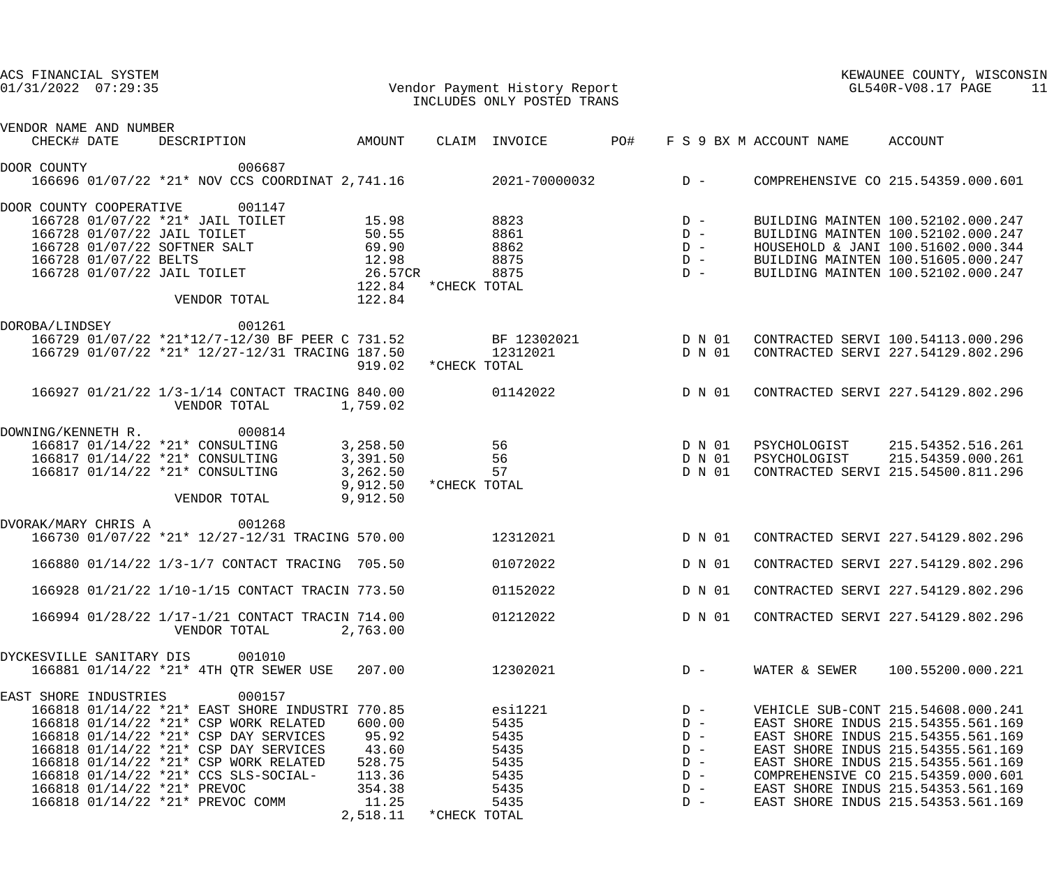| VENDOR NAME AND NUMBER | | | | | | | | | |
|---|---|---|---|---|---|---|---|---|---|
| CHECK# | DATE | DESCRIPTION | AMOUNT | CLAIM | INVOICE | PO# | F S 9 BX M | ACCOUNT NAME | ACCOUNT |
| DOOR COUNTY 006687 | | | | | | | | | |
| 166696 | 01/07/22 | *21* NOV CCS COORDINAT | 2,741.16 | | 2021-70000032 | | D - | COMPREHENSIVE CO | 215.54359.000.601 |
| DOOR COUNTY COOPERATIVE 001147 | | | | | | | | | |
| 166728 | 01/07/22 | *21* JAIL TOILET | 15.98 | | 8823 | | D - | BUILDING MAINTEN | 100.52102.000.247 |
| 166728 | 01/07/22 | JAIL TOILET | 50.55 | | 8861 | | D - | BUILDING MAINTEN | 100.52102.000.247 |
| 166728 | 01/07/22 | SOFTNER SALT | 69.90 | | 8862 | | D - | HOUSEHOLD & JANI | 100.51602.000.344 |
| 166728 | 01/07/22 | BELTS | 12.98 | | 8875 | | D - | BUILDING MAINTEN | 100.51605.000.247 |
| 166728 | 01/07/22 | JAIL TOILET | 26.57CR | | 8875 | | D - | BUILDING MAINTEN | 100.52102.000.247 |
| | | | 122.84 | *CHECK TOTAL | | | | | |
| | | VENDOR TOTAL | 122.84 | | | | | | |
| DOROBA/LINDSEY 001261 | | | | | | | | | |
| 166729 | 01/07/22 | *21*12/7-12/30 BF PEER C | 731.52 | | BF 12302021 | | D N 01 | CONTRACTED SERVI | 100.54113.000.296 |
| 166729 | 01/07/22 | *21* 12/27-12/31 TRACING | 187.50 | | 12312021 | | D N 01 | CONTRACTED SERVI | 227.54129.802.296 |
| | | | 919.02 | *CHECK TOTAL | | | | | |
| 166927 | 01/21/22 | 1/3-1/14 CONTACT TRACING | 840.00 | | 01142022 | | D N 01 | CONTRACTED SERVI | 227.54129.802.296 |
| | | VENDOR TOTAL | 1,759.02 | | | | | | |
| DOWNING/KENNETH R. 000814 | | | | | | | | | |
| 166817 | 01/14/22 | *21* CONSULTING | 3,258.50 | | 56 | | D N 01 | PSYCHOLOGIST | 215.54352.516.261 |
| 166817 | 01/14/22 | *21* CONSULTING | 3,391.50 | | 56 | | D N 01 | PSYCHOLOGIST | 215.54359.000.261 |
| 166817 | 01/14/22 | *21* CONSULTING | 3,262.50 | | 57 | | D N 01 | CONTRACTED SERVI | 215.54500.811.296 |
| | | | 9,912.50 | *CHECK TOTAL | | | | | |
| | | VENDOR TOTAL | 9,912.50 | | | | | | |
| DVORAK/MARY CHRIS A 001268 | | | | | | | | | |
| 166730 | 01/07/22 | *21* 12/27-12/31 TRACING | 570.00 | | 12312021 | | D N 01 | CONTRACTED SERVI | 227.54129.802.296 |
| 166880 | 01/14/22 | 1/3-1/7 CONTACT TRACING | 705.50 | | 01072022 | | D N 01 | CONTRACTED SERVI | 227.54129.802.296 |
| 166928 | 01/21/22 | 1/10-1/15 CONTACT TRACIN | 773.50 | | 01152022 | | D N 01 | CONTRACTED SERVI | 227.54129.802.296 |
| 166994 | 01/28/22 | 1/17-1/21 CONTACT TRACIN | 714.00 | | 01212022 | | D N 01 | CONTRACTED SERVI | 227.54129.802.296 |
| | | VENDOR TOTAL | 2,763.00 | | | | | | |
| DYCKESVILLE SANITARY DIS 001010 | | | | | | | | | |
| 166881 | 01/14/22 | *21* 4TH QTR SEWER USE | 207.00 | | 12302021 | | D - | WATER & SEWER | 100.55200.000.221 |
| EAST SHORE INDUSTRIES 000157 | | | | | | | | | |
| 166818 | 01/14/22 | *21* EAST SHORE INDUSTRI | 770.85 | | esi1221 | | D - | VEHICLE SUB-CONT | 215.54608.000.241 |
| 166818 | 01/14/22 | *21* CSP WORK RELATED | 600.00 | | 5435 | | D - | EAST SHORE INDUS | 215.54355.561.169 |
| 166818 | 01/14/22 | *21* CSP DAY SERVICES | 95.92 | | 5435 | | D - | EAST SHORE INDUS | 215.54355.561.169 |
| 166818 | 01/14/22 | *21* CSP DAY SERVICES | 43.60 | | 5435 | | D - | EAST SHORE INDUS | 215.54355.561.169 |
| 166818 | 01/14/22 | *21* CSP WORK RELATED | 528.75 | | 5435 | | D - | EAST SHORE INDUS | 215.54355.561.169 |
| 166818 | 01/14/22 | *21* CCS SLS-SOCIAL- | 113.36 | | 5435 | | D - | COMPREHENSIVE CO | 215.54359.000.601 |
| 166818 | 01/14/22 | *21* PREVOC | 354.38 | | 5435 | | D - | EAST SHORE INDUS | 215.54353.561.169 |
| 166818 | 01/14/22 | *21* PREVOC COMM | 11.25 | | 5435 | | D - | EAST SHORE INDUS | 215.54353.561.169 |
| | | | 2,518.11 | *CHECK TOTAL | | | | | |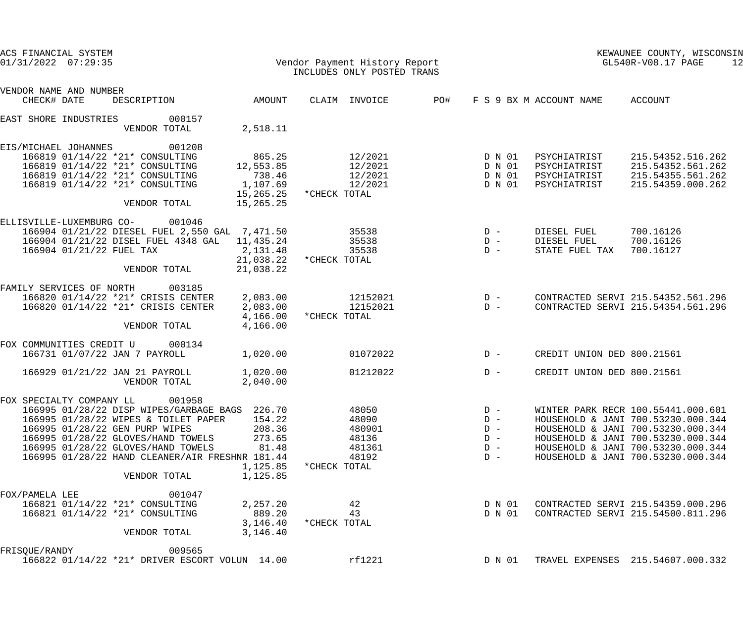ACS FINANCIAL SYSTEM
01/31/2022 07:29:35

KEWAUNEE COUNTY, WISCONSIN
GL540R-V08.17 PAGE 12

# Vendor Payment History Report

INCLUDES ONLY POSTED TRANS

| VENDOR NAME AND NUMBER | | | | | | | | | |
|---|---|---|---|---|---|---|---|---|---|
| CHECK# | DATE | DESCRIPTION | AMOUNT | CLAIM | INVOICE | PO# | F S 9 BX M | ACCOUNT NAME | ACCOUNT |
| EAST SHORE INDUSTRIES 000157 | | | | | | | | | |
| | | VENDOR TOTAL | 2,518.11 | | | | | | |
| EIS/MICHAEL JOHANNES 001208 | | | | | | | | | |
| 166819 | 01/14/22 | *21* CONSULTING | 865.25 | | 12/2021 | | D N 01 | PSYCHIATRIST | 215.54352.516.262 |
| 166819 | 01/14/22 | *21* CONSULTING | 12,553.85 | | 12/2021 | | D N 01 | PSYCHIATRIST | 215.54352.561.262 |
| 166819 | 01/14/22 | *21* CONSULTING | 738.46 | | 12/2021 | | D N 01 | PSYCHIATRIST | 215.54355.561.262 |
| 166819 | 01/14/22 | *21* CONSULTING | 1,107.69 | | 12/2021 | | D N 01 | PSYCHIATRIST | 215.54359.000.262 |
| | | | 15,265.25 | *CHECK TOTAL | | | | | |
| | | VENDOR TOTAL | 15,265.25 | | | | | | |
| ELLISVILLE-LUXEMBURG CO- 001046 | | | | | | | | | |
| 166904 | 01/21/22 | DIESEL FUEL 2,550 GAL | 7,471.50 | | 35538 | | D - | DIESEL FUEL | 700.16126 |
| 166904 | 01/21/22 | DISEL FUEL 4348 GAL | 11,435.24 | | 35538 | | D - | DIESEL FUEL | 700.16126 |
| 166904 | 01/21/22 | FUEL TAX | 2,131.48 | | 35538 | | D - | STATE FUEL TAX | 700.16127 |
| | | | 21,038.22 | *CHECK TOTAL | | | | | |
| | | VENDOR TOTAL | 21,038.22 | | | | | | |
| FAMILY SERVICES OF NORTH 003185 | | | | | | | | | |
| 166820 | 01/14/22 | *21* CRISIS CENTER | 2,083.00 | | 12152021 | | D - | CONTRACTED SERVI | 215.54352.561.296 |
| 166820 | 01/14/22 | *21* CRISIS CENTER | 2,083.00 | | 12152021 | | D - | CONTRACTED SERVI | 215.54354.561.296 |
| | | | 4,166.00 | *CHECK TOTAL | | | | | |
| | | VENDOR TOTAL | 4,166.00 | | | | | | |
| FOX COMMUNITIES CREDIT U 000134 | | | | | | | | | |
| 166731 | 01/07/22 | JAN 7 PAYROLL | 1,020.00 | | 01072022 | | D - | CREDIT UNION DED | 800.21561 |
| 166929 | 01/21/22 | JAN 21 PAYROLL | 1,020.00 | | 01212022 | | D - | CREDIT UNION DED | 800.21561 |
| | | VENDOR TOTAL | 2,040.00 | | | | | | |
| FOX SPECIALTY COMPANY LL 001958 | | | | | | | | | |
| 166995 | 01/28/22 | DISP WIPES/GARBAGE BAGS | 226.70 | | 48050 | | D - | WINTER PARK RECR | 100.55441.000.601 |
| 166995 | 01/28/22 | WIPES & TOILET PAPER | 154.22 | | 48090 | | D - | HOUSEHOLD & JANI | 700.53230.000.344 |
| 166995 | 01/28/22 | GEN PURP WIPES | 208.36 | | 480901 | | D - | HOUSEHOLD & JANI | 700.53230.000.344 |
| 166995 | 01/28/22 | GLOVES/HAND TOWELS | 273.65 | | 48136 | | D - | HOUSEHOLD & JANI | 700.53230.000.344 |
| 166995 | 01/28/22 | GLOVES/HAND TOWELS | 81.48 | | 481361 | | D - | HOUSEHOLD & JANI | 700.53230.000.344 |
| 166995 | 01/28/22 | HAND CLEANER/AIR FRESHNR | 181.44 | | 48192 | | D - | HOUSEHOLD & JANI | 700.53230.000.344 |
| | | | 1,125.85 | *CHECK TOTAL | | | | | |
| | | VENDOR TOTAL | 1,125.85 | | | | | | |
| FOX/PAMELA LEE 001047 | | | | | | | | | |
| 166821 | 01/14/22 | *21* CONSULTING | 2,257.20 | | 42 | | D N 01 | CONTRACTED SERVI | 215.54359.000.296 |
| 166821 | 01/14/22 | *21* CONSULTING | 889.20 | | 43 | | D N 01 | CONTRACTED SERVI | 215.54500.811.296 |
| | | | 3,146.40 | *CHECK TOTAL | | | | | |
| | | VENDOR TOTAL | 3,146.40 | | | | | | |
| FRISQUE/RANDY 009565 | | | | | | | | | |
| 166822 | 01/14/22 | *21* DRIVER ESCORT VOLUN | 14.00 | | rf1221 | | D N 01 | TRAVEL EXPENSES | 215.54607.000.332 |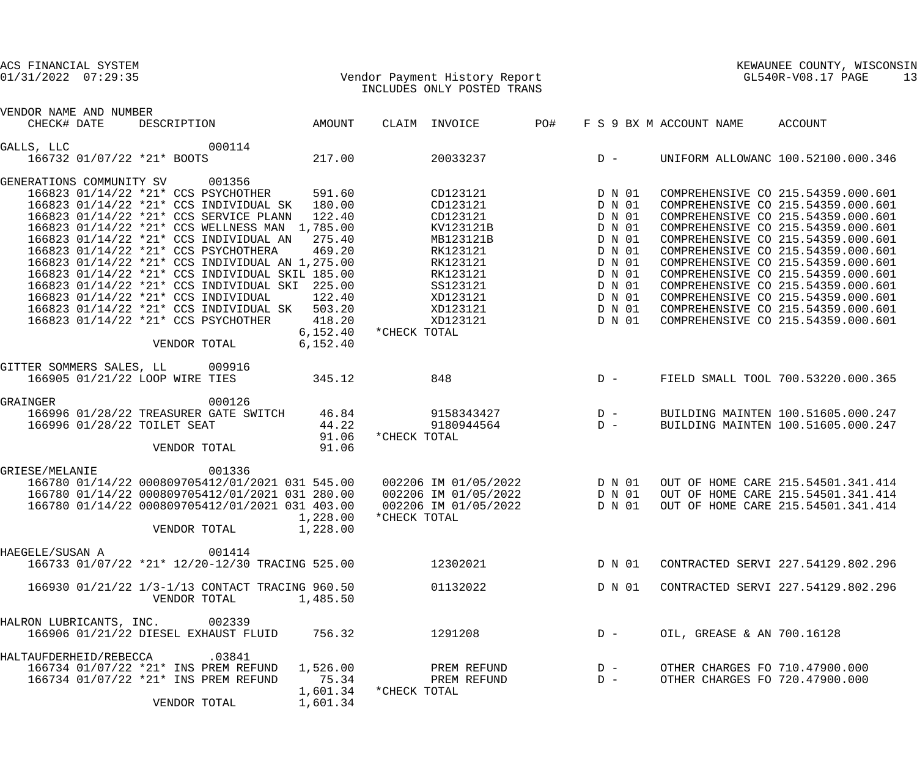ACS FINANCIAL SYSTEM
01/31/2022 07:29:35

Vendor Payment History Report
INCLUDES ONLY POSTED TRANS

KEWAUNEE COUNTY, WISCONSIN
GL540R-V08.17 PAGE 13

| VENDOR NAME AND NUMBER / CHECK# | DATE | DESCRIPTION | AMOUNT | CLAIM | INVOICE | PO# | F S 9 BX M | ACCOUNT NAME | ACCOUNT |
|---|---|---|---|---|---|---|---|---|---|
| GALLS, LLC 000114 | | | | | | | | | |
| 166732 | 01/07/22 | *21* BOOTS | 217.00 | | 20033237 | | D - | UNIFORM ALLOWANC | 100.52100.000.346 |
| GENERATIONS COMMUNITY SV 001356 | | | | | | | | | |
| 166823 | 01/14/22 | *21* CCS PSYCHOTHER | 591.60 | | CD123121 | | D N 01 | COMPREHENSIVE CO | 215.54359.000.601 |
| 166823 | 01/14/22 | *21* CCS INDIVIDUAL SK | 180.00 | | CD123121 | | D N 01 | COMPREHENSIVE CO | 215.54359.000.601 |
| 166823 | 01/14/22 | *21* CCS SERVICE PLANN | 122.40 | | CD123121 | | D N 01 | COMPREHENSIVE CO | 215.54359.000.601 |
| 166823 | 01/14/22 | *21* CCS WELLNESS MAN | 1,785.00 | | KV123121B | | D N 01 | COMPREHENSIVE CO | 215.54359.000.601 |
| 166823 | 01/14/22 | *21* CCS INDIVIDUAL AN | 275.40 | | MB123121B | | D N 01 | COMPREHENSIVE CO | 215.54359.000.601 |
| 166823 | 01/14/22 | *21* CCS PSYCHOTHERA | 469.20 | | RK123121 | | D N 01 | COMPREHENSIVE CO | 215.54359.000.601 |
| 166823 | 01/14/22 | *21* CCS INDIVIDUAL AN | 1,275.00 | | RK123121 | | D N 01 | COMPREHENSIVE CO | 215.54359.000.601 |
| 166823 | 01/14/22 | *21* CCS INDIVIDUAL SKIL | 185.00 | | RK123121 | | D N 01 | COMPREHENSIVE CO | 215.54359.000.601 |
| 166823 | 01/14/22 | *21* CCS INDIVIDUAL SKI | 225.00 | | SS123121 | | D N 01 | COMPREHENSIVE CO | 215.54359.000.601 |
| 166823 | 01/14/22 | *21* CCS INDIVIDUAL | 122.40 | | XD123121 | | D N 01 | COMPREHENSIVE CO | 215.54359.000.601 |
| 166823 | 01/14/22 | *21* CCS INDIVIDUAL SK | 503.20 | | XD123121 | | D N 01 | COMPREHENSIVE CO | 215.54359.000.601 |
| 166823 | 01/14/22 | *21* CCS PSYCHOTHER | 418.20 | | XD123121 | | D N 01 | COMPREHENSIVE CO | 215.54359.000.601 |
| | | | 6,152.40 | *CHECK TOTAL | | | | | |
| | | VENDOR TOTAL | 6,152.40 | | | | | | |
| GITTER SOMMERS SALES, LL 009916 | | | | | | | | | |
| 166905 | 01/21/22 | LOOP WIRE TIES | 345.12 | | 848 | | D - | FIELD SMALL TOOL | 700.53220.000.365 |
| GRAINGER 000126 | | | | | | | | | |
| 166996 | 01/28/22 | TREASURER GATE SWITCH | 46.84 | | 9158343427 | | D - | BUILDING MAINTEN | 100.51605.000.247 |
| 166996 | 01/28/22 | TOILET SEAT | 44.22 | | 9180944564 | | D - | BUILDING MAINTEN | 100.51605.000.247 |
| | | | 91.06 | *CHECK TOTAL | | | | | |
| | | VENDOR TOTAL | 91.06 | | | | | | |
| GRIESE/MELANIE 001336 | | | | | | | | | |
| 166780 | 01/14/22 | 000809705412/01/2021 031 | 545.00 | 002206 | IM 01/05/2022 | | D N 01 | OUT OF HOME CARE | 215.54501.341.414 |
| 166780 | 01/14/22 | 000809705412/01/2021 031 | 280.00 | 002206 | IM 01/05/2022 | | D N 01 | OUT OF HOME CARE | 215.54501.341.414 |
| 166780 | 01/14/22 | 000809705412/01/2021 031 | 403.00 | 002206 | IM 01/05/2022 | | D N 01 | OUT OF HOME CARE | 215.54501.341.414 |
| | | | 1,228.00 | *CHECK TOTAL | | | | | |
| | | VENDOR TOTAL | 1,228.00 | | | | | | |
| HAEGELE/SUSAN A 001414 | | | | | | | | | |
| 166733 | 01/07/22 | *21* 12/20-12/30 TRACING | 525.00 | | 12302021 | | D N 01 | CONTRACTED SERVI | 227.54129.802.296 |
| 166930 | 01/21/22 | 1/3-1/13 CONTACT TRACING | 960.50 | | 01132022 | | D N 01 | CONTRACTED SERVI | 227.54129.802.296 |
| | | VENDOR TOTAL | 1,485.50 | | | | | | |
| HALRON LUBRICANTS, INC. 002339 | | | | | | | | | |
| 166906 | 01/21/22 | DIESEL EXHAUST FLUID | 756.32 | | 1291208 | | D - | OIL, GREASE & AN | 700.16128 |
| HALTAUFDERHEID/REBECCA .03841 | | | | | | | | | |
| 166734 | 01/07/22 | *21* INS PREM REFUND | 1,526.00 | | PREM REFUND | | D - | OTHER CHARGES FO | 710.47900.000 |
| 166734 | 01/07/22 | *21* INS PREM REFUND | 75.34 | | PREM REFUND | | D - | OTHER CHARGES FO | 720.47900.000 |
| | | | 1,601.34 | *CHECK TOTAL | | | | | |
| | | VENDOR TOTAL | 1,601.34 | | | | | | |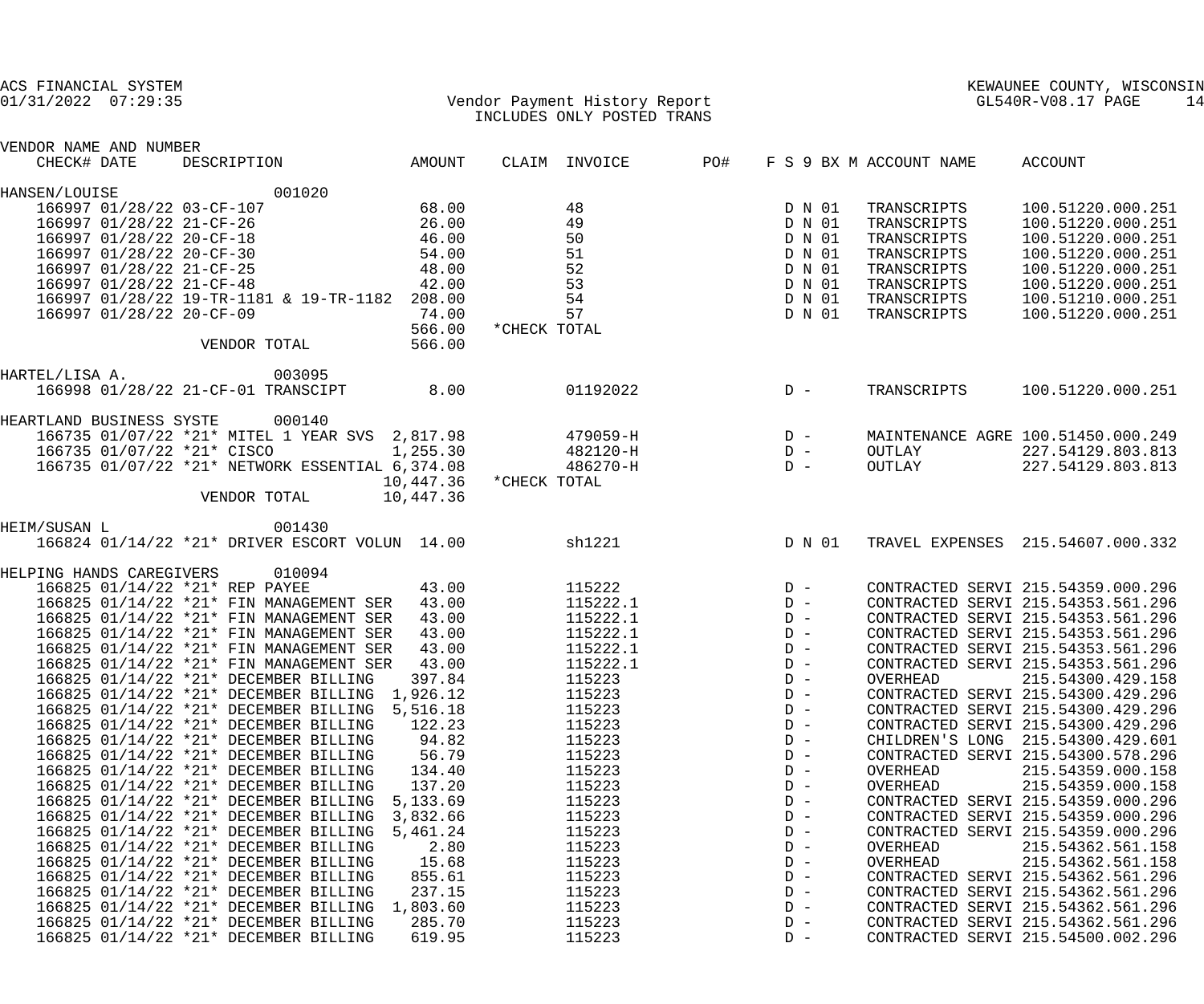ACS FINANCIAL SYSTEM
01/31/2022 07:29:35

KEWAUNEE COUNTY, WISCONSIN
GL540R-V08.17

## Vendor Payment History Report
INCLUDES ONLY POSTED TRANS

| VENDOR NAME AND NUMBER | | | | | | | | | |
|---|---|---|---|---|---|---|---|---|---|
| CHECK# | DATE | DESCRIPTION | AMOUNT | CLAIM | INVOICE | PO# | F S 9 BX M | ACCOUNT NAME | ACCOUNT |
| HANSEN/LOUISE 001020 | | | | | | | | | |
| 166997 | 01/28/22 | 03-CF-107 | 68.00 | | 48 | | D N 01 | TRANSCRIPTS | 100.51220.000.251 |
| 166997 | 01/28/22 | 21-CF-26 | 26.00 | | 49 | | D N 01 | TRANSCRIPTS | 100.51220.000.251 |
| 166997 | 01/28/22 | 20-CF-18 | 46.00 | | 50 | | D N 01 | TRANSCRIPTS | 100.51220.000.251 |
| 166997 | 01/28/22 | 20-CF-30 | 54.00 | | 51 | | D N 01 | TRANSCRIPTS | 100.51220.000.251 |
| 166997 | 01/28/22 | 21-CF-25 | 48.00 | | 52 | | D N 01 | TRANSCRIPTS | 100.51220.000.251 |
| 166997 | 01/28/22 | 21-CF-48 | 42.00 | | 53 | | D N 01 | TRANSCRIPTS | 100.51220.000.251 |
| 166997 | 01/28/22 | 19-TR-1181 & 19-TR-1182 | 208.00 | | 54 | | D N 01 | TRANSCRIPTS | 100.51210.000.251 |
| 166997 | 01/28/22 | 20-CF-09 | 74.00 | | 57 | | D N 01 | TRANSCRIPTS | 100.51220.000.251 |
| | | | 566.00 | *CHECK TOTAL | | | | | |
| | | VENDOR TOTAL | 566.00 | | | | | | |
| HARTEL/LISA A. 003095 | | | | | | | | | |
| 166998 | 01/28/22 | 21-CF-01 TRANSCIPT | 8.00 | | 01192022 | | D - | TRANSCRIPTS | 100.51220.000.251 |
| HEARTLAND BUSINESS SYSTE 000140 | | | | | | | | | |
| 166735 | 01/07/22 | *21* MITEL 1 YEAR SVS | 2,817.98 | | 479059-H | | D - | MAINTENANCE AGRE | 100.51450.000.249 |
| 166735 | 01/07/22 | *21* CISCO | 1,255.30 | | 482120-H | | D - | OUTLAY | 227.54129.803.813 |
| 166735 | 01/07/22 | *21* NETWORK ESSENTIAL | 6,374.08 | | 486270-H | | D - | OUTLAY | 227.54129.803.813 |
| | | | 10,447.36 | *CHECK TOTAL | | | | | |
| | | VENDOR TOTAL | 10,447.36 | | | | | | |
| HEIM/SUSAN L 001430 | | | | | | | | | |
| 166824 | 01/14/22 | *21* DRIVER ESCORT VOLUN | 14.00 | | sh1221 | | D N 01 | TRAVEL EXPENSES | 215.54607.000.332 |
| HELPING HANDS CAREGIVERS 010094 | | | | | | | | | |
| 166825 | 01/14/22 | *21* REP PAYEE | 43.00 | | 115222 | | D - | CONTRACTED SERVI | 215.54359.000.296 |
| 166825 | 01/14/22 | *21* FIN MANAGEMENT SER | 43.00 | | 115222.1 | | D - | CONTRACTED SERVI | 215.54353.561.296 |
| 166825 | 01/14/22 | *21* FIN MANAGEMENT SER | 43.00 | | 115222.1 | | D - | CONTRACTED SERVI | 215.54353.561.296 |
| 166825 | 01/14/22 | *21* FIN MANAGEMENT SER | 43.00 | | 115222.1 | | D - | CONTRACTED SERVI | 215.54353.561.296 |
| 166825 | 01/14/22 | *21* FIN MANAGEMENT SER | 43.00 | | 115222.1 | | D - | CONTRACTED SERVI | 215.54353.561.296 |
| 166825 | 01/14/22 | *21* FIN MANAGEMENT SER | 43.00 | | 115222.1 | | D - | CONTRACTED SERVI | 215.54353.561.296 |
| 166825 | 01/14/22 | *21* DECEMBER BILLING | 397.84 | | 115223 | | D - | OVERHEAD | 215.54300.429.158 |
| 166825 | 01/14/22 | *21* DECEMBER BILLING | 1,926.12 | | 115223 | | D - | CONTRACTED SERVI | 215.54300.429.296 |
| 166825 | 01/14/22 | *21* DECEMBER BILLING | 5,516.18 | | 115223 | | D - | CONTRACTED SERVI | 215.54300.429.296 |
| 166825 | 01/14/22 | *21* DECEMBER BILLING | 122.23 | | 115223 | | D - | CONTRACTED SERVI | 215.54300.429.296 |
| 166825 | 01/14/22 | *21* DECEMBER BILLING | 94.82 | | 115223 | | D - | CHILDREN'S LONG | 215.54300.429.601 |
| 166825 | 01/14/22 | *21* DECEMBER BILLING | 56.79 | | 115223 | | D - | CONTRACTED SERVI | 215.54300.578.296 |
| 166825 | 01/14/22 | *21* DECEMBER BILLING | 134.40 | | 115223 | | D - | OVERHEAD | 215.54359.000.158 |
| 166825 | 01/14/22 | *21* DECEMBER BILLING | 137.20 | | 115223 | | D - | OVERHEAD | 215.54359.000.158 |
| 166825 | 01/14/22 | *21* DECEMBER BILLING | 5,133.69 | | 115223 | | D - | CONTRACTED SERVI | 215.54359.000.296 |
| 166825 | 01/14/22 | *21* DECEMBER BILLING | 3,832.66 | | 115223 | | D - | CONTRACTED SERVI | 215.54359.000.296 |
| 166825 | 01/14/22 | *21* DECEMBER BILLING | 5,461.24 | | 115223 | | D - | CONTRACTED SERVI | 215.54359.000.296 |
| 166825 | 01/14/22 | *21* DECEMBER BILLING | 2.80 | | 115223 | | D - | OVERHEAD | 215.54362.561.158 |
| 166825 | 01/14/22 | *21* DECEMBER BILLING | 15.68 | | 115223 | | D - | OVERHEAD | 215.54362.561.158 |
| 166825 | 01/14/22 | *21* DECEMBER BILLING | 855.61 | | 115223 | | D - | CONTRACTED SERVI | 215.54362.561.296 |
| 166825 | 01/14/22 | *21* DECEMBER BILLING | 237.15 | | 115223 | | D - | CONTRACTED SERVI | 215.54362.561.296 |
| 166825 | 01/14/22 | *21* DECEMBER BILLING | 1,803.60 | | 115223 | | D - | CONTRACTED SERVI | 215.54362.561.296 |
| 166825 | 01/14/22 | *21* DECEMBER BILLING | 285.70 | | 115223 | | D - | CONTRACTED SERVI | 215.54362.561.296 |
| 166825 | 01/14/22 | *21* DECEMBER BILLING | 619.95 | | 115223 | | D - | CONTRACTED SERVI | 215.54500.002.296 |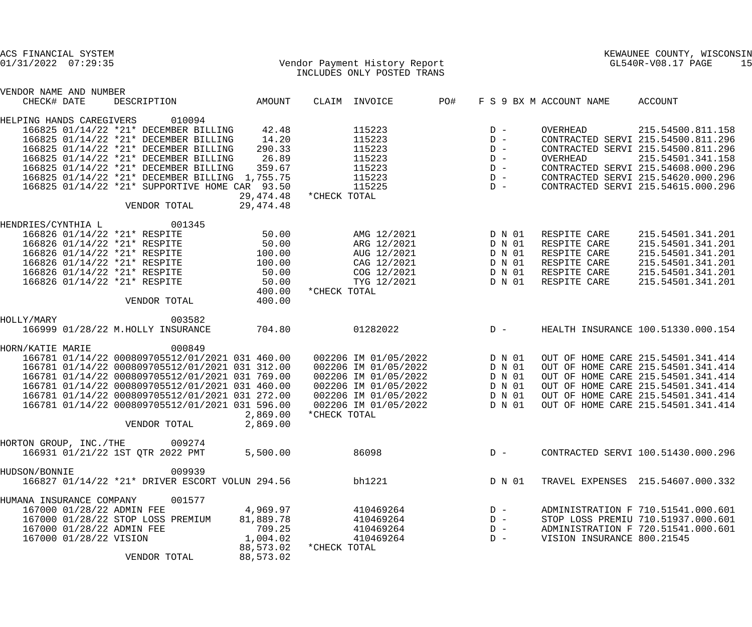ACS FINANCIAL SYSTEM
01/31/2022 07:29:35

KEWAUNEE COUNTY, WISCONSIN
GL540R-V08.17

# Vendor Payment History Report
INCLUDES ONLY POSTED TRANS

| VENDOR NAME AND NUMBER / CHECK# | DATE | DESCRIPTION | AMOUNT | CLAIM | INVOICE | PO# | F S 9 BX M | ACCOUNT NAME | ACCOUNT |
|---|---|---|---|---|---|---|---|---|---|
| HELPING HANDS CAREGIVERS 010094 | | | | | | | | | |
| 166825 | 01/14/22 | *21* DECEMBER BILLING | 42.48 | | 115223 | | D - | OVERHEAD | 215.54500.811.158 |
| 166825 | 01/14/22 | *21* DECEMBER BILLING | 14.20 | | 115223 | | D - | CONTRACTED SERVI | 215.54500.811.296 |
| 166825 | 01/14/22 | *21* DECEMBER BILLING | 290.33 | | 115223 | | D - | CONTRACTED SERVI | 215.54500.811.296 |
| 166825 | 01/14/22 | *21* DECEMBER BILLING | 26.89 | | 115223 | | D - | OVERHEAD | 215.54501.341.158 |
| 166825 | 01/14/22 | *21* DECEMBER BILLING | 359.67 | | 115223 | | D - | CONTRACTED SERVI | 215.54608.000.296 |
| 166825 | 01/14/22 | *21* DECEMBER BILLING | 1,755.75 | | 115223 | | D - | CONTRACTED SERVI | 215.54620.000.296 |
| 166825 | 01/14/22 | *21* SUPPORTIVE HOME CAR | 93.50 | | 115225 | | D - | CONTRACTED SERVI | 215.54615.000.296 |
| | | | 29,474.48 | *CHECK TOTAL | | | | | |
| | | VENDOR TOTAL | 29,474.48 | | | | | | |
| HENDRIES/CYNTHIA L 001345 | | | | | | | | | |
| 166826 | 01/14/22 | *21* RESPITE | 50.00 | | AMG 12/2021 | | D N 01 | RESPITE CARE | 215.54501.341.201 |
| 166826 | 01/14/22 | *21* RESPITE | 50.00 | | ARG 12/2021 | | D N 01 | RESPITE CARE | 215.54501.341.201 |
| 166826 | 01/14/22 | *21* RESPITE | 100.00 | | AUG 12/2021 | | D N 01 | RESPITE CARE | 215.54501.341.201 |
| 166826 | 01/14/22 | *21* RESPITE | 100.00 | | CAG 12/2021 | | D N 01 | RESPITE CARE | 215.54501.341.201 |
| 166826 | 01/14/22 | *21* RESPITE | 50.00 | | COG 12/2021 | | D N 01 | RESPITE CARE | 215.54501.341.201 |
| 166826 | 01/14/22 | *21* RESPITE | 50.00 | | TYG 12/2021 | | D N 01 | RESPITE CARE | 215.54501.341.201 |
| | | | 400.00 | *CHECK TOTAL | | | | | |
| | | VENDOR TOTAL | 400.00 | | | | | | |
| HOLLY/MARY 003582 | | | | | | | | | |
| 166999 | 01/28/22 | M.HOLLY INSURANCE | 704.80 | | 01282022 | | D - | HEALTH INSURANCE | 100.51330.000.154 |
| HORN/KATIE MARIE 000849 | | | | | | | | | |
| 166781 | 01/14/22 | 000809705512/01/2021 031 | 460.00 | 002206 IM | 01/05/2022 | | D N 01 | OUT OF HOME CARE | 215.54501.341.414 |
| 166781 | 01/14/22 | 000809705512/01/2021 031 | 312.00 | 002206 IM | 01/05/2022 | | D N 01 | OUT OF HOME CARE | 215.54501.341.414 |
| 166781 | 01/14/22 | 000809705512/01/2021 031 | 769.00 | 002206 IM | 01/05/2022 | | D N 01 | OUT OF HOME CARE | 215.54501.341.414 |
| 166781 | 01/14/22 | 000809705512/01/2021 031 | 460.00 | 002206 IM | 01/05/2022 | | D N 01 | OUT OF HOME CARE | 215.54501.341.414 |
| 166781 | 01/14/22 | 000809705512/01/2021 031 | 272.00 | 002206 IM | 01/05/2022 | | D N 01 | OUT OF HOME CARE | 215.54501.341.414 |
| 166781 | 01/14/22 | 000809705512/01/2021 031 | 596.00 | 002206 IM | 01/05/2022 | | D N 01 | OUT OF HOME CARE | 215.54501.341.414 |
| | | | 2,869.00 | *CHECK TOTAL | | | | | |
| | | VENDOR TOTAL | 2,869.00 | | | | | | |
| HORTON GROUP, INC./THE 009274 | | | | | | | | | |
| 166931 | 01/21/22 | 1ST QTR 2022 PMT | 5,500.00 | | 86098 | | D - | CONTRACTED SERVI | 100.51430.000.296 |
| HUDSON/BONNIE 009939 | | | | | | | | | |
| 166827 | 01/14/22 | *21* DRIVER ESCORT VOLUN | 294.56 | | bh1221 | | D N 01 | TRAVEL EXPENSES | 215.54607.000.332 |
| HUMANA INSURANCE COMPANY 001577 | | | | | | | | | |
| 167000 | 01/28/22 | ADMIN FEE | 4,969.97 | | 410469264 | | D - | ADMINISTRATION F | 710.51541.000.601 |
| 167000 | 01/28/22 | STOP LOSS PREMIUM | 81,889.78 | | 410469264 | | D - | STOP LOSS PREMIU | 710.51937.000.601 |
| 167000 | 01/28/22 | ADMIN FEE | 709.25 | | 410469264 | | D - | ADMINISTRATION F | 720.51541.000.601 |
| 167000 | 01/28/22 | VISION | 1,004.02 | | 410469264 | | D - | VISION INSURANCE | 800.21545 |
| | | | 88,573.02 | *CHECK TOTAL | | | | | |
| | | VENDOR TOTAL | 88,573.02 | | | | | | |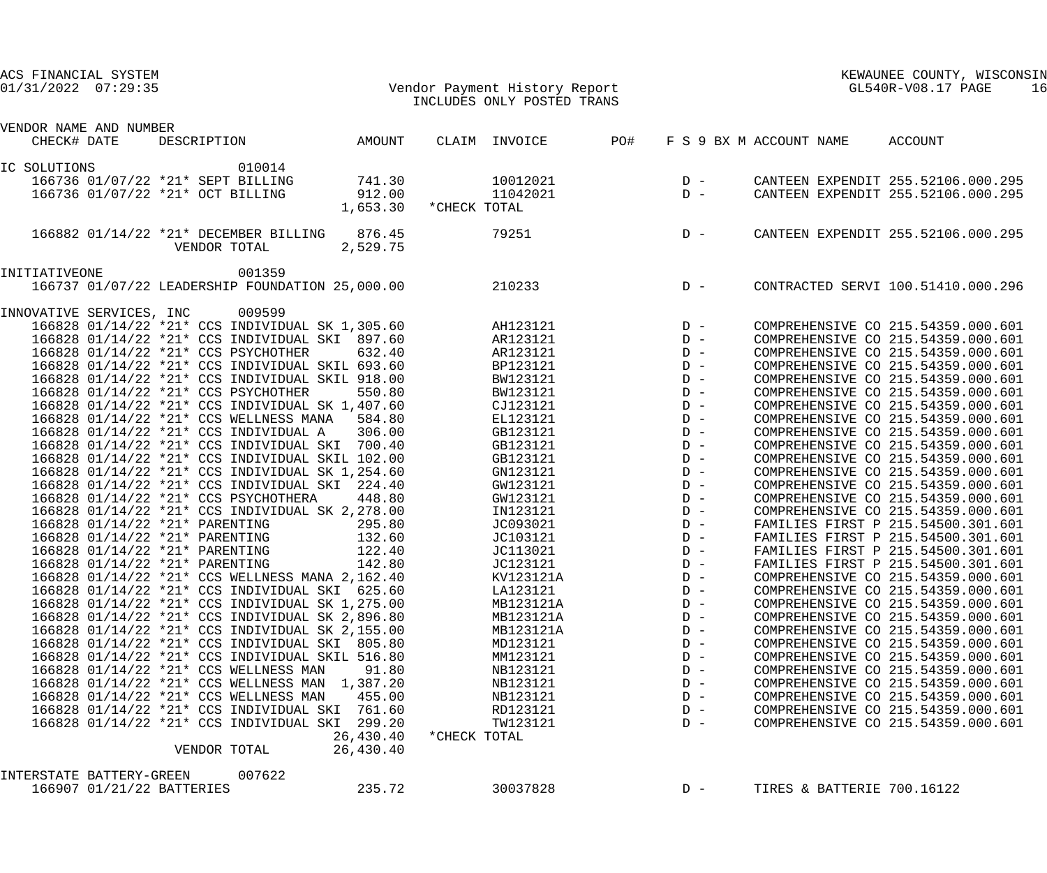ACS FINANCIAL SYSTEM
01/31/2022 07:29:35

Vendor Payment History Report
INCLUDES ONLY POSTED TRANS

KEWAUNEE COUNTY, WISCONSIN
GL540R-V08.17 PAGE 16

| VENDOR NAME AND NUMBER CHECK# DATE | DESCRIPTION | AMOUNT | CLAIM | INVOICE | PO# | F S 9 BX M | ACCOUNT NAME | ACCOUNT |
|---|---|---|---|---|---|---|---|---|
| IC SOLUTIONS 010014 | | | | | | | | |
| 166736 01/07/22 | *21* SEPT BILLING | 741.30 | | 10012021 | | D - | CANTEEN EXPENDIT | 255.52106.000.295 |
| 166736 01/07/22 | *21* OCT BILLING | 912.00 | | 11042021 | | D - | CANTEEN EXPENDIT | 255.52106.000.295 |
| | | 1,653.30 | *CHECK TOTAL | | | | | |
| 166882 01/14/22 | *21* DECEMBER BILLING | 876.45 | | 79251 | | D - | CANTEEN EXPENDIT | 255.52106.000.295 |
| | VENDOR TOTAL | 2,529.75 | | | | | | |
| INITIATIVEONE 001359 | | | | | | | | |
| 166737 01/07/22 | LEADERSHIP FOUNDATION | 25,000.00 | | 210233 | | D - | CONTRACTED SERVI | 100.51410.000.296 |
| INNOVATIVE SERVICES, INC 009599 | | | | | | | | |
| 166828 01/14/22 | *21* CCS INDIVIDUAL SK | 1,305.60 | | AH123121 | | D - | COMPREHENSIVE CO | 215.54359.000.601 |
| 166828 01/14/22 | *21* CCS INDIVIDUAL SKI | 897.60 | | AR123121 | | D - | COMPREHENSIVE CO | 215.54359.000.601 |
| 166828 01/14/22 | *21* CCS PSYCHOTHER | 632.40 | | AR123121 | | D - | COMPREHENSIVE CO | 215.54359.000.601 |
| 166828 01/14/22 | *21* CCS INDIVIDUAL SKIL | 693.60 | | BP123121 | | D - | COMPREHENSIVE CO | 215.54359.000.601 |
| 166828 01/14/22 | *21* CCS INDIVIDUAL SKIL | 918.00 | | BW123121 | | D - | COMPREHENSIVE CO | 215.54359.000.601 |
| 166828 01/14/22 | *21* CCS PSYCHOTHER | 550.80 | | BW123121 | | D - | COMPREHENSIVE CO | 215.54359.000.601 |
| 166828 01/14/22 | *21* CCS INDIVIDUAL SK | 1,407.60 | | CJ123121 | | D - | COMPREHENSIVE CO | 215.54359.000.601 |
| 166828 01/14/22 | *21* CCS WELLNESS MANA | 584.80 | | EL123121 | | D - | COMPREHENSIVE CO | 215.54359.000.601 |
| 166828 01/14/22 | *21* CCS INDIVIDUAL A | 306.00 | | GB123121 | | D - | COMPREHENSIVE CO | 215.54359.000.601 |
| 166828 01/14/22 | *21* CCS INDIVIDUAL SKI | 700.40 | | GB123121 | | D - | COMPREHENSIVE CO | 215.54359.000.601 |
| 166828 01/14/22 | *21* CCS INDIVIDUAL SKIL | 102.00 | | GB123121 | | D - | COMPREHENSIVE CO | 215.54359.000.601 |
| 166828 01/14/22 | *21* CCS INDIVIDUAL SK | 1,254.60 | | GN123121 | | D - | COMPREHENSIVE CO | 215.54359.000.601 |
| 166828 01/14/22 | *21* CCS INDIVIDUAL SKI | 224.40 | | GW123121 | | D - | COMPREHENSIVE CO | 215.54359.000.601 |
| 166828 01/14/22 | *21* CCS PSYCHOTHERA | 448.80 | | GW123121 | | D - | COMPREHENSIVE CO | 215.54359.000.601 |
| 166828 01/14/22 | *21* CCS INDIVIDUAL SK | 2,278.00 | | IN123121 | | D - | COMPREHENSIVE CO | 215.54359.000.601 |
| 166828 01/14/22 | *21* PARENTING | 295.80 | | JC093021 | | D - | FAMILIES FIRST P | 215.54500.301.601 |
| 166828 01/14/22 | *21* PARENTING | 132.60 | | JC103121 | | D - | FAMILIES FIRST P | 215.54500.301.601 |
| 166828 01/14/22 | *21* PARENTING | 122.40 | | JC113021 | | D - | FAMILIES FIRST P | 215.54500.301.601 |
| 166828 01/14/22 | *21* PARENTING | 142.80 | | JC123121 | | D - | FAMILIES FIRST P | 215.54500.301.601 |
| 166828 01/14/22 | *21* CCS WELLNESS MANA | 2,162.40 | | KV123121A | | D - | COMPREHENSIVE CO | 215.54359.000.601 |
| 166828 01/14/22 | *21* CCS INDIVIDUAL SKI | 625.60 | | LA123121 | | D - | COMPREHENSIVE CO | 215.54359.000.601 |
| 166828 01/14/22 | *21* CCS INDIVIDUAL SK | 1,275.00 | | MB123121A | | D - | COMPREHENSIVE CO | 215.54359.000.601 |
| 166828 01/14/22 | *21* CCS INDIVIDUAL SK | 2,896.80 | | MB123121A | | D - | COMPREHENSIVE CO | 215.54359.000.601 |
| 166828 01/14/22 | *21* CCS INDIVIDUAL SK | 2,155.00 | | MB123121A | | D - | COMPREHENSIVE CO | 215.54359.000.601 |
| 166828 01/14/22 | *21* CCS INDIVIDUAL SKI | 805.80 | | MD123121 | | D - | COMPREHENSIVE CO | 215.54359.000.601 |
| 166828 01/14/22 | *21* CCS INDIVIDUAL SKIL | 516.80 | | MM123121 | | D - | COMPREHENSIVE CO | 215.54359.000.601 |
| 166828 01/14/22 | *21* CCS WELLNESS MAN | 91.80 | | NB123121 | | D - | COMPREHENSIVE CO | 215.54359.000.601 |
| 166828 01/14/22 | *21* CCS WELLNESS MAN | 1,387.20 | | NB123121 | | D - | COMPREHENSIVE CO | 215.54359.000.601 |
| 166828 01/14/22 | *21* CCS WELLNESS MAN | 455.00 | | NB123121 | | D - | COMPREHENSIVE CO | 215.54359.000.601 |
| 166828 01/14/22 | *21* CCS INDIVIDUAL SKI | 761.60 | | RD123121 | | D - | COMPREHENSIVE CO | 215.54359.000.601 |
| 166828 01/14/22 | *21* CCS INDIVIDUAL SKI | 299.20 | | TW123121 | | D - | COMPREHENSIVE CO | 215.54359.000.601 |
| | | 26,430.40 | *CHECK TOTAL | | | | | |
| | VENDOR TOTAL | 26,430.40 | | | | | | |
| INTERSTATE BATTERY-GREEN 007622 | | | | | | | | |
| 166907 01/21/22 | BATTERIES | 235.72 | | 30037828 | | D - | TIRES & BATTERIE | 700.16122 |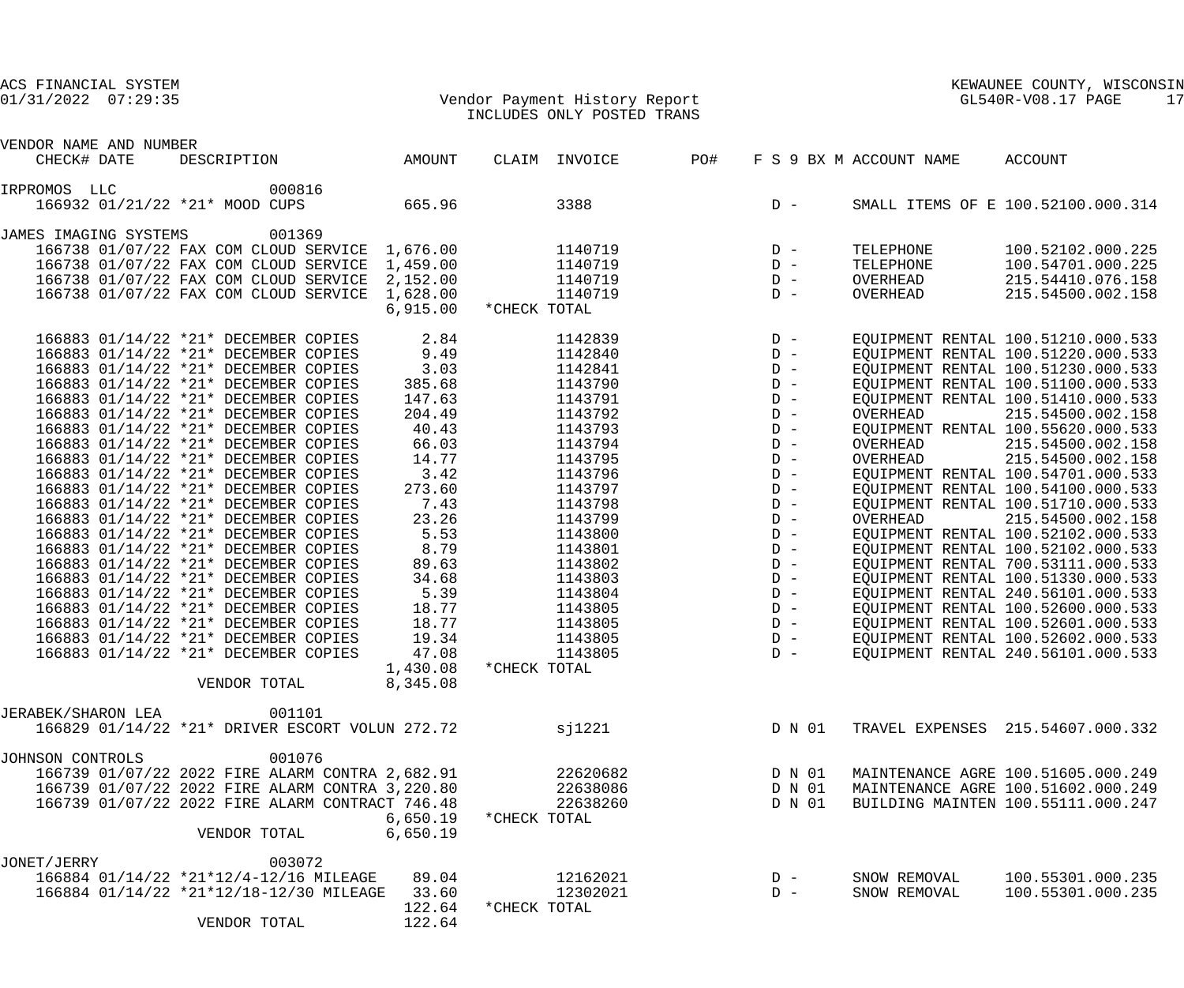ACS FINANCIAL SYSTEM
01/31/2022 07:29:35

Vendor Payment History Report
INCLUDES ONLY POSTED TRANS

KEWAUNEE COUNTY, WISCONSIN
GL540R-V08.17 PAGE 17

| VENDOR NAME AND NUMBER CHECK# | DATE | DESCRIPTION | AMOUNT | CLAIM | INVOICE | PO# | F S 9 BX M | ACCOUNT NAME | ACCOUNT |
|---|---|---|---|---|---|---|---|---|---|
| IRPROMOS LLC 000816 | | | | | | | | | |
| 166932 | 01/21/22 | *21* MOOD CUPS | 665.96 | | 3388 | | D - | SMALL ITEMS OF E | 100.52100.000.314 |
| JAMES IMAGING SYSTEMS 001369 | | | | | | | | | |
| 166738 | 01/07/22 | FAX COM CLOUD SERVICE | 1,676.00 | | 1140719 | | D - | TELEPHONE | 100.52102.000.225 |
| 166738 | 01/07/22 | FAX COM CLOUD SERVICE | 1,459.00 | | 1140719 | | D - | TELEPHONE | 100.54701.000.225 |
| 166738 | 01/07/22 | FAX COM CLOUD SERVICE | 2,152.00 | | 1140719 | | D - | OVERHEAD | 215.54410.076.158 |
| 166738 | 01/07/22 | FAX COM CLOUD SERVICE | 1,628.00 | | 1140719 | | D - | OVERHEAD | 215.54500.002.158 |
| | | | 6,915.00 | *CHECK TOTAL | | | | | |
| 166883 | 01/14/22 | *21* DECEMBER COPIES | 2.84 | | 1142839 | | D - | EQUIPMENT RENTAL | 100.51210.000.533 |
| 166883 | 01/14/22 | *21* DECEMBER COPIES | 9.49 | | 1142840 | | D - | EQUIPMENT RENTAL | 100.51220.000.533 |
| 166883 | 01/14/22 | *21* DECEMBER COPIES | 3.03 | | 1142841 | | D - | EQUIPMENT RENTAL | 100.51230.000.533 |
| 166883 | 01/14/22 | *21* DECEMBER COPIES | 385.68 | | 1143790 | | D - | EQUIPMENT RENTAL | 100.51100.000.533 |
| 166883 | 01/14/22 | *21* DECEMBER COPIES | 147.63 | | 1143791 | | D - | EQUIPMENT RENTAL | 100.51410.000.533 |
| 166883 | 01/14/22 | *21* DECEMBER COPIES | 204.49 | | 1143792 | | D - | OVERHEAD | 215.54500.002.158 |
| 166883 | 01/14/22 | *21* DECEMBER COPIES | 40.43 | | 1143793 | | D - | EQUIPMENT RENTAL | 100.55620.000.533 |
| 166883 | 01/14/22 | *21* DECEMBER COPIES | 66.03 | | 1143794 | | D - | OVERHEAD | 215.54500.002.158 |
| 166883 | 01/14/22 | *21* DECEMBER COPIES | 14.77 | | 1143795 | | D - | OVERHEAD | 215.54500.002.158 |
| 166883 | 01/14/22 | *21* DECEMBER COPIES | 3.42 | | 1143796 | | D - | EQUIPMENT RENTAL | 100.54701.000.533 |
| 166883 | 01/14/22 | *21* DECEMBER COPIES | 273.60 | | 1143797 | | D - | EQUIPMENT RENTAL | 100.54100.000.533 |
| 166883 | 01/14/22 | *21* DECEMBER COPIES | 7.43 | | 1143798 | | D - | EQUIPMENT RENTAL | 100.51710.000.533 |
| 166883 | 01/14/22 | *21* DECEMBER COPIES | 23.26 | | 1143799 | | D - | OVERHEAD | 215.54500.002.158 |
| 166883 | 01/14/22 | *21* DECEMBER COPIES | 5.53 | | 1143800 | | D - | EQUIPMENT RENTAL | 100.52102.000.533 |
| 166883 | 01/14/22 | *21* DECEMBER COPIES | 8.79 | | 1143801 | | D - | EQUIPMENT RENTAL | 100.52102.000.533 |
| 166883 | 01/14/22 | *21* DECEMBER COPIES | 89.63 | | 1143802 | | D - | EQUIPMENT RENTAL | 700.53111.000.533 |
| 166883 | 01/14/22 | *21* DECEMBER COPIES | 34.68 | | 1143803 | | D - | EQUIPMENT RENTAL | 100.51330.000.533 |
| 166883 | 01/14/22 | *21* DECEMBER COPIES | 5.39 | | 1143804 | | D - | EQUIPMENT RENTAL | 240.56101.000.533 |
| 166883 | 01/14/22 | *21* DECEMBER COPIES | 18.77 | | 1143805 | | D - | EQUIPMENT RENTAL | 100.52600.000.533 |
| 166883 | 01/14/22 | *21* DECEMBER COPIES | 18.77 | | 1143805 | | D - | EQUIPMENT RENTAL | 100.52601.000.533 |
| 166883 | 01/14/22 | *21* DECEMBER COPIES | 19.34 | | 1143805 | | D - | EQUIPMENT RENTAL | 100.52602.000.533 |
| 166883 | 01/14/22 | *21* DECEMBER COPIES | 47.08 | | 1143805 | | D - | EQUIPMENT RENTAL | 240.56101.000.533 |
| | | | 1,430.08 | *CHECK TOTAL | | | | | |
| | | VENDOR TOTAL | 8,345.08 | | | | | | |
| JERABEK/SHARON LEA 001101 | | | | | | | | | |
| 166829 | 01/14/22 | *21* DRIVER ESCORT VOLUN | 272.72 | | sj1221 | | D N 01 | TRAVEL EXPENSES | 215.54607.000.332 |
| JOHNSON CONTROLS 001076 | | | | | | | | | |
| 166739 | 01/07/22 | 2022 FIRE ALARM CONTRA | 2,682.91 | | 22620682 | | D N 01 | MAINTENANCE AGRE | 100.51605.000.249 |
| 166739 | 01/07/22 | 2022 FIRE ALARM CONTRA | 3,220.80 | | 22638086 | | D N 01 | MAINTENANCE AGRE | 100.51602.000.249 |
| 166739 | 01/07/22 | 2022 FIRE ALARM CONTRACT | 746.48 | | 22638260 | | D N 01 | BUILDING MAINTEN | 100.55111.000.247 |
| | | | 6,650.19 | *CHECK TOTAL | | | | | |
| | | VENDOR TOTAL | 6,650.19 | | | | | | |
| JONET/JERRY 003072 | | | | | | | | | |
| 166884 | 01/14/22 | *21*12/4-12/16 MILEAGE | 89.04 | | 12162021 | | D - | SNOW REMOVAL | 100.55301.000.235 |
| 166884 | 01/14/22 | *21*12/18-12/30 MILEAGE | 33.60 | | 12302021 | | D - | SNOW REMOVAL | 100.55301.000.235 |
| | | | 122.64 | *CHECK TOTAL | | | | | |
| | | VENDOR TOTAL | 122.64 | | | | | | |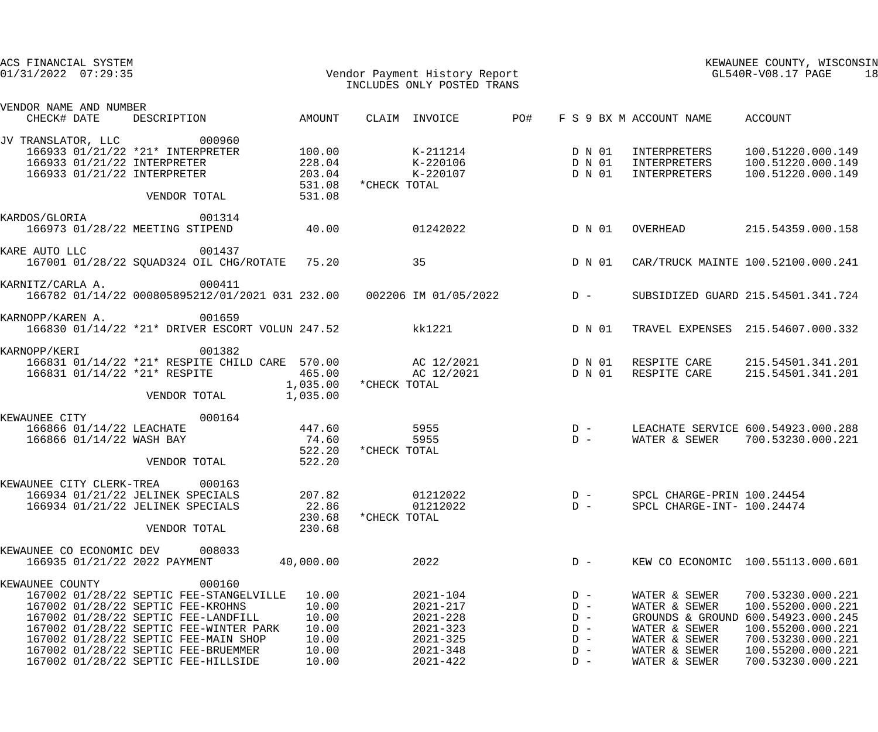ACS FINANCIAL SYSTEM
01/31/2022 07:29:35

Vendor Payment History Report
INCLUDES ONLY POSTED TRANS

KEWAUNEE COUNTY, WISCONSIN
GL540R-V08.17

| VENDOR NAME AND NUMBER / CHECK# | DATE | DESCRIPTION | AMOUNT | CLAIM | INVOICE | PO# | F S 9 BX M | ACCOUNT NAME | ACCOUNT |
|---|---|---|---|---|---|---|---|---|---|
| JV TRANSLATOR, LLC 000960 | | | | | | | | | |
| 166933 | 01/21/22 | *21* INTERPRETER | 100.00 | | K-211214 | | D N 01 | INTERPRETERS | 100.51220.000.149 |
| 166933 | 01/21/22 | INTERPRETER | 228.04 | | K-220106 | | D N 01 | INTERPRETERS | 100.51220.000.149 |
| 166933 | 01/21/22 | INTERPRETER | 203.04 | | K-220107 | | D N 01 | INTERPRETERS | 100.51220.000.149 |
| | | | 531.08 | *CHECK TOTAL | | | | | |
| | | VENDOR TOTAL | 531.08 | | | | | | |
| KARDOS/GLORIA 001314 | | | | | | | | | |
| 166973 | 01/28/22 | MEETING STIPEND | 40.00 | | 01242022 | | D N 01 | OVERHEAD | 215.54359.000.158 |
| KARE AUTO LLC 001437 | | | | | | | | | |
| 167001 | 01/28/22 | SQUAD324 OIL CHG/ROTATE | 75.20 | | 35 | | D N 01 | CAR/TRUCK MAINTE | 100.52100.000.241 |
| KARNITZ/CARLA A. 000411 | | | | | | | | | |
| 166782 | 01/14/22 | 000805895212/01/2021 031 | 232.00 | 002206 | IM 01/05/2022 | | D - | SUBSIDIZED GUARD | 215.54501.341.724 |
| KARNOPP/KAREN A. 001659 | | | | | | | | | |
| 166830 | 01/14/22 | *21* DRIVER ESCORT VOLUN | 247.52 | | kk1221 | | D N 01 | TRAVEL EXPENSES | 215.54607.000.332 |
| KARNOPP/KERI 001382 | | | | | | | | | |
| 166831 | 01/14/22 | *21* RESPITE CHILD CARE | 570.00 | | AC 12/2021 | | D N 01 | RESPITE CARE | 215.54501.341.201 |
| 166831 | 01/14/22 | *21* RESPITE | 465.00 | | AC 12/2021 | | D N 01 | RESPITE CARE | 215.54501.341.201 |
| | | | 1,035.00 | *CHECK TOTAL | | | | | |
| | | VENDOR TOTAL | 1,035.00 | | | | | | |
| KEWAUNEE CITY 000164 | | | | | | | | | |
| 166866 | 01/14/22 | LEACHATE | 447.60 | | 5955 | | D - | LEACHATE SERVICE | 600.54923.000.288 |
| 166866 | 01/14/22 | WASH BAY | 74.60 | | 5955 | | D - | WATER & SEWER | 700.53230.000.221 |
| | | | 522.20 | *CHECK TOTAL | | | | | |
| | | VENDOR TOTAL | 522.20 | | | | | | |
| KEWAUNEE CITY CLERK-TREA 000163 | | | | | | | | | |
| 166934 | 01/21/22 | JELINEK SPECIALS | 207.82 | | 01212022 | | D - | SPCL CHARGE-PRIN | 100.24454 |
| 166934 | 01/21/22 | JELINEK SPECIALS | 22.86 | | 01212022 | | D - | SPCL CHARGE-INT- | 100.24474 |
| | | | 230.68 | *CHECK TOTAL | | | | | |
| | | VENDOR TOTAL | 230.68 | | | | | | |
| KEWAUNEE CO ECONOMIC DEV 008033 | | | | | | | | | |
| 166935 | 01/21/22 | 2022 PAYMENT | 40,000.00 | | 2022 | | D - | KEW CO ECONOMIC | 100.55113.000.601 |
| KEWAUNEE COUNTY 000160 | | | | | | | | | |
| 167002 | 01/28/22 | SEPTIC FEE-STANGELVILLE | 10.00 | | 2021-104 | | D - | WATER & SEWER | 700.53230.000.221 |
| 167002 | 01/28/22 | SEPTIC FEE-KROHNS | 10.00 | | 2021-217 | | D - | WATER & SEWER | 100.55200.000.221 |
| 167002 | 01/28/22 | SEPTIC FEE-LANDFILL | 10.00 | | 2021-228 | | D - | GROUNDS & GROUND | 600.54923.000.245 |
| 167002 | 01/28/22 | SEPTIC FEE-WINTER PARK | 10.00 | | 2021-323 | | D - | WATER & SEWER | 100.55200.000.221 |
| 167002 | 01/28/22 | SEPTIC FEE-MAIN SHOP | 10.00 | | 2021-325 | | D - | WATER & SEWER | 700.53230.000.221 |
| 167002 | 01/28/22 | SEPTIC FEE-BRUEMMER | 10.00 | | 2021-348 | | D - | WATER & SEWER | 100.55200.000.221 |
| 167002 | 01/28/22 | SEPTIC FEE-HILLSIDE | 10.00 | | 2021-422 | | D - | WATER & SEWER | 700.53230.000.221 |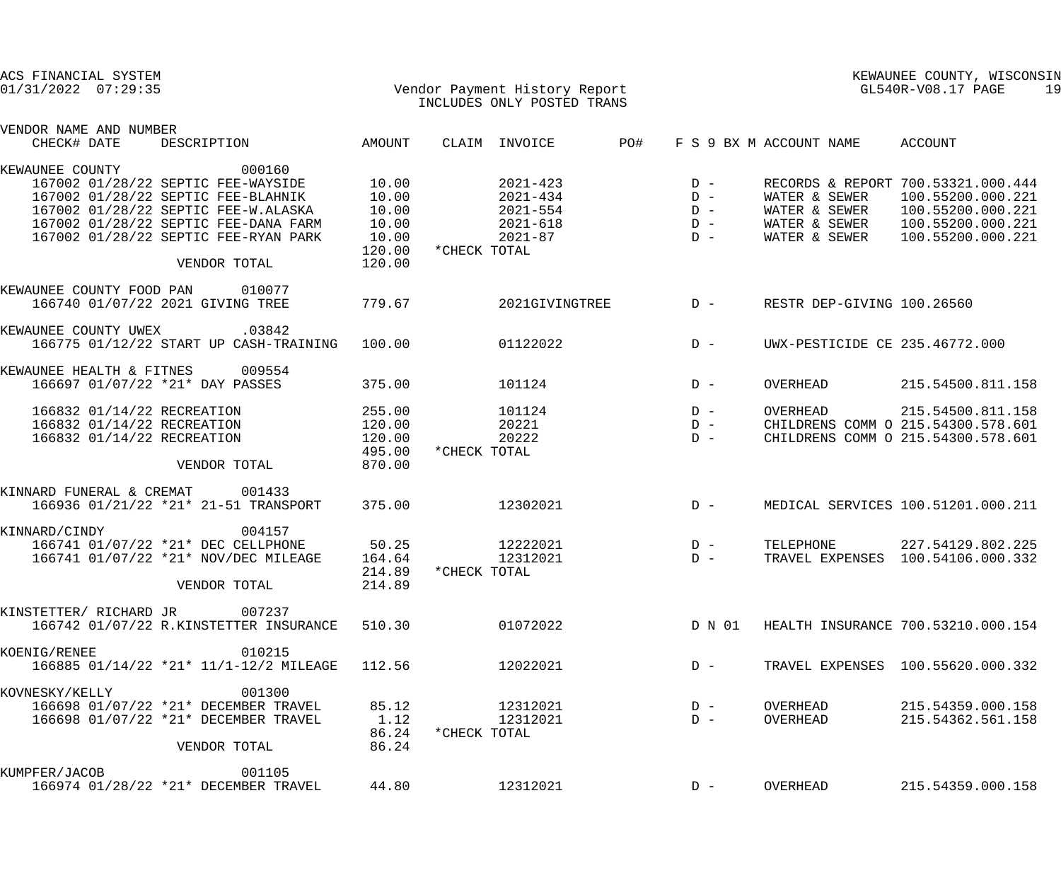ACS FINANCIAL SYSTEM
01/31/2022 07:29:35

KEWAUNEE COUNTY, WISCONSIN
GL540R-V08.17

# Vendor Payment History Report
INCLUDES ONLY POSTED TRANS

| VENDOR NAME AND NUMBER / CHECK# | DATE | DESCRIPTION | AMOUNT | CLAIM | INVOICE | PO# | F S 9 BX M | ACCOUNT NAME | ACCOUNT |
|---|---|---|---|---|---|---|---|---|---|
| KEWAUNEE COUNTY 000160 | | | | | | | | | |
| 167002 | 01/28/22 | SEPTIC FEE-WAYSIDE | 10.00 | | 2021-423 | | D - | RECORDS & REPORT | 700.53321.000.444 |
| 167002 | 01/28/22 | SEPTIC FEE-BLAHNIK | 10.00 | | 2021-434 | | D - | WATER & SEWER | 100.55200.000.221 |
| 167002 | 01/28/22 | SEPTIC FEE-W.ALASKA | 10.00 | | 2021-554 | | D - | WATER & SEWER | 100.55200.000.221 |
| 167002 | 01/28/22 | SEPTIC FEE-DANA FARM | 10.00 | | 2021-618 | | D - | WATER & SEWER | 100.55200.000.221 |
| 167002 | 01/28/22 | SEPTIC FEE-RYAN PARK | 10.00 | | 2021-87 | | D - | WATER & SEWER | 100.55200.000.221 |
| | | | 120.00 | *CHECK TOTAL | | | | | |
| | | VENDOR TOTAL | 120.00 | | | | | | |
| KEWAUNEE COUNTY FOOD PAN 010077 | | | | | | | | | |
| 166740 | 01/07/22 | 2021 GIVING TREE | 779.67 | | 2021GIVINGTREE | | D - | RESTR DEP-GIVING | 100.26560 |
| KEWAUNEE COUNTY UWEX .03842 | | | | | | | | | |
| 166775 | 01/12/22 | START UP CASH-TRAINING | 100.00 | | 01122022 | | D - | UWX-PESTICIDE CE | 235.46772.000 |
| KEWAUNEE HEALTH & FITNES 009554 | | | | | | | | | |
| 166697 | 01/07/22 | \*21\* DAY PASSES | 375.00 | | 101124 | | D - | OVERHEAD | 215.54500.811.158 |
| 166832 | 01/14/22 | RECREATION | 255.00 | | 101124 | | D - | OVERHEAD | 215.54500.811.158 |
| 166832 | 01/14/22 | RECREATION | 120.00 | | 20221 | | D - | CHILDRENS COMM O | 215.54300.578.601 |
| 166832 | 01/14/22 | RECREATION | 120.00 | | 20222 | | D - | CHILDRENS COMM O | 215.54300.578.601 |
| | | | 495.00 | *CHECK TOTAL | | | | | |
| | | VENDOR TOTAL | 870.00 | | | | | | |
| KINNARD FUNERAL & CREMAT 001433 | | | | | | | | | |
| 166936 | 01/21/22 | \*21\* 21-51 TRANSPORT | 375.00 | | 12302021 | | D - | MEDICAL SERVICES | 100.51201.000.211 |
| KINNARD/CINDY 004157 | | | | | | | | | |
| 166741 | 01/07/22 | \*21\* DEC CELLPHONE | 50.25 | | 12222021 | | D - | TELEPHONE | 227.54129.802.225 |
| 166741 | 01/07/22 | \*21\* NOV/DEC MILEAGE | 164.64 | | 12312021 | | D - | TRAVEL EXPENSES | 100.54106.000.332 |
| | | | 214.89 | *CHECK TOTAL | | | | | |
| | | VENDOR TOTAL | 214.89 | | | | | | |
| KINSTETTER/ RICHARD JR 007237 | | | | | | | | | |
| 166742 | 01/07/22 | R.KINSTETTER INSURANCE | 510.30 | | 01072022 | | D N 01 | HEALTH INSURANCE | 700.53210.000.154 |
| KOENIG/RENEE 010215 | | | | | | | | | |
| 166885 | 01/14/22 | \*21\* 11/1-12/2 MILEAGE | 112.56 | | 12022021 | | D - | TRAVEL EXPENSES | 100.55620.000.332 |
| KOVNESKY/KELLY 001300 | | | | | | | | | |
| 166698 | 01/07/22 | \*21\* DECEMBER TRAVEL | 85.12 | | 12312021 | | D - | OVERHEAD | 215.54359.000.158 |
| 166698 | 01/07/22 | \*21\* DECEMBER TRAVEL | 1.12 | | 12312021 | | D - | OVERHEAD | 215.54362.561.158 |
| | | | 86.24 | *CHECK TOTAL | | | | | |
| | | VENDOR TOTAL | 86.24 | | | | | | |
| KUMPFER/JACOB 001105 | | | | | | | | | |
| 166974 | 01/28/22 | \*21\* DECEMBER TRAVEL | 44.80 | | 12312021 | | D - | OVERHEAD | 215.54359.000.158 |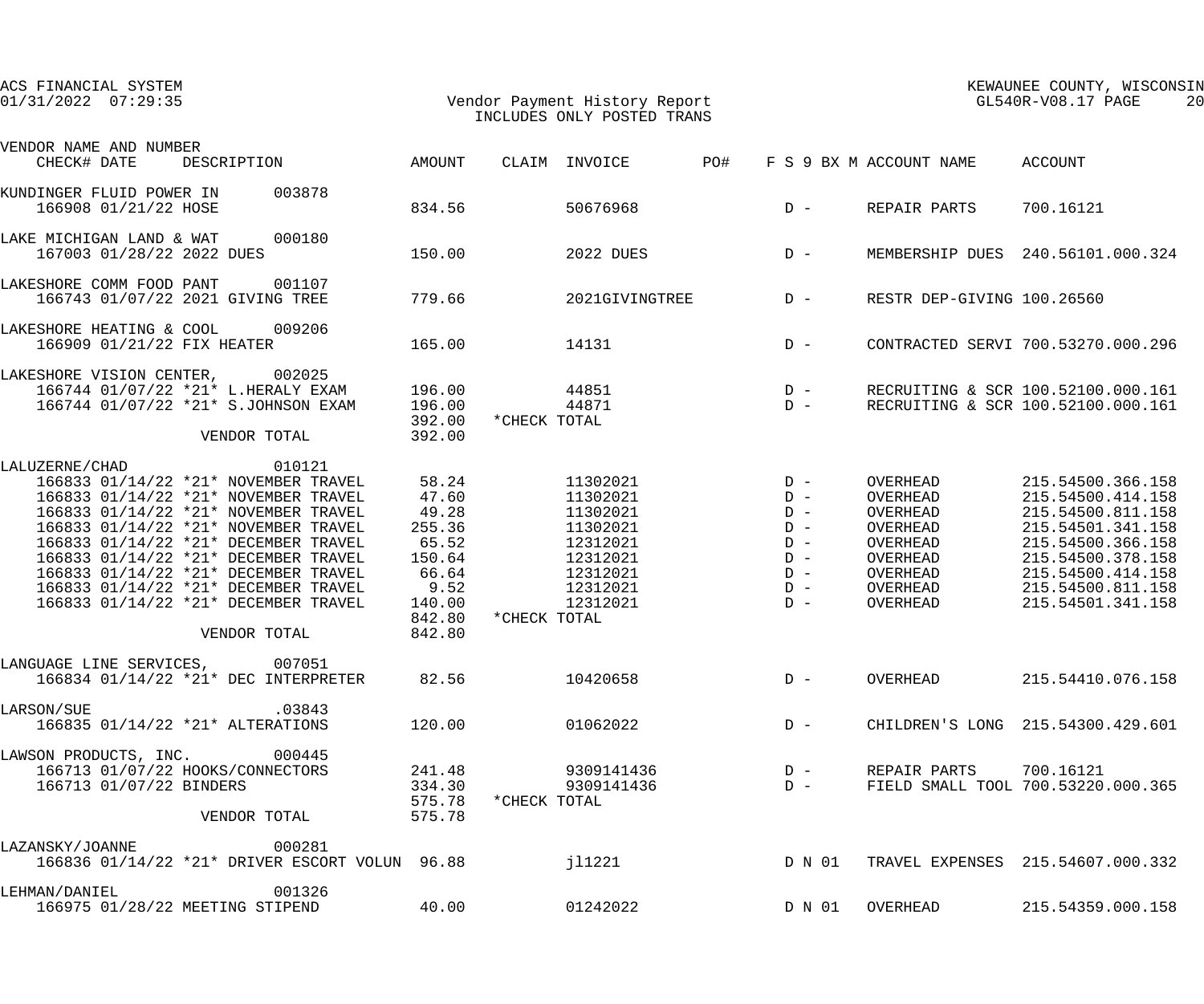ACS FINANCIAL SYSTEM
01/31/2022 07:29:35

# Vendor Payment History Report
INCLUDES ONLY POSTED TRANS

KEWAUNEE COUNTY, WISCONSIN
GL540R-V08.17

| VENDOR NAME AND NUMBER CHECK# DATE | DESCRIPTION | AMOUNT | CLAIM | INVOICE | PO# | F S 9 BX M | ACCOUNT NAME | ACCOUNT |
|---|---|---|---|---|---|---|---|---|
| KUNDINGER FLUID POWER IN 003878 | | | | | | | | |
| 166908 01/21/22 | HOSE | 834.56 | | 50676968 | | D - | REPAIR PARTS | 700.16121 |
| LAKE MICHIGAN LAND & WAT 000180 | | | | | | | | |
| 167003 01/28/22 | 2022 DUES | 150.00 | | 2022 DUES | | D - | MEMBERSHIP DUES | 240.56101.000.324 |
| LAKESHORE COMM FOOD PANT 001107 | | | | | | | | |
| 166743 01/07/22 | 2021 GIVING TREE | 779.66 | | 2021GIVINGTREE | | D - | RESTR DEP-GIVING | 100.26560 |
| LAKESHORE HEATING & COOL 009206 | | | | | | | | |
| 166909 01/21/22 | FIX HEATER | 165.00 | | 14131 | | D - | CONTRACTED SERVI | 700.53270.000.296 |
| LAKESHORE VISION CENTER, 002025 | | | | | | | | |
| 166744 01/07/22 | *21* L.HERALY EXAM | 196.00 | | 44851 | | D - | RECRUITING & SCR | 100.52100.000.161 |
| 166744 01/07/22 | *21* S.JOHNSON EXAM | 196.00 | | 44871 | | D - | RECRUITING & SCR | 100.52100.000.161 |
| | | 392.00 | *CHECK TOTAL | | | | | |
| | VENDOR TOTAL | 392.00 | | | | | | |
| LALUZERNE/CHAD 010121 | | | | | | | | |
| 166833 01/14/22 | *21* NOVEMBER TRAVEL | 58.24 | | 11302021 | | D - | OVERHEAD | 215.54500.366.158 |
| 166833 01/14/22 | *21* NOVEMBER TRAVEL | 47.60 | | 11302021 | | D - | OVERHEAD | 215.54500.414.158 |
| 166833 01/14/22 | *21* NOVEMBER TRAVEL | 49.28 | | 11302021 | | D - | OVERHEAD | 215.54500.811.158 |
| 166833 01/14/22 | *21* NOVEMBER TRAVEL | 255.36 | | 11302021 | | D - | OVERHEAD | 215.54501.341.158 |
| 166833 01/14/22 | *21* DECEMBER TRAVEL | 65.52 | | 12312021 | | D - | OVERHEAD | 215.54500.366.158 |
| 166833 01/14/22 | *21* DECEMBER TRAVEL | 150.64 | | 12312021 | | D - | OVERHEAD | 215.54500.378.158 |
| 166833 01/14/22 | *21* DECEMBER TRAVEL | 66.64 | | 12312021 | | D - | OVERHEAD | 215.54500.414.158 |
| 166833 01/14/22 | *21* DECEMBER TRAVEL | 9.52 | | 12312021 | | D - | OVERHEAD | 215.54500.811.158 |
| 166833 01/14/22 | *21* DECEMBER TRAVEL | 140.00 | | 12312021 | | D - | OVERHEAD | 215.54501.341.158 |
| | | 842.80 | *CHECK TOTAL | | | | | |
| | VENDOR TOTAL | 842.80 | | | | | | |
| LANGUAGE LINE SERVICES, 007051 | | | | | | | | |
| 166834 01/14/22 | *21* DEC INTERPRETER | 82.56 | | 10420658 | | D - | OVERHEAD | 215.54410.076.158 |
| LARSON/SUE .03843 | | | | | | | | |
| 166835 01/14/22 | *21* ALTERATIONS | 120.00 | | 01062022 | | D - | CHILDREN'S LONG | 215.54300.429.601 |
| LAWSON PRODUCTS, INC. 000445 | | | | | | | | |
| 166713 01/07/22 | HOOKS/CONNECTORS | 241.48 | | 9309141436 | | D - | REPAIR PARTS | 700.16121 |
| 166713 01/07/22 | BINDERS | 334.30 | | 9309141436 | | D - | FIELD SMALL TOOL | 700.53220.000.365 |
| | | 575.78 | *CHECK TOTAL | | | | | |
| | VENDOR TOTAL | 575.78 | | | | | | |
| LAZANSKY/JOANNE 000281 | | | | | | | | |
| 166836 01/14/22 | *21* DRIVER ESCORT VOLUN | 96.88 | | jl1221 | | D N 01 | TRAVEL EXPENSES | 215.54607.000.332 |
| LEHMAN/DANIEL 001326 | | | | | | | | |
| 166975 01/28/22 | MEETING STIPEND | 40.00 | | 01242022 | | D N 01 | OVERHEAD | 215.54359.000.158 |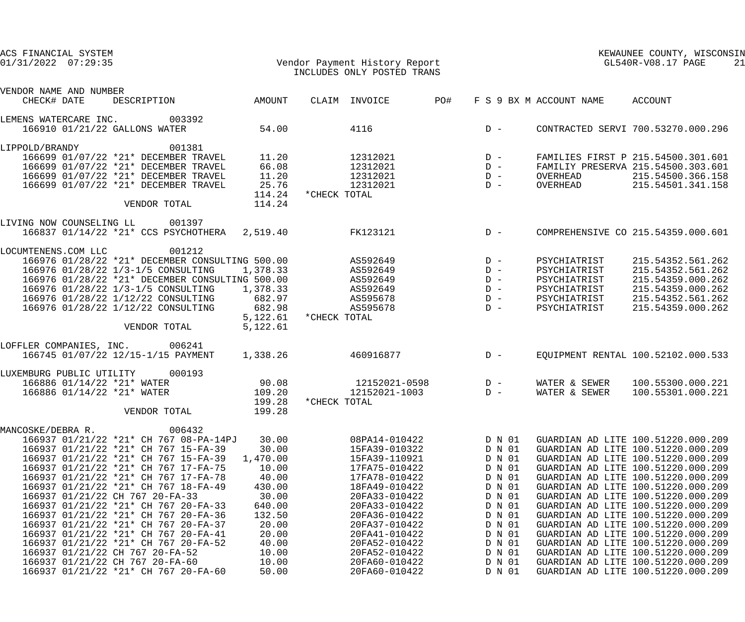ACS FINANCIAL SYSTEM
01/31/2022 07:29:35

Vendor Payment History Report
INCLUDES ONLY POSTED TRANS

KEWAUNEE COUNTY, WISCONSIN
GL540R-V08.17 PAGE 21

| VENDOR NAME AND NUMBER / CHECK# DATE | DESCRIPTION | AMOUNT | CLAIM | INVOICE | PO# | F S 9 BX M | ACCOUNT NAME | ACCOUNT |
|---|---|---|---|---|---|---|---|---|
| LEMENS WATERCARE INC. 003392 | | | | | | | | |
| 166910 01/21/22 | GALLONS WATER | 54.00 | | 4116 | | D - | CONTRACTED SERVI | 700.53270.000.296 |
| LIPPOLD/BRANDY 001381 | | | | | | | | |
| 166699 01/07/22 | *21* DECEMBER TRAVEL | 11.20 | | 12312021 | | D - | FAMILIES FIRST P | 215.54500.301.601 |
| 166699 01/07/22 | *21* DECEMBER TRAVEL | 66.08 | | 12312021 | | D - | FAMILIY PRESERVA | 215.54500.303.601 |
| 166699 01/07/22 | *21* DECEMBER TRAVEL | 11.20 | | 12312021 | | D - | OVERHEAD | 215.54500.366.158 |
| 166699 01/07/22 | *21* DECEMBER TRAVEL | 25.76 | | 12312021 | | D - | OVERHEAD | 215.54501.341.158 |
| | | 114.24 | *CHECK TOTAL | | | | | |
| | VENDOR TOTAL | 114.24 | | | | | | |
| LIVING NOW COUNSELING LL 001397 | | | | | | | | |
| 166837 01/14/22 | *21* CCS PSYCHOTHERA | 2,519.40 | | FK123121 | | D - | COMPREHENSIVE CO | 215.54359.000.601 |
| LOCUMTENENS.COM LLC 001212 | | | | | | | | |
| 166976 01/28/22 | *21* DECEMBER CONSULTING | 500.00 | | AS592649 | | D - | PSYCHIATRIST | 215.54352.561.262 |
| 166976 01/28/22 | 1/3-1/5 CONSULTING | 1,378.33 | | AS592649 | | D - | PSYCHIATRIST | 215.54352.561.262 |
| 166976 01/28/22 | *21* DECEMBER CONSULTING | 500.00 | | AS592649 | | D - | PSYCHIATRIST | 215.54359.000.262 |
| 166976 01/28/22 | 1/3-1/5 CONSULTING | 1,378.33 | | AS592649 | | D - | PSYCHIATRIST | 215.54359.000.262 |
| 166976 01/28/22 | 1/12/22 CONSULTING | 682.97 | | AS595678 | | D - | PSYCHIATRIST | 215.54352.561.262 |
| 166976 01/28/22 | 1/12/22 CONSULTING | 682.98 | | AS595678 | | D - | PSYCHIATRIST | 215.54359.000.262 |
| | | 5,122.61 | *CHECK TOTAL | | | | | |
| | VENDOR TOTAL | 5,122.61 | | | | | | |
| LOFFLER COMPANIES, INC. 006241 | | | | | | | | |
| 166745 01/07/22 | 12/15-1/15 PAYMENT | 1,338.26 | | 460916877 | | D - | EQUIPMENT RENTAL | 100.52102.000.533 |
| LUXEMBURG PUBLIC UTILITY 000193 | | | | | | | | |
| 166886 01/14/22 | *21* WATER | 90.08 | | 12152021-0598 | | D - | WATER & SEWER | 100.55300.000.221 |
| 166886 01/14/22 | *21* WATER | 109.20 | | 12152021-1003 | | D - | WATER & SEWER | 100.55301.000.221 |
| | | 199.28 | *CHECK TOTAL | | | | | |
| | VENDOR TOTAL | 199.28 | | | | | | |
| MANCOSKE/DEBRA R. 006432 | | | | | | | | |
| 166937 01/21/22 | *21* CH 767 08-PA-14PJ | 30.00 | | 08PA14-010422 | | D N 01 | GUARDIAN AD LITE | 100.51220.000.209 |
| 166937 01/21/22 | *21* CH 767 15-FA-39 | 30.00 | | 15FA39-010322 | | D N 01 | GUARDIAN AD LITE | 100.51220.000.209 |
| 166937 01/21/22 | *21* CH 767 15-FA-39 | 1,470.00 | | 15FA39-110921 | | D N 01 | GUARDIAN AD LITE | 100.51220.000.209 |
| 166937 01/21/22 | *21* CH 767 17-FA-75 | 10.00 | | 17FA75-010422 | | D N 01 | GUARDIAN AD LITE | 100.51220.000.209 |
| 166937 01/21/22 | *21* CH 767 17-FA-78 | 40.00 | | 17FA78-010422 | | D N 01 | GUARDIAN AD LITE | 100.51220.000.209 |
| 166937 01/21/22 | *21* CH 767 18-FA-49 | 430.00 | | 18FA49-010422 | | D N 01 | GUARDIAN AD LITE | 100.51220.000.209 |
| 166937 01/21/22 | CH 767 20-FA-33 | 30.00 | | 20FA33-010422 | | D N 01 | GUARDIAN AD LITE | 100.51220.000.209 |
| 166937 01/21/22 | *21* CH 767 20-FA-33 | 640.00 | | 20FA33-010422 | | D N 01 | GUARDIAN AD LITE | 100.51220.000.209 |
| 166937 01/21/22 | *21* CH 767 20-FA-36 | 132.50 | | 20FA36-010422 | | D N 01 | GUARDIAN AD LITE | 100.51220.000.209 |
| 166937 01/21/22 | *21* CH 767 20-FA-37 | 20.00 | | 20FA37-010422 | | D N 01 | GUARDIAN AD LITE | 100.51220.000.209 |
| 166937 01/21/22 | *21* CH 767 20-FA-41 | 20.00 | | 20FA41-010422 | | D N 01 | GUARDIAN AD LITE | 100.51220.000.209 |
| 166937 01/21/22 | *21* CH 767 20-FA-52 | 40.00 | | 20FA52-010422 | | D N 01 | GUARDIAN AD LITE | 100.51220.000.209 |
| 166937 01/21/22 | CH 767 20-FA-52 | 10.00 | | 20FA52-010422 | | D N 01 | GUARDIAN AD LITE | 100.51220.000.209 |
| 166937 01/21/22 | CH 767 20-FA-60 | 10.00 | | 20FA60-010422 | | D N 01 | GUARDIAN AD LITE | 100.51220.000.209 |
| 166937 01/21/22 | *21* CH 767 20-FA-60 | 50.00 | | 20FA60-010422 | | D N 01 | GUARDIAN AD LITE | 100.51220.000.209 |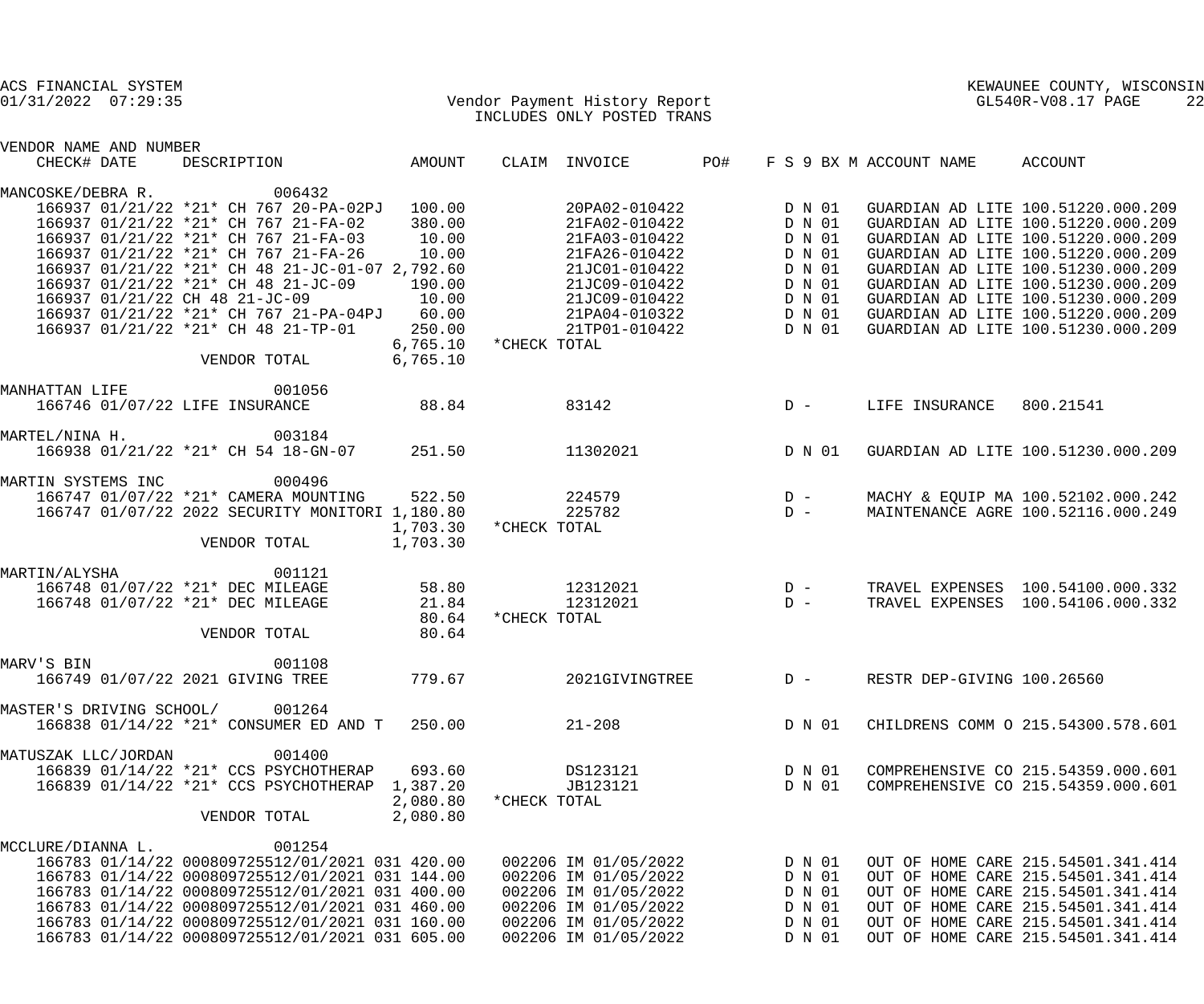ACS FINANCIAL SYSTEM
01/31/2022 07:29:35

Vendor Payment History Report
INCLUDES ONLY POSTED TRANS

KEWAUNEE COUNTY, WISCONSIN
GL540R-V08.17

| VENDOR NAME AND NUMBER CHECK# | DATE | DESCRIPTION | AMOUNT | CLAIM | INVOICE | PO# | F S 9 BX M | ACCOUNT NAME | ACCOUNT |
|---|---|---|---|---|---|---|---|---|---|
| MANCOSKE/DEBRA R. 006432 | | | | | | | | | |
| 166937 | 01/21/22 | *21* CH 767 20-PA-02PJ | 100.00 | | 20PA02-010422 | | D N 01 | GUARDIAN AD LITE | 100.51220.000.209 |
| 166937 | 01/21/22 | *21* CH 767 21-FA-02 | 380.00 | | 21FA02-010422 | | D N 01 | GUARDIAN AD LITE | 100.51220.000.209 |
| 166937 | 01/21/22 | *21* CH 767 21-FA-03 | 10.00 | | 21FA03-010422 | | D N 01 | GUARDIAN AD LITE | 100.51220.000.209 |
| 166937 | 01/21/22 | *21* CH 767 21-FA-26 | 10.00 | | 21FA26-010422 | | D N 01 | GUARDIAN AD LITE | 100.51220.000.209 |
| 166937 | 01/21/22 | *21* CH 48 21-JC-01-07 | 2,792.60 | | 21JC01-010422 | | D N 01 | GUARDIAN AD LITE | 100.51230.000.209 |
| 166937 | 01/21/22 | *21* CH 48 21-JC-09 | 190.00 | | 21JC09-010422 | | D N 01 | GUARDIAN AD LITE | 100.51230.000.209 |
| 166937 | 01/21/22 | CH 48 21-JC-09 | 10.00 | | 21JC09-010422 | | D N 01 | GUARDIAN AD LITE | 100.51230.000.209 |
| 166937 | 01/21/22 | *21* CH 767 21-PA-04PJ | 60.00 | | 21PA04-010322 | | D N 01 | GUARDIAN AD LITE | 100.51220.000.209 |
| 166937 | 01/21/22 | *21* CH 48 21-TP-01 | 250.00 | | 21TP01-010422 | | D N 01 | GUARDIAN AD LITE | 100.51230.000.209 |
| | | | 6,765.10 | *CHECK TOTAL | | | | | |
| | | VENDOR TOTAL | 6,765.10 | | | | | | |
| MANHATTAN LIFE 001056 | | | | | | | | | |
| 166746 | 01/07/22 | LIFE INSURANCE | 88.84 | | 83142 | | D - | LIFE INSURANCE | 800.21541 |
| MARTEL/NINA H. 003184 | | | | | | | | | |
| 166938 | 01/21/22 | *21* CH 54 18-GN-07 | 251.50 | | 11302021 | | D N 01 | GUARDIAN AD LITE | 100.51230.000.209 |
| MARTIN SYSTEMS INC 000496 | | | | | | | | | |
| 166747 | 01/07/22 | *21* CAMERA MOUNTING | 522.50 | | 224579 | | D - | MACHY & EQUIP MA | 100.52102.000.242 |
| 166747 | 01/07/22 | 2022 SECURITY MONITORI | 1,180.80 | | 225782 | | D - | MAINTENANCE AGRE | 100.52116.000.249 |
| | | | 1,703.30 | *CHECK TOTAL | | | | | |
| | | VENDOR TOTAL | 1,703.30 | | | | | | |
| MARTIN/ALYSHA 001121 | | | | | | | | | |
| 166748 | 01/07/22 | *21* DEC MILEAGE | 58.80 | | 12312021 | | D - | TRAVEL EXPENSES | 100.54100.000.332 |
| 166748 | 01/07/22 | *21* DEC MILEAGE | 21.84 | | 12312021 | | D - | TRAVEL EXPENSES | 100.54106.000.332 |
| | | | 80.64 | *CHECK TOTAL | | | | | |
| | | VENDOR TOTAL | 80.64 | | | | | | |
| MARV'S BIN 001108 | | | | | | | | | |
| 166749 | 01/07/22 | 2021 GIVING TREE | 779.67 | | 2021GIVINGTREE | | D - | RESTR DEP-GIVING | 100.26560 |
| MASTER'S DRIVING SCHOOL/ 001264 | | | | | | | | | |
| 166838 | 01/14/22 | *21* CONSUMER ED AND T | 250.00 | | 21-208 | | D N 01 | CHILDRENS COMM O | 215.54300.578.601 |
| MATUSZAK LLC/JORDAN 001400 | | | | | | | | | |
| 166839 | 01/14/22 | *21* CCS PSYCHOTHERAP | 693.60 | | DS123121 | | D N 01 | COMPREHENSIVE CO | 215.54359.000.601 |
| 166839 | 01/14/22 | *21* CCS PSYCHOTHERAP | 1,387.20 | | JB123121 | | D N 01 | COMPREHENSIVE CO | 215.54359.000.601 |
| | | | 2,080.80 | *CHECK TOTAL | | | | | |
| | | VENDOR TOTAL | 2,080.80 | | | | | | |
| MCCLURE/DIANNA L. 001254 | | | | | | | | | |
| 166783 | 01/14/22 | 000809725512/01/2021 031 | 420.00 | 002206 | IM 01/05/2022 | | D N 01 | OUT OF HOME CARE | 215.54501.341.414 |
| 166783 | 01/14/22 | 000809725512/01/2021 031 | 144.00 | 002206 | IM 01/05/2022 | | D N 01 | OUT OF HOME CARE | 215.54501.341.414 |
| 166783 | 01/14/22 | 000809725512/01/2021 031 | 400.00 | 002206 | IM 01/05/2022 | | D N 01 | OUT OF HOME CARE | 215.54501.341.414 |
| 166783 | 01/14/22 | 000809725512/01/2021 031 | 460.00 | 002206 | IM 01/05/2022 | | D N 01 | OUT OF HOME CARE | 215.54501.341.414 |
| 166783 | 01/14/22 | 000809725512/01/2021 031 | 160.00 | 002206 | IM 01/05/2022 | | D N 01 | OUT OF HOME CARE | 215.54501.341.414 |
| 166783 | 01/14/22 | 000809725512/01/2021 031 | 605.00 | 002206 | IM 01/05/2022 | | D N 01 | OUT OF HOME CARE | 215.54501.341.414 |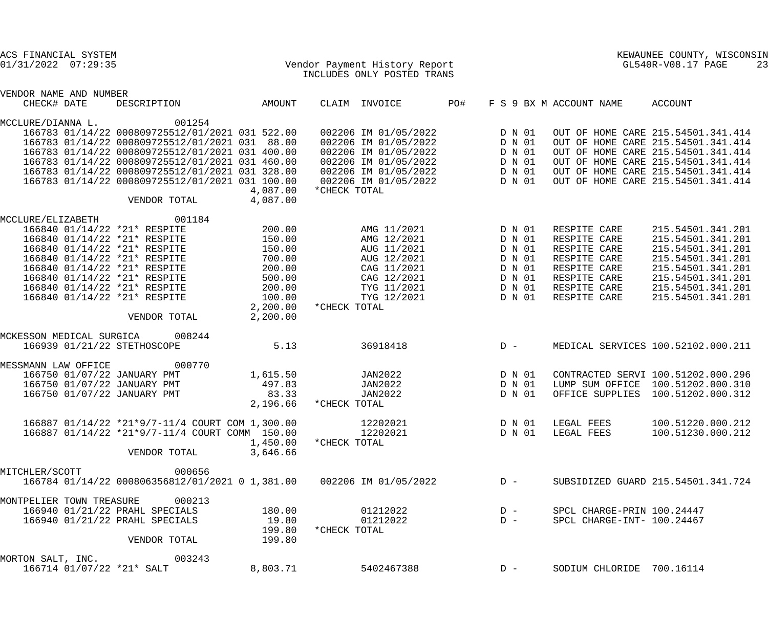ACS FINANCIAL SYSTEM
01/31/2022 07:29:35

KEWAUNEE COUNTY, WISCONSIN

Vendor Payment History Report
INCLUDES ONLY POSTED TRANS

| VENDOR NAME AND NUMBER | | | | | | | | | |
|---|---|---|---|---|---|---|---|---|---|
| CHECK# | DATE | DESCRIPTION | AMOUNT | CLAIM | INVOICE | PO# | F S 9 BX M | ACCOUNT NAME | ACCOUNT |
| MCCLURE/DIANNA L. 001254 | | | | | | | | | |
| 166783 | 01/14/22 | 000809725512/01/2021 031 | 522.00 | 002206 | IM 01/05/2022 | | D N 01 | OUT OF HOME CARE | 215.54501.341.414 |
| 166783 | 01/14/22 | 000809725512/01/2021 031 | 88.00 | 002206 | IM 01/05/2022 | | D N 01 | OUT OF HOME CARE | 215.54501.341.414 |
| 166783 | 01/14/22 | 000809725512/01/2021 031 | 400.00 | 002206 | IM 01/05/2022 | | D N 01 | OUT OF HOME CARE | 215.54501.341.414 |
| 166783 | 01/14/22 | 000809725512/01/2021 031 | 460.00 | 002206 | IM 01/05/2022 | | D N 01 | OUT OF HOME CARE | 215.54501.341.414 |
| 166783 | 01/14/22 | 000809725512/01/2021 031 | 328.00 | 002206 | IM 01/05/2022 | | D N 01 | OUT OF HOME CARE | 215.54501.341.414 |
| 166783 | 01/14/22 | 000809725512/01/2021 031 | 100.00 | 002206 | IM 01/05/2022 | | D N 01 | OUT OF HOME CARE | 215.54501.341.414 |
| | | | 4,087.00 | *CHECK TOTAL | | | | | |
| | | VENDOR TOTAL | 4,087.00 | | | | | | |
| MCCLURE/ELIZABETH 001184 | | | | | | | | | |
| 166840 | 01/14/22 | *21* RESPITE | 200.00 | | AMG 11/2021 | | D N 01 | RESPITE CARE | 215.54501.341.201 |
| 166840 | 01/14/22 | *21* RESPITE | 150.00 | | AMG 12/2021 | | D N 01 | RESPITE CARE | 215.54501.341.201 |
| 166840 | 01/14/22 | *21* RESPITE | 150.00 | | AUG 11/2021 | | D N 01 | RESPITE CARE | 215.54501.341.201 |
| 166840 | 01/14/22 | *21* RESPITE | 700.00 | | AUG 12/2021 | | D N 01 | RESPITE CARE | 215.54501.341.201 |
| 166840 | 01/14/22 | *21* RESPITE | 200.00 | | CAG 11/2021 | | D N 01 | RESPITE CARE | 215.54501.341.201 |
| 166840 | 01/14/22 | *21* RESPITE | 500.00 | | CAG 12/2021 | | D N 01 | RESPITE CARE | 215.54501.341.201 |
| 166840 | 01/14/22 | *21* RESPITE | 200.00 | | TYG 11/2021 | | D N 01 | RESPITE CARE | 215.54501.341.201 |
| 166840 | 01/14/22 | *21* RESPITE | 100.00 | | TYG 12/2021 | | D N 01 | RESPITE CARE | 215.54501.341.201 |
| | | | 2,200.00 | *CHECK TOTAL | | | | | |
| | | VENDOR TOTAL | 2,200.00 | | | | | | |
| MCKESSON MEDICAL SURGICA 008244 | | | | | | | | | |
| 166939 | 01/21/22 | STETHOSCOPE | 5.13 | | 36918418 | | D - | MEDICAL SERVICES | 100.52102.000.211 |
| MESSMANN LAW OFFICE 000770 | | | | | | | | | |
| 166750 | 01/07/22 | JANUARY PMT | 1,615.50 | | JAN2022 | | D N 01 | CONTRACTED SERVI | 100.51202.000.296 |
| 166750 | 01/07/22 | JANUARY PMT | 497.83 | | JAN2022 | | D N 01 | LUMP SUM OFFICE | 100.51202.000.310 |
| 166750 | 01/07/22 | JANUARY PMT | 83.33 | | JAN2022 | | D N 01 | OFFICE SUPPLIES | 100.51202.000.312 |
| | | | 2,196.66 | *CHECK TOTAL | | | | | |
| 166887 | 01/14/22 | *21*9/7-11/4 COURT COM | 1,300.00 | | 12202021 | | D N 01 | LEGAL FEES | 100.51220.000.212 |
| 166887 | 01/14/22 | *21*9/7-11/4 COURT COMM | 150.00 | | 12202021 | | D N 01 | LEGAL FEES | 100.51230.000.212 |
| | | | 1,450.00 | *CHECK TOTAL | | | | | |
| | | VENDOR TOTAL | 3,646.66 | | | | | | |
| MITCHLER/SCOTT 000656 | | | | | | | | | |
| 166784 | 01/14/22 | 000806356812/01/2021 0 | 1,381.00 | 002206 | IM 01/05/2022 | | D - | SUBSIDIZED GUARD | 215.54501.341.724 |
| MONTPELIER TOWN TREASURE 000213 | | | | | | | | | |
| 166940 | 01/21/22 | PRAHL SPECIALS | 180.00 | | 01212022 | | D - | SPCL CHARGE-PRIN | 100.24447 |
| 166940 | 01/21/22 | PRAHL SPECIALS | 19.80 | | 01212022 | | D - | SPCL CHARGE-INT- | 100.24467 |
| | | | 199.80 | *CHECK TOTAL | | | | | |
| | | VENDOR TOTAL | 199.80 | | | | | | |
| MORTON SALT, INC. 003243 | | | | | | | | | |
| 166714 | 01/07/22 | *21* SALT | 8,803.71 | | 5402467388 | | D - | SODIUM CHLORIDE | 700.16114 |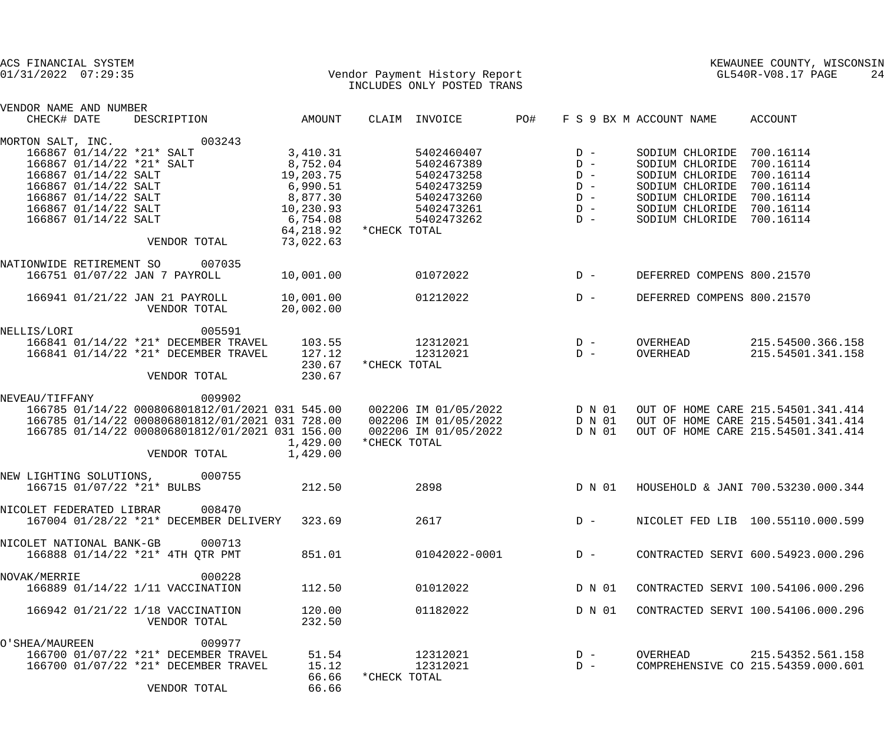ACS FINANCIAL SYSTEM
01/31/2022 07:29:35

# Vendor Payment History Report
INCLUDES ONLY POSTED TRANS

KEWAUNEE COUNTY, WISCONSIN
GL540R-V08.17 PAGE 24

| VENDOR NAME AND NUMBER / CHECK# | DATE | DESCRIPTION | AMOUNT | CLAIM | INVOICE | PO# | F S 9 BX M | ACCOUNT NAME | ACCOUNT |
|---|---|---|---|---|---|---|---|---|---|
| MORTON SALT, INC. 003243 | | | | | | | | | |
| 166867 | 01/14/22 | *21* SALT | 3,410.31 | | 5402460407 | | D - | SODIUM CHLORIDE | 700.16114 |
| 166867 | 01/14/22 | *21* SALT | 8,752.04 | | 5402467389 | | D - | SODIUM CHLORIDE | 700.16114 |
| 166867 | 01/14/22 | SALT | 19,203.75 | | 5402473258 | | D - | SODIUM CHLORIDE | 700.16114 |
| 166867 | 01/14/22 | SALT | 6,990.51 | | 5402473259 | | D - | SODIUM CHLORIDE | 700.16114 |
| 166867 | 01/14/22 | SALT | 8,877.30 | | 5402473260 | | D - | SODIUM CHLORIDE | 700.16114 |
| 166867 | 01/14/22 | SALT | 10,230.93 | | 5402473261 | | D - | SODIUM CHLORIDE | 700.16114 |
| 166867 | 01/14/22 | SALT | 6,754.08 | | 5402473262 | | D - | SODIUM CHLORIDE | 700.16114 |
| | | | 64,218.92 | *CHECK TOTAL | | | | | |
| | | VENDOR TOTAL | 73,022.63 | | | | | | |
| NATIONWIDE RETIREMENT SO 007035 | | | | | | | | | |
| 166751 | 01/07/22 | JAN 7 PAYROLL | 10,001.00 | | 01072022 | | D - | DEFERRED COMPENS | 800.21570 |
| 166941 | 01/21/22 | JAN 21 PAYROLL | 10,001.00 | | 01212022 | | D - | DEFERRED COMPENS | 800.21570 |
| | | VENDOR TOTAL | 20,002.00 | | | | | | |
| NELLIS/LORI 005591 | | | | | | | | | |
| 166841 | 01/14/22 | *21* DECEMBER TRAVEL | 103.55 | | 12312021 | | D - | OVERHEAD | 215.54500.366.158 |
| 166841 | 01/14/22 | *21* DECEMBER TRAVEL | 127.12 | | 12312021 | | D - | OVERHEAD | 215.54501.341.158 |
| | | | 230.67 | *CHECK TOTAL | | | | | |
| | | VENDOR TOTAL | 230.67 | | | | | | |
| NEVEAU/TIFFANY 009902 | | | | | | | | | |
| 166785 | 01/14/22 | 000806801812/01/2021 031 | 545.00 | 002206 IM | 01/05/2022 | | D N 01 | OUT OF HOME CARE | 215.54501.341.414 |
| 166785 | 01/14/22 | 000806801812/01/2021 031 | 728.00 | 002206 IM | 01/05/2022 | | D N 01 | OUT OF HOME CARE | 215.54501.341.414 |
| 166785 | 01/14/22 | 000806801812/01/2021 031 | 156.00 | 002206 IM | 01/05/2022 | | D N 01 | OUT OF HOME CARE | 215.54501.341.414 |
| | | | 1,429.00 | *CHECK TOTAL | | | | | |
| | | VENDOR TOTAL | 1,429.00 | | | | | | |
| NEW LIGHTING SOLUTIONS, 000755 | | | | | | | | | |
| 166715 | 01/07/22 | *21* BULBS | 212.50 | | 2898 | | D N 01 | HOUSEHOLD & JANI | 700.53230.000.344 |
| NICOLET FEDERATED LIBRAR 008470 | | | | | | | | | |
| 167004 | 01/28/22 | *21* DECEMBER DELIVERY | 323.69 | | 2617 | | D - | NICOLET FED LIB | 100.55110.000.599 |
| NICOLET NATIONAL BANK-GB 000713 | | | | | | | | | |
| 166888 | 01/14/22 | *21* 4TH QTR PMT | 851.01 | | 01042022-0001 | | D - | CONTRACTED SERVI | 600.54923.000.296 |
| NOVAK/MERRIE 000228 | | | | | | | | | |
| 166889 | 01/14/22 | 1/11 VACCINATION | 112.50 | | 01012022 | | D N 01 | CONTRACTED SERVI | 100.54106.000.296 |
| 166942 | 01/21/22 | 1/18 VACCINATION | 120.00 | | 01182022 | | D N 01 | CONTRACTED SERVI | 100.54106.000.296 |
| | | VENDOR TOTAL | 232.50 | | | | | | |
| O'SHEA/MAUREEN 009977 | | | | | | | | | |
| 166700 | 01/07/22 | *21* DECEMBER TRAVEL | 51.54 | | 12312021 | | D - | OVERHEAD | 215.54352.561.158 |
| 166700 | 01/07/22 | *21* DECEMBER TRAVEL | 15.12 | | 12312021 | | D - | COMPREHENSIVE CO | 215.54359.000.601 |
| | | | 66.66 | *CHECK TOTAL | | | | | |
| | | VENDOR TOTAL | 66.66 | | | | | | |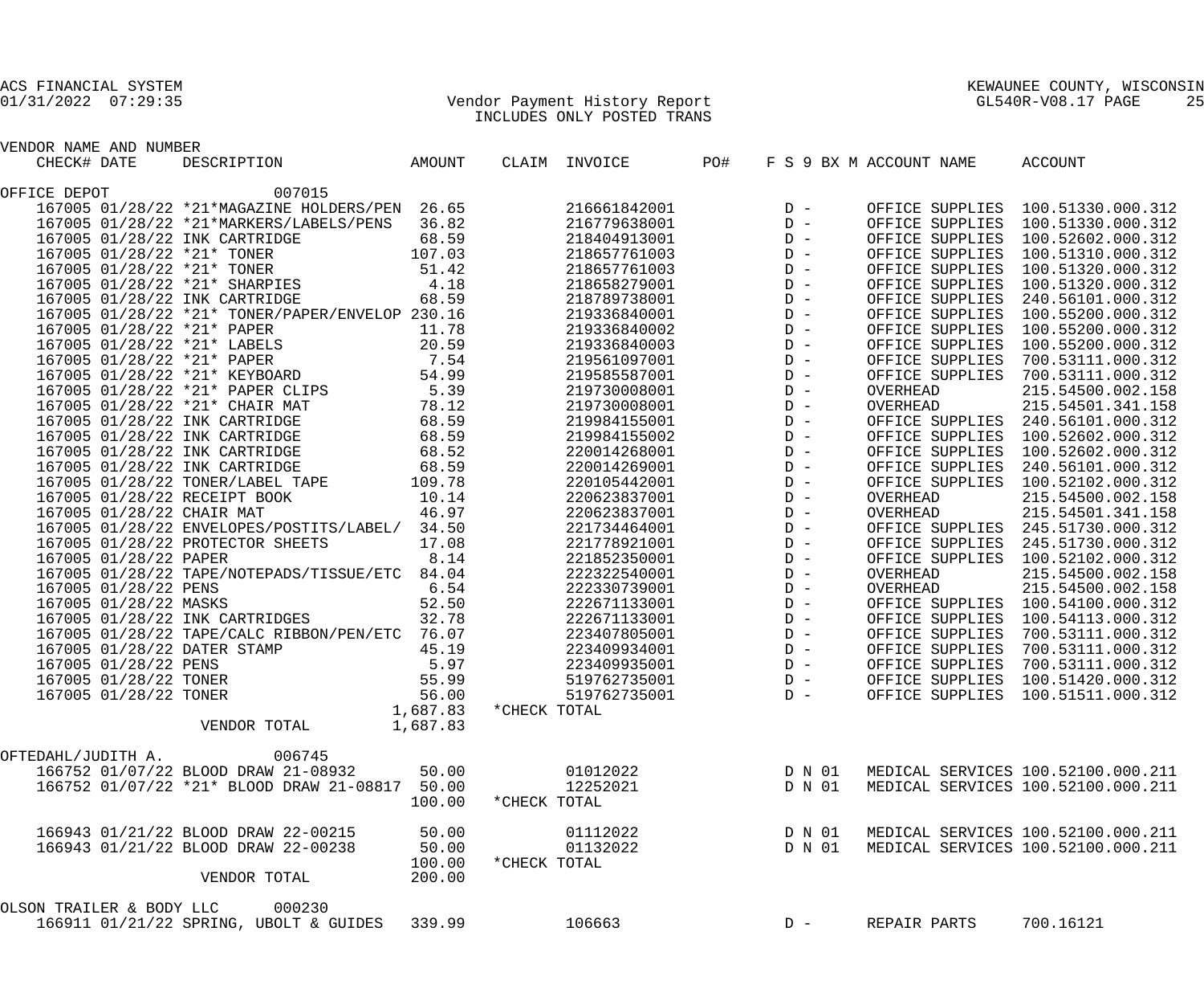ACS FINANCIAL SYSTEM
01/31/2022 07:29:35

Vendor Payment History Report
INCLUDES ONLY POSTED TRANS

KEWAUNEE COUNTY, WISCONSIN
GL540R-V08.17 PAGE 25

| VENDOR NAME AND NUMBER | | | | | | | | |
|---|---|---|---|---|---|---|---|---|
| CHECK# DATE | DESCRIPTION | AMOUNT | CLAIM | INVOICE | PO# | F S 9 BX M | ACCOUNT NAME | ACCOUNT |
| OFFICE DEPOT 007015 | | | | | | | | |
| 167005 01/28/22 | *21*MAGAZINE HOLDERS/PEN | 26.65 | | 216661842001 | | D - | OFFICE SUPPLIES | 100.51330.000.312 |
| 167005 01/28/22 | *21*MARKERS/LABELS/PENS | 36.82 | | 216779638001 | | D - | OFFICE SUPPLIES | 100.51330.000.312 |
| 167005 01/28/22 | INK CARTRIDGE | 68.59 | | 218404913001 | | D - | OFFICE SUPPLIES | 100.52602.000.312 |
| 167005 01/28/22 | *21* TONER | 107.03 | | 218657761003 | | D - | OFFICE SUPPLIES | 100.51310.000.312 |
| 167005 01/28/22 | *21* TONER | 51.42 | | 218657761003 | | D - | OFFICE SUPPLIES | 100.51320.000.312 |
| 167005 01/28/22 | *21* SHARPIES | 4.18 | | 218658279001 | | D - | OFFICE SUPPLIES | 100.51320.000.312 |
| 167005 01/28/22 | INK CARTRIDGE | 68.59 | | 218789738001 | | D - | OFFICE SUPPLIES | 240.56101.000.312 |
| 167005 01/28/22 | *21* TONER/PAPER/ENVELOP | 230.16 | | 219336840001 | | D - | OFFICE SUPPLIES | 100.55200.000.312 |
| 167005 01/28/22 | *21* PAPER | 11.78 | | 219336840002 | | D - | OFFICE SUPPLIES | 100.55200.000.312 |
| 167005 01/28/22 | *21* LABELS | 20.59 | | 219336840003 | | D - | OFFICE SUPPLIES | 100.55200.000.312 |
| 167005 01/28/22 | *21* PAPER | 7.54 | | 219561097001 | | D - | OFFICE SUPPLIES | 700.53111.000.312 |
| 167005 01/28/22 | *21* KEYBOARD | 54.99 | | 219585587001 | | D - | OFFICE SUPPLIES | 700.53111.000.312 |
| 167005 01/28/22 | *21* PAPER CLIPS | 5.39 | | 219730008001 | | D - | OVERHEAD | 215.54500.002.158 |
| 167005 01/28/22 | *21* CHAIR MAT | 78.12 | | 219730008001 | | D - | OVERHEAD | 215.54501.341.158 |
| 167005 01/28/22 | INK CARTRIDGE | 68.59 | | 219984155001 | | D - | OFFICE SUPPLIES | 240.56101.000.312 |
| 167005 01/28/22 | INK CARTRIDGE | 68.59 | | 219984155002 | | D - | OFFICE SUPPLIES | 100.52602.000.312 |
| 167005 01/28/22 | INK CARTRIDGE | 68.52 | | 220014268001 | | D - | OFFICE SUPPLIES | 100.52602.000.312 |
| 167005 01/28/22 | INK CARTRIDGE | 68.59 | | 220014269001 | | D - | OFFICE SUPPLIES | 240.56101.000.312 |
| 167005 01/28/22 | TONER/LABEL TAPE | 109.78 | | 220105442001 | | D - | OFFICE SUPPLIES | 100.52102.000.312 |
| 167005 01/28/22 | RECEIPT BOOK | 10.14 | | 220623837001 | | D - | OVERHEAD | 215.54500.002.158 |
| 167005 01/28/22 | CHAIR MAT | 46.97 | | 220623837001 | | D - | OVERHEAD | 215.54501.341.158 |
| 167005 01/28/22 | ENVELOPES/POSTITS/LABEL/ | 34.50 | | 221734464001 | | D - | OFFICE SUPPLIES | 245.51730.000.312 |
| 167005 01/28/22 | PROTECTOR SHEETS | 17.08 | | 221778921001 | | D - | OFFICE SUPPLIES | 245.51730.000.312 |
| 167005 01/28/22 | PAPER | 8.14 | | 221852350001 | | D - | OFFICE SUPPLIES | 100.52102.000.312 |
| 167005 01/28/22 | TAPE/NOTEPADS/TISSUE/ETC | 84.04 | | 222322540001 | | D - | OVERHEAD | 215.54500.002.158 |
| 167005 01/28/22 | PENS | 6.54 | | 222330739001 | | D - | OVERHEAD | 215.54500.002.158 |
| 167005 01/28/22 | MASKS | 52.50 | | 222671133001 | | D - | OFFICE SUPPLIES | 100.54100.000.312 |
| 167005 01/28/22 | INK CARTRIDGES | 32.78 | | 222671133001 | | D - | OFFICE SUPPLIES | 100.54113.000.312 |
| 167005 01/28/22 | TAPE/CALC RIBBON/PEN/ETC | 76.07 | | 223407805001 | | D - | OFFICE SUPPLIES | 700.53111.000.312 |
| 167005 01/28/22 | DATER STAMP | 45.19 | | 223409934001 | | D - | OFFICE SUPPLIES | 700.53111.000.312 |
| 167005 01/28/22 | PENS | 5.97 | | 223409935001 | | D - | OFFICE SUPPLIES | 700.53111.000.312 |
| 167005 01/28/22 | TONER | 55.99 | | 519762735001 | | D - | OFFICE SUPPLIES | 100.51420.000.312 |
| 167005 01/28/22 | TONER | 56.00 | | 519762735001 | | D - | OFFICE SUPPLIES | 100.51511.000.312 |
| | | 1,687.83 | *CHECK TOTAL | | | | | |
| | VENDOR TOTAL | 1,687.83 | | | | | | |
| OFTEDAHL/JUDITH A. 006745 | | | | | | | | |
| 166752 01/07/22 | BLOOD DRAW 21-08932 | 50.00 | | 01012022 | | D N 01 | MEDICAL SERVICES | 100.52100.000.211 |
| 166752 01/07/22 | *21* BLOOD DRAW 21-08817 | 50.00 | | 12252021 | | D N 01 | MEDICAL SERVICES | 100.52100.000.211 |
| | | 100.00 | *CHECK TOTAL | | | | | |
| 166943 01/21/22 | BLOOD DRAW 22-00215 | 50.00 | | 01112022 | | D N 01 | MEDICAL SERVICES | 100.52100.000.211 |
| 166943 01/21/22 | BLOOD DRAW 22-00238 | 50.00 | | 01132022 | | D N 01 | MEDICAL SERVICES | 100.52100.000.211 |
| | | 100.00 | *CHECK TOTAL | | | | | |
| | VENDOR TOTAL | 200.00 | | | | | | |
| OLSON TRAILER & BODY LLC 000230 | | | | | | | | |
| 166911 01/21/22 | SPRING, UBOLT & GUIDES | 339.99 | | 106663 | | D - | REPAIR PARTS | 700.16121 |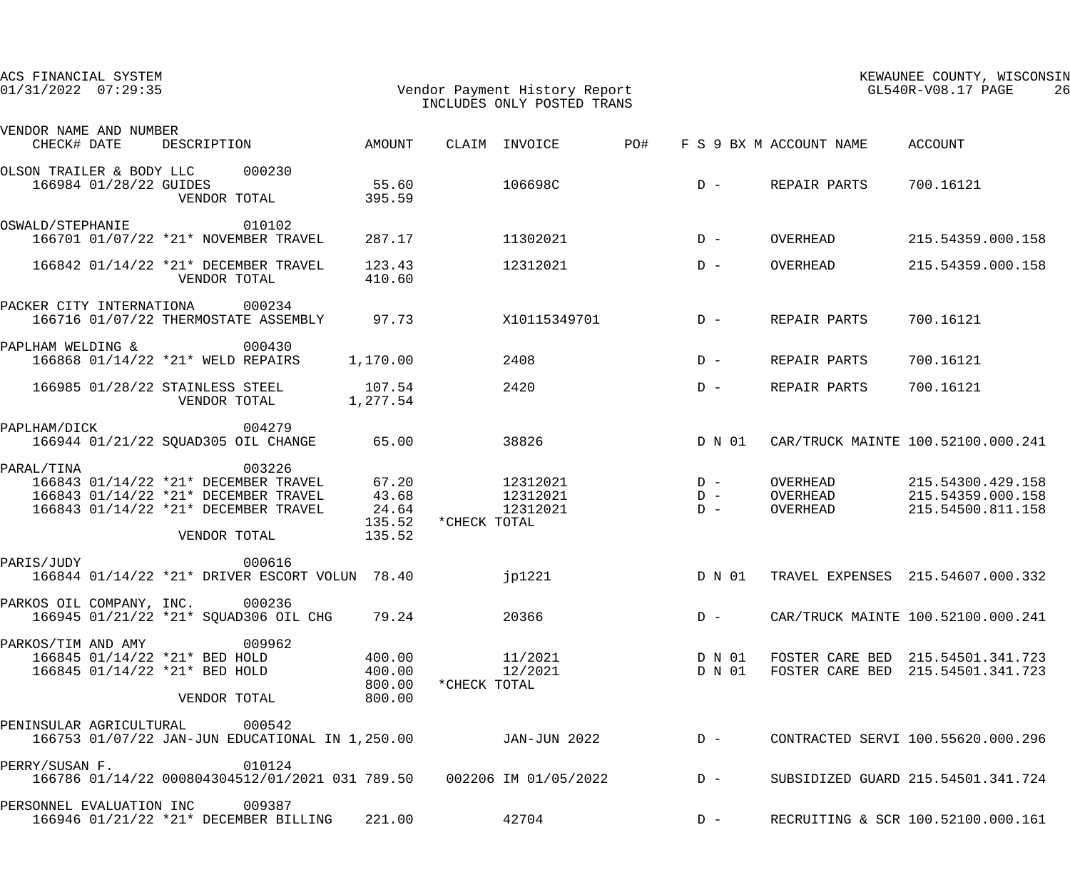| VENDOR NAME AND NUMBER | | | | | | | | | |
|---|---|---|---|---|---|---|---|---|---|
| CHECK# DATE | DESCRIPTION | AMOUNT | CLAIM | INVOICE | PO# | F S 9 BX M | ACCOUNT NAME | ACCOUNT |
| **OLSON TRAILER & BODY LLC 000230** | | | | | | | | |
| 166984 01/28/22 | GUIDES | 55.60 | | 106698C | | D - | REPAIR PARTS | 700.16121 |
| | VENDOR TOTAL | 395.59 | | | | | | |
| **OSWALD/STEPHANIE 010102** | | | | | | | | |
| 166701 01/07/22 | *21* NOVEMBER TRAVEL | 287.17 | | 11302021 | | D - | OVERHEAD | 215.54359.000.158 |
| 166842 01/14/22 | *21* DECEMBER TRAVEL | 123.43 | | 12312021 | | D - | OVERHEAD | 215.54359.000.158 |
| | VENDOR TOTAL | 410.60 | | | | | | |
| **PACKER CITY INTERNATIONA 000234** | | | | | | | | |
| 166716 01/07/22 | THERMOSTATE ASSEMBLY | 97.73 | | X10115349701 | | D - | REPAIR PARTS | 700.16121 |
| **PAPLHAM WELDING & 000430** | | | | | | | | |
| 166868 01/14/22 | *21* WELD REPAIRS | 1,170.00 | | 2408 | | D - | REPAIR PARTS | 700.16121 |
| 166985 01/28/22 | STAINLESS STEEL | 107.54 | | 2420 | | D - | REPAIR PARTS | 700.16121 |
| | VENDOR TOTAL | 1,277.54 | | | | | | |
| **PAPLHAM/DICK 004279** | | | | | | | | |
| 166944 01/21/22 | SQUAD305 OIL CHANGE | 65.00 | | 38826 | | D N 01 | CAR/TRUCK MAINTE | 100.52100.000.241 |
| **PARAL/TINA 003226** | | | | | | | | |
| 166843 01/14/22 | *21* DECEMBER TRAVEL | 67.20 | | 12312021 | | D - | OVERHEAD | 215.54300.429.158 |
| 166843 01/14/22 | *21* DECEMBER TRAVEL | 43.68 | | 12312021 | | D - | OVERHEAD | 215.54359.000.158 |
| 166843 01/14/22 | *21* DECEMBER TRAVEL | 24.64 | | 12312021 | | D - | OVERHEAD | 215.54500.811.158 |
| | | 135.52 | *CHECK TOTAL | | | | | |
| | VENDOR TOTAL | 135.52 | | | | | | |
| **PARIS/JUDY 000616** | | | | | | | | |
| 166844 01/14/22 | *21* DRIVER ESCORT VOLUN | 78.40 | | jp1221 | | D N 01 | TRAVEL EXPENSES | 215.54607.000.332 |
| **PARKOS OIL COMPANY, INC. 000236** | | | | | | | | |
| 166945 01/21/22 | *21* SQUAD306 OIL CHG | 79.24 | | 20366 | | D - | CAR/TRUCK MAINTE | 100.52100.000.241 |
| **PARKOS/TIM AND AMY 009962** | | | | | | | | |
| 166845 01/14/22 | *21* BED HOLD | 400.00 | | 11/2021 | | D N 01 | FOSTER CARE BED | 215.54501.341.723 |
| 166845 01/14/22 | *21* BED HOLD | 400.00 | | 12/2021 | | D N 01 | FOSTER CARE BED | 215.54501.341.723 |
| | | 800.00 | *CHECK TOTAL | | | | | |
| | VENDOR TOTAL | 800.00 | | | | | | |
| **PENINSULAR AGRICULTURAL 000542** | | | | | | | | |
| 166753 01/07/22 | JAN-JUN EDUCATIONAL IN | 1,250.00 | | JAN-JUN 2022 | | D - | CONTRACTED SERVI | 100.55620.000.296 |
| **PERRY/SUSAN F. 010124** | | | | | | | | |
| 166786 01/14/22 | 000804304512/01/2021 031 | 789.50 | 002206 | IM 01/05/2022 | | D - | SUBSIDIZED GUARD | 215.54501.341.724 |
| **PERSONNEL EVALUATION INC 009387** | | | | | | | | |
| 166946 01/21/22 | *21* DECEMBER BILLING | 221.00 | | 42704 | | D - | RECRUITING & SCR | 100.52100.000.161 |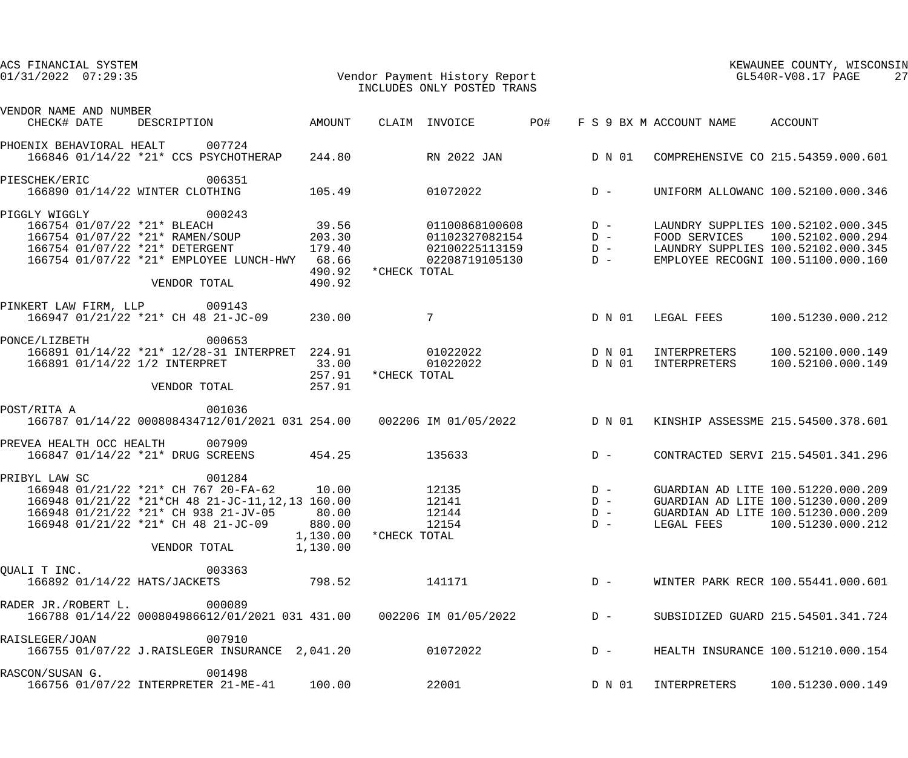ACS FINANCIAL SYSTEM
01/31/2022 07:29:35

Vendor Payment History Report
INCLUDES ONLY POSTED TRANS

KEWAUNEE COUNTY, WISCONSIN
GL540R-V08.17

| VENDOR NAME AND NUMBER / CHECK# DATE | DESCRIPTION | AMOUNT | CLAIM | INVOICE | PO# | F S 9 BX M | ACCOUNT NAME | ACCOUNT |
|---|---|---|---|---|---|---|---|---|
| PHOENIX BEHAVIORAL HEALT 007724 | | | | | | | | |
| 166846 01/14/22 | *21* CCS PSYCHOTHERAP | 244.80 | | RN 2022 JAN | | D N 01 | COMPREHENSIVE CO | 215.54359.000.601 |
| PIESCHEK/ERIC 006351 | | | | | | | | |
| 166890 01/14/22 | WINTER CLOTHING | 105.49 | | 01072022 | | D - | UNIFORM ALLOWANC | 100.52100.000.346 |
| PIGGLY WIGGLY 000243 | | | | | | | | |
| 166754 01/07/22 | *21* BLEACH | 39.56 | | 01100868100608 | | D - | LAUNDRY SUPPLIES | 100.52102.000.345 |
| 166754 01/07/22 | *21* RAMEN/SOUP | 203.30 | | 01102327082154 | | D - | FOOD SERVICES | 100.52102.000.294 |
| 166754 01/07/22 | *21* DETERGENT | 179.40 | | 02100225113159 | | D - | LAUNDRY SUPPLIES | 100.52102.000.345 |
| 166754 01/07/22 | *21* EMPLOYEE LUNCH-HWY | 68.66 | | 02208719105130 | | D - | EMPLOYEE RECOGNI | 100.51100.000.160 |
| | | 490.92 | *CHECK TOTAL | | | | | |
| | VENDOR TOTAL | 490.92 | | | | | | |
| PINKERT LAW FIRM, LLP 009143 | | | | | | | | |
| 166947 01/21/22 | *21* CH 48 21-JC-09 | 230.00 | | 7 | | D N 01 | LEGAL FEES | 100.51230.000.212 |
| PONCE/LIZBETH 000653 | | | | | | | | |
| 166891 01/14/22 | *21* 12/28-31 INTERPRET | 224.91 | | 01022022 | | D N 01 | INTERPRETERS | 100.52100.000.149 |
| 166891 01/14/22 | 1/2 INTERPRET | 33.00 | | 01022022 | | D N 01 | INTERPRETERS | 100.52100.000.149 |
| | | 257.91 | *CHECK TOTAL | | | | | |
| | VENDOR TOTAL | 257.91 | | | | | | |
| POST/RITA A 001036 | | | | | | | | |
| 166787 01/14/22 | 000808434712/01/2021 031 | 254.00 | 002206 | IM 01/05/2022 | | D N 01 | KINSHIP ASSESSME | 215.54500.378.601 |
| PREVEA HEALTH OCC HEALTH 007909 | | | | | | | | |
| 166847 01/14/22 | *21* DRUG SCREENS | 454.25 | | 135633 | | D - | CONTRACTED SERVI | 215.54501.341.296 |
| PRIBYL LAW SC 001284 | | | | | | | | |
| 166948 01/21/22 | *21* CH 767 20-FA-62 | 10.00 | | 12135 | | D - | GUARDIAN AD LITE | 100.51220.000.209 |
| 166948 01/21/22 | *21*CH 48 21-JC-11,12,13 | 160.00 | | 12141 | | D - | GUARDIAN AD LITE | 100.51230.000.209 |
| 166948 01/21/22 | *21* CH 938 21-JV-05 | 80.00 | | 12144 | | D - | GUARDIAN AD LITE | 100.51230.000.209 |
| 166948 01/21/22 | *21* CH 48 21-JC-09 | 880.00 | | 12154 | | D - | LEGAL FEES | 100.51230.000.212 |
| | | 1,130.00 | *CHECK TOTAL | | | | | |
| | VENDOR TOTAL | 1,130.00 | | | | | | |
| QUALI T INC. 003363 | | | | | | | | |
| 166892 01/14/22 | HATS/JACKETS | 798.52 | | 141171 | | D - | WINTER PARK RECR | 100.55441.000.601 |
| RADER JR./ROBERT L. 000089 | | | | | | | | |
| 166788 01/14/22 | 000804986612/01/2021 031 | 431.00 | 002206 | IM 01/05/2022 | | D - | SUBSIDIZED GUARD | 215.54501.341.724 |
| RAISLEGER/JOAN 007910 | | | | | | | | |
| 166755 01/07/22 | J.RAISLEGER INSURANCE | 2,041.20 | | 01072022 | | D - | HEALTH INSURANCE | 100.51210.000.154 |
| RASCON/SUSAN G. 001498 | | | | | | | | |
| 166756 01/07/22 | INTERPRETER 21-ME-41 | 100.00 | | 22001 | | D N 01 | INTERPRETERS | 100.51230.000.149 |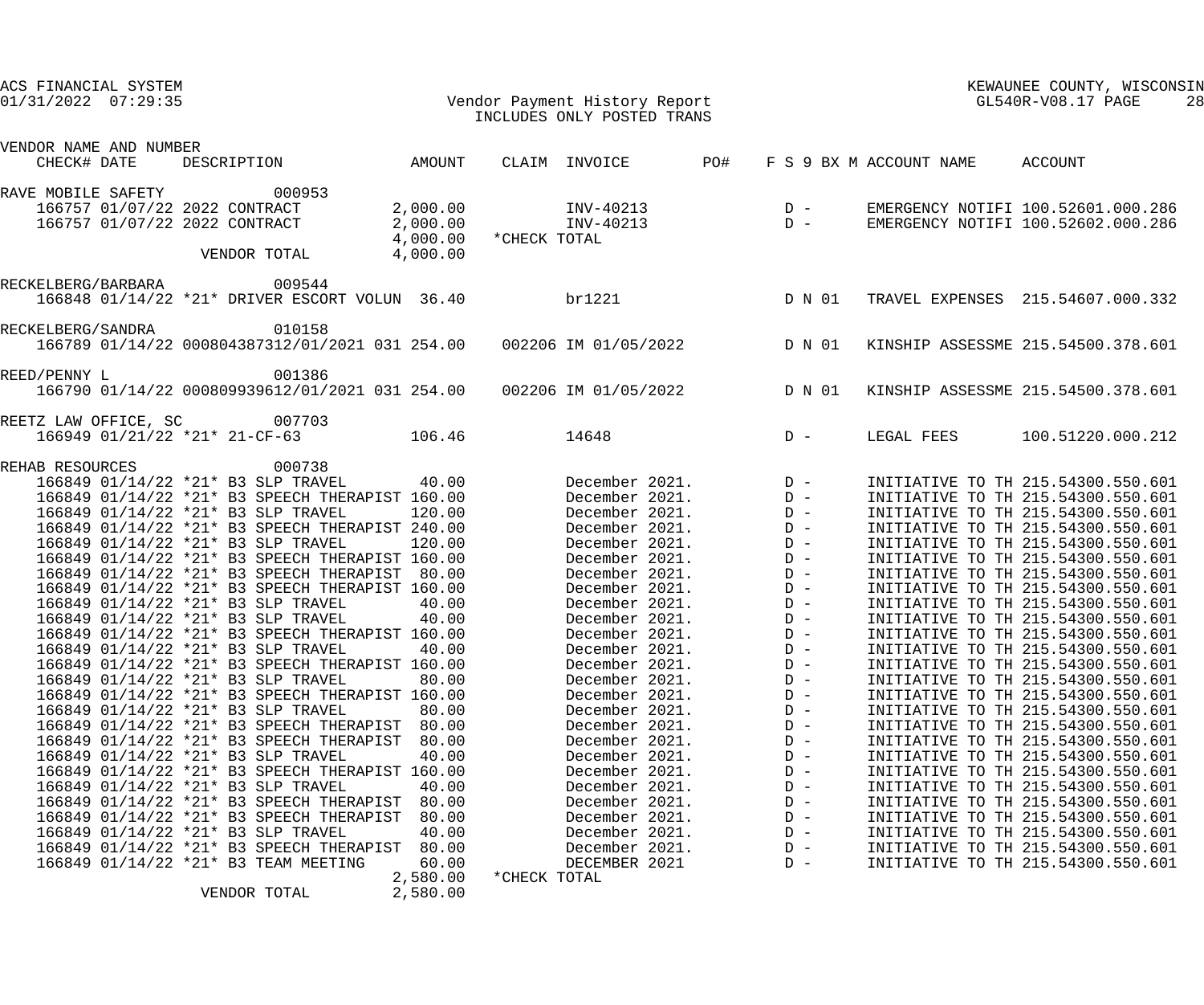ACS FINANCIAL SYSTEM
01/31/2022 07:29:35

Vendor Payment History Report
INCLUDES ONLY POSTED TRANS

KEWAUNEE COUNTY, WISCONSIN
GL540R-V08.17 PAGE 28

| VENDOR NAME AND NUMBER CHECK# | DATE | DESCRIPTION | AMOUNT | CLAIM | INVOICE | PO# | F S 9 BX M | ACCOUNT NAME | ACCOUNT |
|---|---|---|---|---|---|---|---|---|---|
| RAVE MOBILE SAFETY 000953 | | | | | | | | | |
| 166757 | 01/07/22 | 2022 CONTRACT | 2,000.00 | | INV-40213 | | D - | EMERGENCY NOTIFI | 100.52601.000.286 |
| 166757 | 01/07/22 | 2022 CONTRACT | 2,000.00 | | INV-40213 | | D - | EMERGENCY NOTIFI | 100.52602.000.286 |
| | | | 4,000.00 | *CHECK TOTAL | | | | | |
| | | VENDOR TOTAL | 4,000.00 | | | | | | |
| RECKELBERG/BARBARA 009544 | | | | | | | | | |
| 166848 | 01/14/22 | *21* DRIVER ESCORT VOLUN | 36.40 | | br1221 | | D N 01 | TRAVEL EXPENSES | 215.54607.000.332 |
| RECKELBERG/SANDRA 010158 | | | | | | | | | |
| 166789 | 01/14/22 | 000804387312/01/2021 031 | 254.00 | 002206 | IM 01/05/2022 | | D N 01 | KINSHIP ASSESSME | 215.54500.378.601 |
| REED/PENNY L 001386 | | | | | | | | | |
| 166790 | 01/14/22 | 000809939612/01/2021 031 | 254.00 | 002206 | IM 01/05/2022 | | D N 01 | KINSHIP ASSESSME | 215.54500.378.601 |
| REETZ LAW OFFICE, SC 007703 | | | | | | | | | |
| 166949 | 01/21/22 | *21* 21-CF-63 | 106.46 | | 14648 | | D - | LEGAL FEES | 100.51220.000.212 |
| REHAB RESOURCES 000738 | | | | | | | | | |
| 166849 | 01/14/22 | *21* B3 SLP TRAVEL | 40.00 | | December 2021. | | D - | INITIATIVE TO TH | 215.54300.550.601 |
| 166849 | 01/14/22 | *21* B3 SPEECH THERAPIST | 160.00 | | December 2021. | | D - | INITIATIVE TO TH | 215.54300.550.601 |
| 166849 | 01/14/22 | *21* B3 SLP TRAVEL | 120.00 | | December 2021. | | D - | INITIATIVE TO TH | 215.54300.550.601 |
| 166849 | 01/14/22 | *21* B3 SPEECH THERAPIST | 240.00 | | December 2021. | | D - | INITIATIVE TO TH | 215.54300.550.601 |
| 166849 | 01/14/22 | *21* B3 SLP TRAVEL | 120.00 | | December 2021. | | D - | INITIATIVE TO TH | 215.54300.550.601 |
| 166849 | 01/14/22 | *21* B3 SPEECH THERAPIST | 160.00 | | December 2021. | | D - | INITIATIVE TO TH | 215.54300.550.601 |
| 166849 | 01/14/22 | *21* B3 SPEECH THERAPIST | 80.00 | | December 2021. | | D - | INITIATIVE TO TH | 215.54300.550.601 |
| 166849 | 01/14/22 | *21* B3 SPEECH THERAPIST | 160.00 | | December 2021. | | D - | INITIATIVE TO TH | 215.54300.550.601 |
| 166849 | 01/14/22 | *21* B3 SLP TRAVEL | 40.00 | | December 2021. | | D - | INITIATIVE TO TH | 215.54300.550.601 |
| 166849 | 01/14/22 | *21* B3 SLP TRAVEL | 40.00 | | December 2021. | | D - | INITIATIVE TO TH | 215.54300.550.601 |
| 166849 | 01/14/22 | *21* B3 SPEECH THERAPIST | 160.00 | | December 2021. | | D - | INITIATIVE TO TH | 215.54300.550.601 |
| 166849 | 01/14/22 | *21* B3 SLP TRAVEL | 40.00 | | December 2021. | | D - | INITIATIVE TO TH | 215.54300.550.601 |
| 166849 | 01/14/22 | *21* B3 SPEECH THERAPIST | 160.00 | | December 2021. | | D - | INITIATIVE TO TH | 215.54300.550.601 |
| 166849 | 01/14/22 | *21* B3 SLP TRAVEL | 80.00 | | December 2021. | | D - | INITIATIVE TO TH | 215.54300.550.601 |
| 166849 | 01/14/22 | *21* B3 SPEECH THERAPIST | 160.00 | | December 2021. | | D - | INITIATIVE TO TH | 215.54300.550.601 |
| 166849 | 01/14/22 | *21* B3 SLP TRAVEL | 80.00 | | December 2021. | | D - | INITIATIVE TO TH | 215.54300.550.601 |
| 166849 | 01/14/22 | *21* B3 SPEECH THERAPIST | 80.00 | | December 2021. | | D - | INITIATIVE TO TH | 215.54300.550.601 |
| 166849 | 01/14/22 | *21* B3 SPEECH THERAPIST | 80.00 | | December 2021. | | D - | INITIATIVE TO TH | 215.54300.550.601 |
| 166849 | 01/14/22 | *21* B3 SLP TRAVEL | 40.00 | | December 2021. | | D - | INITIATIVE TO TH | 215.54300.550.601 |
| 166849 | 01/14/22 | *21* B3 SPEECH THERAPIST | 160.00 | | December 2021. | | D - | INITIATIVE TO TH | 215.54300.550.601 |
| 166849 | 01/14/22 | *21* B3 SLP TRAVEL | 40.00 | | December 2021. | | D - | INITIATIVE TO TH | 215.54300.550.601 |
| 166849 | 01/14/22 | *21* B3 SPEECH THERAPIST | 80.00 | | December 2021. | | D - | INITIATIVE TO TH | 215.54300.550.601 |
| 166849 | 01/14/22 | *21* B3 SPEECH THERAPIST | 80.00 | | December 2021. | | D - | INITIATIVE TO TH | 215.54300.550.601 |
| 166849 | 01/14/22 | *21* B3 SLP TRAVEL | 40.00 | | December 2021. | | D - | INITIATIVE TO TH | 215.54300.550.601 |
| 166849 | 01/14/22 | *21* B3 SPEECH THERAPIST | 80.00 | | December 2021. | | D - | INITIATIVE TO TH | 215.54300.550.601 |
| 166849 | 01/14/22 | *21* B3 TEAM MEETING | 60.00 | | DECEMBER 2021 | | D - | INITIATIVE TO TH | 215.54300.550.601 |
| | | | 2,580.00 | *CHECK TOTAL | | | | | |
| | | VENDOR TOTAL | 2,580.00 | | | | | | |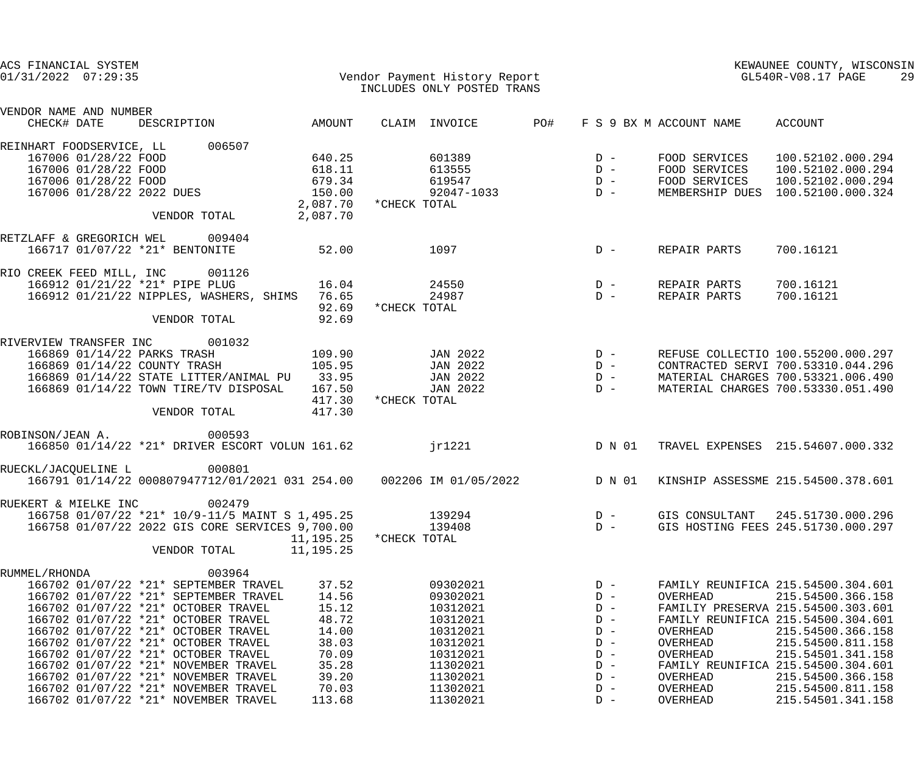ACS FINANCIAL SYSTEM
01/31/2022 07:29:35

Vendor Payment History Report
INCLUDES ONLY POSTED TRANS

KEWAUNEE COUNTY, WISCONSIN
GL540R-V08.17 PAGE 29

| VENDOR NAME AND NUMBER CHECK# DATE | DESCRIPTION | AMOUNT | CLAIM | INVOICE | PO# | F S 9 BX M | ACCOUNT NAME | ACCOUNT |
|---|---|---|---|---|---|---|---|---|
| REINHART FOODSERVICE, LL 006507 | | | | | | | | |
| 167006 01/28/22 | FOOD | 640.25 | | 601389 | | D - | FOOD SERVICES | 100.52102.000.294 |
| 167006 01/28/22 | FOOD | 618.11 | | 613555 | | D - | FOOD SERVICES | 100.52102.000.294 |
| 167006 01/28/22 | FOOD | 679.34 | | 619547 | | D - | FOOD SERVICES | 100.52102.000.294 |
| 167006 01/28/22 | 2022 DUES | 150.00 | | 92047-1033 | | D - | MEMBERSHIP DUES | 100.52100.000.324 |
| | | 2,087.70 | *CHECK TOTAL | | | | | |
| | VENDOR TOTAL | 2,087.70 | | | | | | |
| RETZLAFF & GREGORICH WEL 009404 | | | | | | | | |
| 166717 01/07/22 | *21* BENTONITE | 52.00 | | 1097 | | D - | REPAIR PARTS | 700.16121 |
| RIO CREEK FEED MILL, INC 001126 | | | | | | | | |
| 166912 01/21/22 | *21* PIPE PLUG | 16.04 | | 24550 | | D - | REPAIR PARTS | 700.16121 |
| 166912 01/21/22 | NIPPLES, WASHERS, SHIMS | 76.65 | | 24987 | | D - | REPAIR PARTS | 700.16121 |
| | | 92.69 | *CHECK TOTAL | | | | | |
| | VENDOR TOTAL | 92.69 | | | | | | |
| RIVERVIEW TRANSFER INC 001032 | | | | | | | | |
| 166869 01/14/22 | PARKS TRASH | 109.90 | | JAN 2022 | | D - | REFUSE COLLECTIO | 100.55200.000.297 |
| 166869 01/14/22 | COUNTY TRASH | 105.95 | | JAN 2022 | | D - | CONTRACTED SERVI | 700.53310.044.296 |
| 166869 01/14/22 | STATE LITTER/ANIMAL PU | 33.95 | | JAN 2022 | | D - | MATERIAL CHARGES | 700.53321.006.490 |
| 166869 01/14/22 | TOWN TIRE/TV DISPOSAL | 167.50 | | JAN 2022 | | D - | MATERIAL CHARGES | 700.53330.051.490 |
| | | 417.30 | *CHECK TOTAL | | | | | |
| | VENDOR TOTAL | 417.30 | | | | | | |
| ROBINSON/JEAN A. 000593 | | | | | | | | |
| 166850 01/14/22 | *21* DRIVER ESCORT VOLUN | 161.62 | | jr1221 | | D N 01 | TRAVEL EXPENSES | 215.54607.000.332 |
| RUECKL/JACQUELINE L 000801 | | | | | | | | |
| 166791 01/14/22 | 000807947712/01/2021 031 | 254.00 | 002206 | IM 01/05/2022 | | D N 01 | KINSHIP ASSESSME | 215.54500.378.601 |
| RUEKERT & MIELKE INC 002479 | | | | | | | | |
| 166758 01/07/22 | *21* 10/9-11/5 MAINT S | 1,495.25 | | 139294 | | D - | GIS CONSULTANT | 245.51730.000.296 |
| 166758 01/07/22 | 2022 GIS CORE SERVICES | 9,700.00 | | 139408 | | D - | GIS HOSTING FEES | 245.51730.000.297 |
| | | 11,195.25 | *CHECK TOTAL | | | | | |
| | VENDOR TOTAL | 11,195.25 | | | | | | |
| RUMMEL/RHONDA 003964 | | | | | | | | |
| 166702 01/07/22 | *21* SEPTEMBER TRAVEL | 37.52 | | 09302021 | | D - | FAMILY REUNIFICA | 215.54500.304.601 |
| 166702 01/07/22 | *21* SEPTEMBER TRAVEL | 14.56 | | 09302021 | | D - | OVERHEAD | 215.54500.366.158 |
| 166702 01/07/22 | *21* OCTOBER TRAVEL | 15.12 | | 10312021 | | D - | FAMILIY PRESERVA | 215.54500.303.601 |
| 166702 01/07/22 | *21* OCTOBER TRAVEL | 48.72 | | 10312021 | | D - | FAMILY REUNIFICA | 215.54500.304.601 |
| 166702 01/07/22 | *21* OCTOBER TRAVEL | 14.00 | | 10312021 | | D - | OVERHEAD | 215.54500.366.158 |
| 166702 01/07/22 | *21* OCTOBER TRAVEL | 38.03 | | 10312021 | | D - | OVERHEAD | 215.54500.811.158 |
| 166702 01/07/22 | *21* OCTOBER TRAVEL | 70.09 | | 10312021 | | D - | OVERHEAD | 215.54501.341.158 |
| 166702 01/07/22 | *21* NOVEMBER TRAVEL | 35.28 | | 11302021 | | D - | FAMILY REUNIFICA | 215.54500.304.601 |
| 166702 01/07/22 | *21* NOVEMBER TRAVEL | 39.20 | | 11302021 | | D - | OVERHEAD | 215.54500.366.158 |
| 166702 01/07/22 | *21* NOVEMBER TRAVEL | 70.03 | | 11302021 | | D - | OVERHEAD | 215.54500.811.158 |
| 166702 01/07/22 | *21* NOVEMBER TRAVEL | 113.68 | | 11302021 | | D - | OVERHEAD | 215.54501.341.158 |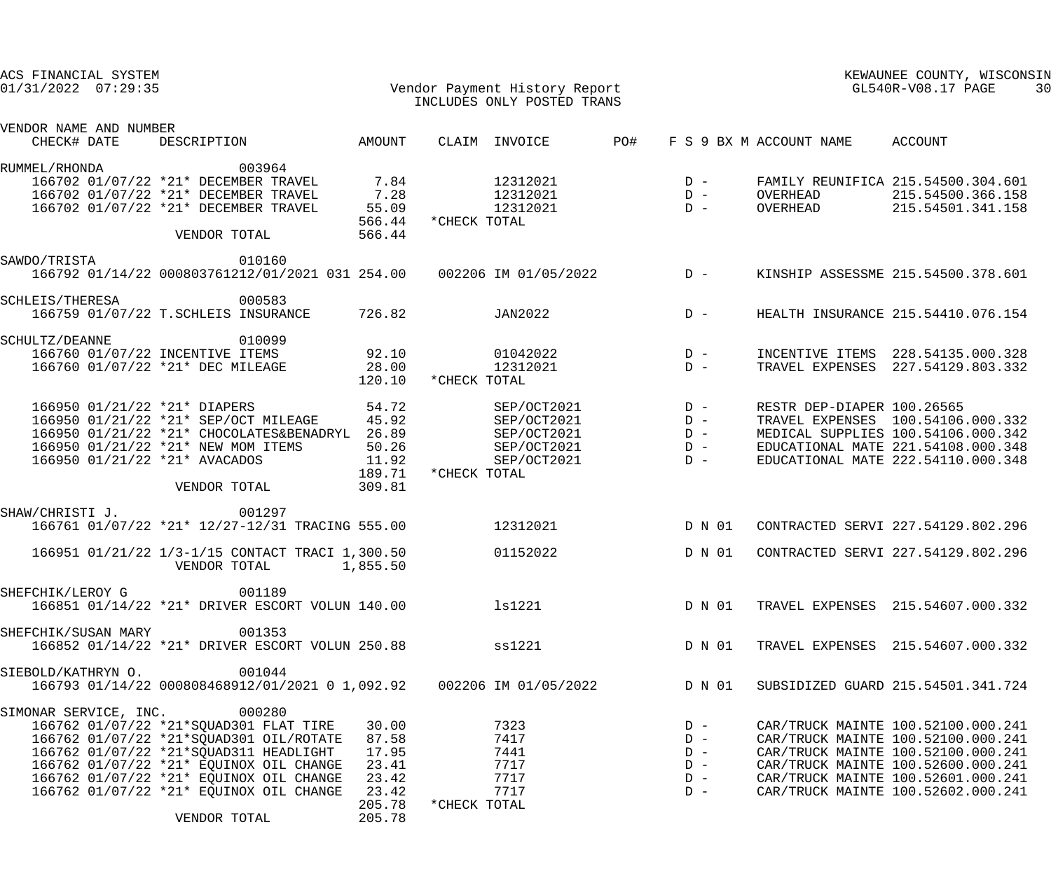ACS FINANCIAL SYSTEM
01/31/2022 07:29:35

Vendor Payment History Report
INCLUDES ONLY POSTED TRANS

KEWAUNEE COUNTY, WISCONSIN
GL540R-V08.17 PAGE 30

| VENDOR NAME AND NUMBER CHECK# DATE | DESCRIPTION | AMOUNT | CLAIM | INVOICE | PO# | F S 9 BX M | ACCOUNT NAME | ACCOUNT |
|---|---|---|---|---|---|---|---|---|
| RUMMEL/RHONDA | 003964 | | | | | | | |
| 166702 01/07/22 | *21* DECEMBER TRAVEL | 7.84 | | 12312021 | | D - | FAMILY REUNIFICA | 215.54500.304.601 |
| 166702 01/07/22 | *21* DECEMBER TRAVEL | 7.28 | | 12312021 | | D - | OVERHEAD | 215.54500.366.158 |
| 166702 01/07/22 | *21* DECEMBER TRAVEL | 55.09 | | 12312021 | | D - | OVERHEAD | 215.54501.341.158 |
| | | 566.44 | *CHECK TOTAL | | | | | |
| | VENDOR TOTAL | 566.44 | | | | | | |
| SAWDO/TRISTA | 010160 | | | | | | | |
| 166792 01/14/22 | 000803761212/01/2021 031 | 254.00 | 002206 | IM 01/05/2022 | | D - | KINSHIP ASSESSME | 215.54500.378.601 |
| SCHLEIS/THERESA | 000583 | | | | | | | |
| 166759 01/07/22 | T.SCHLEIS INSURANCE | 726.82 | | JAN2022 | | D - | HEALTH INSURANCE | 215.54410.076.154 |
| SCHULTZ/DEANNE | 010099 | | | | | | | |
| 166760 01/07/22 | INCENTIVE ITEMS | 92.10 | | 01042022 | | D - | INCENTIVE ITEMS | 228.54135.000.328 |
| 166760 01/07/22 | *21* DEC MILEAGE | 28.00 | | 12312021 | | D - | TRAVEL EXPENSES | 227.54129.803.332 |
| | | 120.10 | *CHECK TOTAL | | | | | |
| 166950 01/21/22 | *21* DIAPERS | 54.72 | | SEP/OCT2021 | | D - | RESTR DEP-DIAPER | 100.26565 |
| 166950 01/21/22 | *21* SEP/OCT MILEAGE | 45.92 | | SEP/OCT2021 | | D - | TRAVEL EXPENSES | 100.54106.000.332 |
| 166950 01/21/22 | *21* CHOCOLATES&BENADRYL | 26.89 | | SEP/OCT2021 | | D - | MEDICAL SUPPLIES | 100.54106.000.342 |
| 166950 01/21/22 | *21* NEW MOM ITEMS | 50.26 | | SEP/OCT2021 | | D - | EDUCATIONAL MATE | 221.54108.000.348 |
| 166950 01/21/22 | *21* AVACADOS | 11.92 | | SEP/OCT2021 | | D - | EDUCATIONAL MATE | 222.54110.000.348 |
| | | 189.71 | *CHECK TOTAL | | | | | |
| | VENDOR TOTAL | 309.81 | | | | | | |
| SHAW/CHRISTI J. | 001297 | | | | | | | |
| 166761 01/07/22 | *21* 12/27-12/31 TRACING | 555.00 | | 12312021 | | D N 01 | CONTRACTED SERVI | 227.54129.802.296 |
| 166951 01/21/22 | 1/3-1/15 CONTACT TRACI | 1,300.50 | | 01152022 | | D N 01 | CONTRACTED SERVI | 227.54129.802.296 |
| | VENDOR TOTAL | 1,855.50 | | | | | | |
| SHEFCHIK/LEROY G | 001189 | | | | | | | |
| 166851 01/14/22 | *21* DRIVER ESCORT VOLUN | 140.00 | | ls1221 | | D N 01 | TRAVEL EXPENSES | 215.54607.000.332 |
| SHEFCHIK/SUSAN MARY | 001353 | | | | | | | |
| 166852 01/14/22 | *21* DRIVER ESCORT VOLUN | 250.88 | | ss1221 | | D N 01 | TRAVEL EXPENSES | 215.54607.000.332 |
| SIEBOLD/KATHRYN O. | 001044 | | | | | | | |
| 166793 01/14/22 | 000808468912/01/2021 0 | 1,092.92 | 002206 | IM 01/05/2022 | | D N 01 | SUBSIDIZED GUARD | 215.54501.341.724 |
| SIMONAR SERVICE, INC. | 000280 | | | | | | | |
| 166762 01/07/22 | *21*SQUAD301 FLAT TIRE | 30.00 | | 7323 | | D - | CAR/TRUCK MAINTE | 100.52100.000.241 |
| 166762 01/07/22 | *21*SQUAD301 OIL/ROTATE | 87.58 | | 7417 | | D - | CAR/TRUCK MAINTE | 100.52100.000.241 |
| 166762 01/07/22 | *21*SQUAD311 HEADLIGHT | 17.95 | | 7441 | | D - | CAR/TRUCK MAINTE | 100.52100.000.241 |
| 166762 01/07/22 | *21* EQUINOX OIL CHANGE | 23.41 | | 7717 | | D - | CAR/TRUCK MAINTE | 100.52600.000.241 |
| 166762 01/07/22 | *21* EQUINOX OIL CHANGE | 23.42 | | 7717 | | D - | CAR/TRUCK MAINTE | 100.52601.000.241 |
| 166762 01/07/22 | *21* EQUINOX OIL CHANGE | 23.42 | | 7717 | | D - | CAR/TRUCK MAINTE | 100.52602.000.241 |
| | | 205.78 | *CHECK TOTAL | | | | | |
| | VENDOR TOTAL | 205.78 | | | | | | |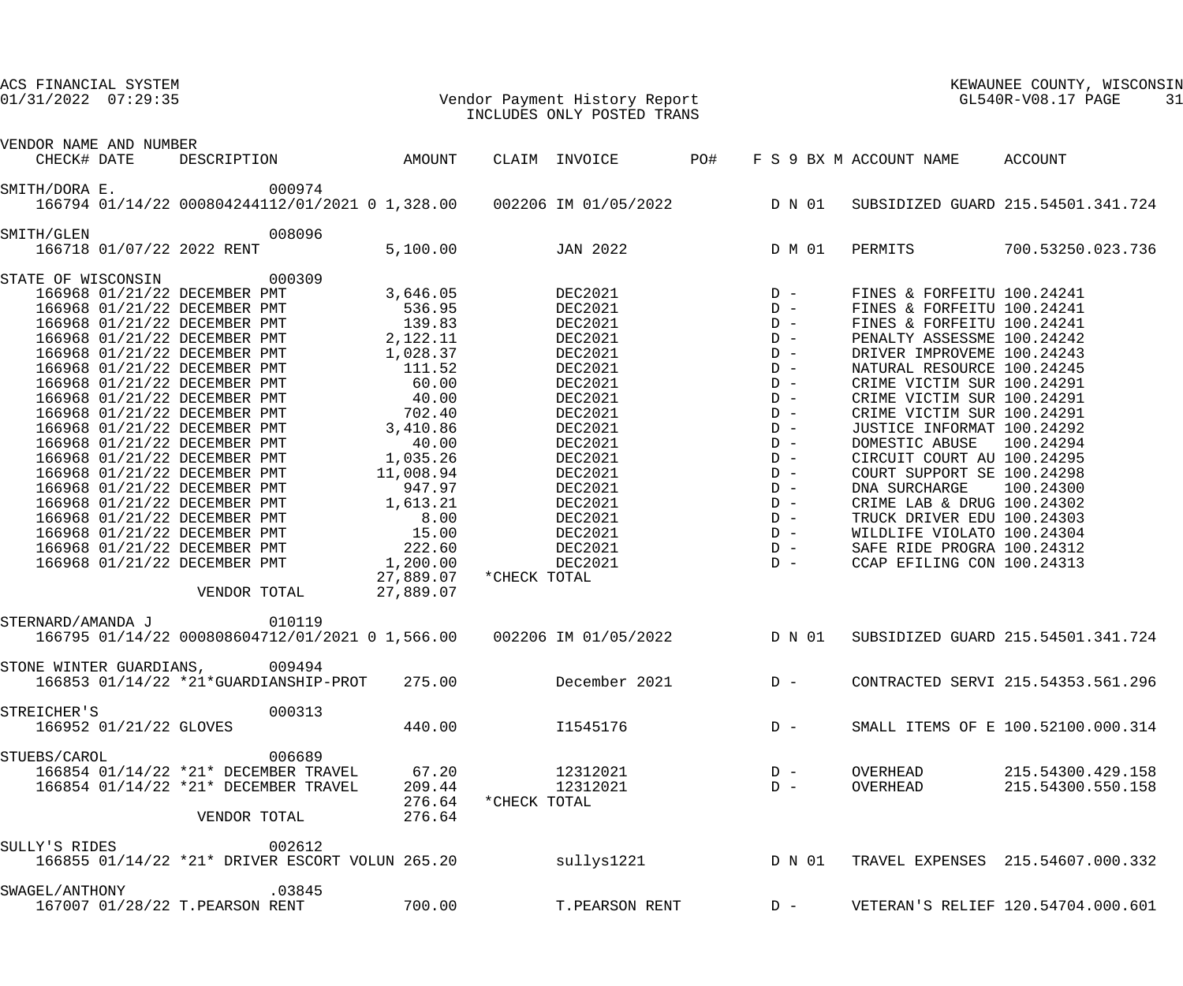ACS FINANCIAL SYSTEM
01/31/2022 07:29:35

Vendor Payment History Report
INCLUDES ONLY POSTED TRANS

KEWAUNEE COUNTY, WISCONSIN
GL540R-V08.17

| VENDOR NAME AND NUMBER CHECK# | DATE | DESCRIPTION | AMOUNT | CLAIM | INVOICE | PO# | F S 9 BX M | ACCOUNT NAME | ACCOUNT |
|---|---|---|---|---|---|---|---|---|---|
| SMITH/DORA E. 000974 | | | | | | | | | |
| 166794 | 01/14/22 | 000804244112/01/2021 0 | 1,328.00 | 002206 | IM 01/05/2022 | | D N 01 | SUBSIDIZED GUARD | 215.54501.341.724 |
| SMITH/GLEN 008096 | | | | | | | | | |
| 166718 | 01/07/22 | 2022 RENT | 5,100.00 | | JAN 2022 | | D M 01 | PERMITS | 700.53250.023.736 |
| STATE OF WISCONSIN 000309 | | | | | | | | | |
| 166968 | 01/21/22 | DECEMBER PMT | 3,646.05 | | DEC2021 | | D - | FINES & FORFEITU | 100.24241 |
| 166968 | 01/21/22 | DECEMBER PMT | 536.95 | | DEC2021 | | D - | FINES & FORFEITU | 100.24241 |
| 166968 | 01/21/22 | DECEMBER PMT | 139.83 | | DEC2021 | | D - | FINES & FORFEITU | 100.24241 |
| 166968 | 01/21/22 | DECEMBER PMT | 2,122.11 | | DEC2021 | | D - | PENALTY ASSESSME | 100.24242 |
| 166968 | 01/21/22 | DECEMBER PMT | 1,028.37 | | DEC2021 | | D - | DRIVER IMPROVEME | 100.24243 |
| 166968 | 01/21/22 | DECEMBER PMT | 111.52 | | DEC2021 | | D - | NATURAL RESOURCE | 100.24245 |
| 166968 | 01/21/22 | DECEMBER PMT | 60.00 | | DEC2021 | | D - | CRIME VICTIM SUR | 100.24291 |
| 166968 | 01/21/22 | DECEMBER PMT | 40.00 | | DEC2021 | | D - | CRIME VICTIM SUR | 100.24291 |
| 166968 | 01/21/22 | DECEMBER PMT | 702.40 | | DEC2021 | | D - | CRIME VICTIM SUR | 100.24291 |
| 166968 | 01/21/22 | DECEMBER PMT | 3,410.86 | | DEC2021 | | D - | JUSTICE INFORMAT | 100.24292 |
| 166968 | 01/21/22 | DECEMBER PMT | 40.00 | | DEC2021 | | D - | DOMESTIC ABUSE | 100.24294 |
| 166968 | 01/21/22 | DECEMBER PMT | 1,035.26 | | DEC2021 | | D - | CIRCUIT COURT AU | 100.24295 |
| 166968 | 01/21/22 | DECEMBER PMT | 11,008.94 | | DEC2021 | | D - | COURT SUPPORT SE | 100.24298 |
| 166968 | 01/21/22 | DECEMBER PMT | 947.97 | | DEC2021 | | D - | DNA SURCHARGE | 100.24300 |
| 166968 | 01/21/22 | DECEMBER PMT | 1,613.21 | | DEC2021 | | D - | CRIME LAB & DRUG | 100.24302 |
| 166968 | 01/21/22 | DECEMBER PMT | 8.00 | | DEC2021 | | D - | TRUCK DRIVER EDU | 100.24303 |
| 166968 | 01/21/22 | DECEMBER PMT | 15.00 | | DEC2021 | | D - | WILDLIFE VIOLATO | 100.24304 |
| 166968 | 01/21/22 | DECEMBER PMT | 222.60 | | DEC2021 | | D - | SAFE RIDE PROGRA | 100.24312 |
| 166968 | 01/21/22 | DECEMBER PMT | 1,200.00 | | DEC2021 | | D - | CCAP EFILING CON | 100.24313 |
| | | | 27,889.07 | *CHECK TOTAL | | | | | |
| | | VENDOR TOTAL | 27,889.07 | | | | | | |
| STERNARD/AMANDA J 010119 | | | | | | | | | |
| 166795 | 01/14/22 | 000808604712/01/2021 0 | 1,566.00 | 002206 | IM 01/05/2022 | | D N 01 | SUBSIDIZED GUARD | 215.54501.341.724 |
| STONE WINTER GUARDIANS, 009494 | | | | | | | | | |
| 166853 | 01/14/22 | *21*GUARDIANSHIP-PROT | 275.00 | | December 2021 | | D - | CONTRACTED SERVI | 215.54353.561.296 |
| STREICHER'S 000313 | | | | | | | | | |
| 166952 | 01/21/22 | GLOVES | 440.00 | | I1545176 | | D - | SMALL ITEMS OF E | 100.52100.000.314 |
| STUEBS/CAROL 006689 | | | | | | | | | |
| 166854 | 01/14/22 | *21* DECEMBER TRAVEL | 67.20 | | 12312021 | | D - | OVERHEAD | 215.54300.429.158 |
| 166854 | 01/14/22 | *21* DECEMBER TRAVEL | 209.44 | | 12312021 | | D - | OVERHEAD | 215.54300.550.158 |
| | | | 276.64 | *CHECK TOTAL | | | | | |
| | | VENDOR TOTAL | 276.64 | | | | | | |
| SULLY'S RIDES 002612 | | | | | | | | | |
| 166855 | 01/14/22 | *21* DRIVER ESCORT VOLUN | 265.20 | | sullys1221 | | D N 01 | TRAVEL EXPENSES | 215.54607.000.332 |
| SWAGEL/ANTHONY .03845 | | | | | | | | | |
| 167007 | 01/28/22 | T.PEARSON RENT | 700.00 | | T.PEARSON RENT | | D - | VETERAN'S RELIEF | 120.54704.000.601 |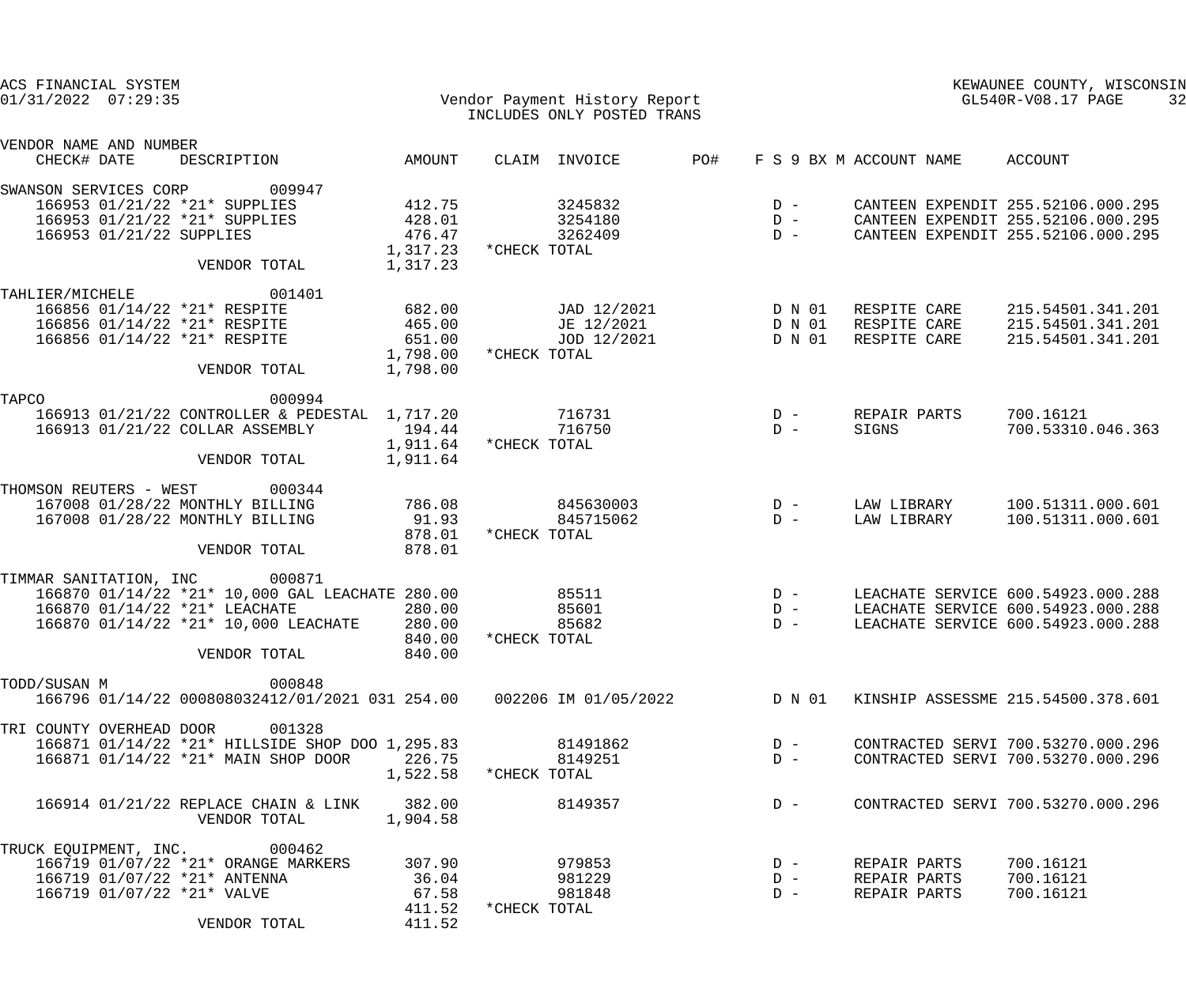ACS FINANCIAL SYSTEM
01/31/2022 07:29:35

Vendor Payment History Report
INCLUDES ONLY POSTED TRANS

KEWAUNEE COUNTY, WISCONSIN
GL540R-V08.17 PAGE 32

| VENDOR NAME AND NUMBER / CHECK# DATE | DESCRIPTION | AMOUNT | CLAIM | INVOICE | PO# | F S 9 BX M | ACCOUNT NAME | ACCOUNT |
|---|---|---|---|---|---|---|---|---|
| SWANSON SERVICES CORP 009947 | | | | | | | | |
| 166953 01/21/22 | *21* SUPPLIES | 412.75 | | 3245832 | | D - | CANTEEN EXPENDIT | 255.52106.000.295 |
| 166953 01/21/22 | *21* SUPPLIES | 428.01 | | 3254180 | | D - | CANTEEN EXPENDIT | 255.52106.000.295 |
| 166953 01/21/22 | SUPPLIES | 476.47 | | 3262409 | | D - | CANTEEN EXPENDIT | 255.52106.000.295 |
| | | 1,317.23 | *CHECK TOTAL | | | | | |
| | VENDOR TOTAL | 1,317.23 | | | | | | |
| TAHLIER/MICHELE 001401 | | | | | | | | |
| 166856 01/14/22 | *21* RESPITE | 682.00 | | JAD 12/2021 | | D N 01 | RESPITE CARE | 215.54501.341.201 |
| 166856 01/14/22 | *21* RESPITE | 465.00 | | JE 12/2021 | | D N 01 | RESPITE CARE | 215.54501.341.201 |
| 166856 01/14/22 | *21* RESPITE | 651.00 | | JOD 12/2021 | | D N 01 | RESPITE CARE | 215.54501.341.201 |
| | | 1,798.00 | *CHECK TOTAL | | | | | |
| | VENDOR TOTAL | 1,798.00 | | | | | | |
| TAPCO 000994 | | | | | | | | |
| 166913 01/21/22 | CONTROLLER & PEDESTAL | 1,717.20 | | 716731 | | D - | REPAIR PARTS | 700.16121 |
| 166913 01/21/22 | COLLAR ASSEMBLY | 194.44 | | 716750 | | D - | SIGNS | 700.53310.046.363 |
| | | 1,911.64 | *CHECK TOTAL | | | | | |
| | VENDOR TOTAL | 1,911.64 | | | | | | |
| THOMSON REUTERS - WEST 000344 | | | | | | | | |
| 167008 01/28/22 | MONTHLY BILLING | 786.08 | | 845630003 | | D - | LAW LIBRARY | 100.51311.000.601 |
| 167008 01/28/22 | MONTHLY BILLING | 91.93 | | 845715062 | | D - | LAW LIBRARY | 100.51311.000.601 |
| | | 878.01 | *CHECK TOTAL | | | | | |
| | VENDOR TOTAL | 878.01 | | | | | | |
| TIMMAR SANITATION, INC 000871 | | | | | | | | |
| 166870 01/14/22 | *21* 10,000 GAL LEACHATE | 280.00 | | 85511 | | D - | LEACHATE SERVICE | 600.54923.000.288 |
| 166870 01/14/22 | *21* LEACHATE | 280.00 | | 85601 | | D - | LEACHATE SERVICE | 600.54923.000.288 |
| 166870 01/14/22 | *21* 10,000 LEACHATE | 280.00 | | 85682 | | D - | LEACHATE SERVICE | 600.54923.000.288 |
| | | 840.00 | *CHECK TOTAL | | | | | |
| | VENDOR TOTAL | 840.00 | | | | | | |
| TODD/SUSAN M 000848 | | | | | | | | |
| 166796 01/14/22 | 000808032412/01/2021 031 | 254.00 | 002206 | IM 01/05/2022 | | D N 01 | KINSHIP ASSESSME | 215.54500.378.601 |
| TRI COUNTY OVERHEAD DOOR 001328 | | | | | | | | |
| 166871 01/14/22 | *21* HILLSIDE SHOP DOO | 1,295.83 | | 81491862 | | D - | CONTRACTED SERVI | 700.53270.000.296 |
| 166871 01/14/22 | *21* MAIN SHOP DOOR | 226.75 | | 8149251 | | D - | CONTRACTED SERVI | 700.53270.000.296 |
| | | 1,522.58 | *CHECK TOTAL | | | | | |
| 166914 01/21/22 | REPLACE CHAIN & LINK | 382.00 | | 8149357 | | D - | CONTRACTED SERVI | 700.53270.000.296 |
| | VENDOR TOTAL | 1,904.58 | | | | | | |
| TRUCK EQUIPMENT, INC. 000462 | | | | | | | | |
| 166719 01/07/22 | *21* ORANGE MARKERS | 307.90 | | 979853 | | D - | REPAIR PARTS | 700.16121 |
| 166719 01/07/22 | *21* ANTENNA | 36.04 | | 981229 | | D - | REPAIR PARTS | 700.16121 |
| 166719 01/07/22 | *21* VALVE | 67.58 | | 981848 | | D - | REPAIR PARTS | 700.16121 |
| | | 411.52 | *CHECK TOTAL | | | | | |
| | VENDOR TOTAL | 411.52 | | | | | | |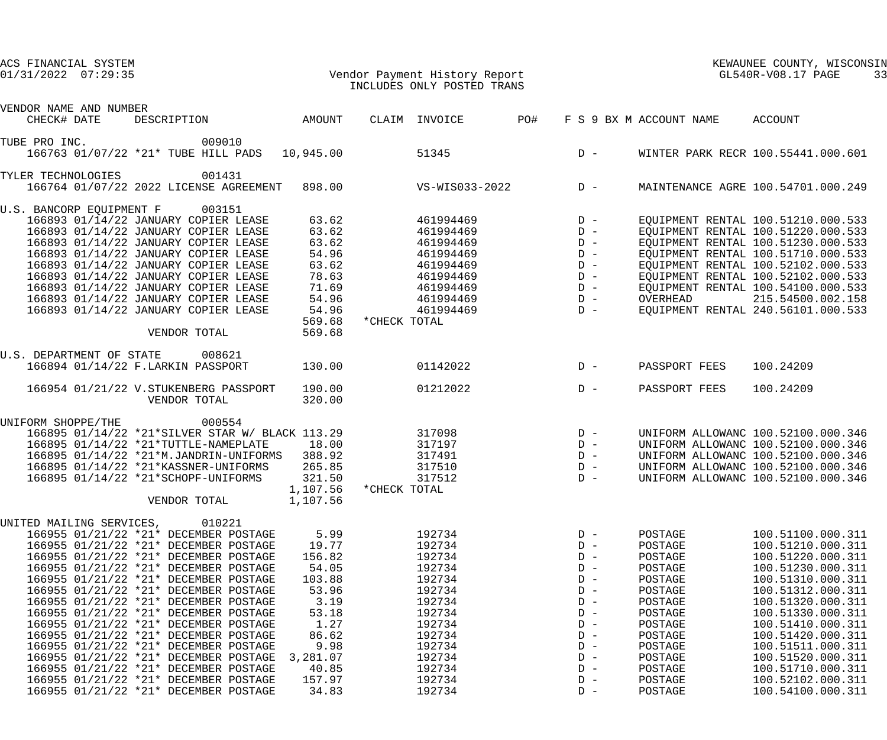ACS FINANCIAL SYSTEM
01/31/2022 07:29:35

Vendor Payment History Report
INCLUDES ONLY POSTED TRANS

KEWAUNEE COUNTY, WISCONSIN
GL540R-V08.17

| VENDOR NAME AND NUMBER CHECK# | DATE | DESCRIPTION | AMOUNT | CLAIM | INVOICE | PO# | F S 9 BX M | ACCOUNT NAME | ACCOUNT |
|---|---|---|---|---|---|---|---|---|---|
| TUBE PRO INC. 009010 | | | | | | | | | |
| 166763 | 01/07/22 | *21* TUBE HILL PADS | 10,945.00 | | 51345 | | D - | WINTER PARK RECR | 100.55441.000.601 |
| TYLER TECHNOLOGIES 001431 | | | | | | | | | |
| 166764 | 01/07/22 | 2022 LICENSE AGREEMENT | 898.00 | | VS-WIS033-2022 | | D - | MAINTENANCE AGRE | 100.54701.000.249 |
| U.S. BANCORP EQUIPMENT F 003151 | | | | | | | | | |
| 166893 | 01/14/22 | JANUARY COPIER LEASE | 63.62 | | 461994469 | | D - | EQUIPMENT RENTAL | 100.51210.000.533 |
| 166893 | 01/14/22 | JANUARY COPIER LEASE | 63.62 | | 461994469 | | D - | EQUIPMENT RENTAL | 100.51220.000.533 |
| 166893 | 01/14/22 | JANUARY COPIER LEASE | 63.62 | | 461994469 | | D - | EQUIPMENT RENTAL | 100.51230.000.533 |
| 166893 | 01/14/22 | JANUARY COPIER LEASE | 54.96 | | 461994469 | | D - | EQUIPMENT RENTAL | 100.51710.000.533 |
| 166893 | 01/14/22 | JANUARY COPIER LEASE | 63.62 | | 461994469 | | D - | EQUIPMENT RENTAL | 100.52102.000.533 |
| 166893 | 01/14/22 | JANUARY COPIER LEASE | 78.63 | | 461994469 | | D - | EQUIPMENT RENTAL | 100.52102.000.533 |
| 166893 | 01/14/22 | JANUARY COPIER LEASE | 71.69 | | 461994469 | | D - | EQUIPMENT RENTAL | 100.54100.000.533 |
| 166893 | 01/14/22 | JANUARY COPIER LEASE | 54.96 | | 461994469 | | D - | OVERHEAD | 215.54500.002.158 |
| 166893 | 01/14/22 | JANUARY COPIER LEASE | 54.96 | | 461994469 | | D - | EQUIPMENT RENTAL | 240.56101.000.533 |
| | | | 569.68 | *CHECK TOTAL | | | | | |
| | | VENDOR TOTAL | 569.68 | | | | | | |
| U.S. DEPARTMENT OF STATE 008621 | | | | | | | | | |
| 166894 | 01/14/22 | F.LARKIN PASSPORT | 130.00 | | 01142022 | | D - | PASSPORT FEES | 100.24209 |
| 166954 | 01/21/22 | V.STUKENBERG PASSPORT | 190.00 | | 01212022 | | D - | PASSPORT FEES | 100.24209 |
| | | VENDOR TOTAL | 320.00 | | | | | | |
| UNIFORM SHOPPE/THE 000554 | | | | | | | | | |
| 166895 | 01/14/22 | *21*SILVER STAR W/ BLACK | 113.29 | | 317098 | | D - | UNIFORM ALLOWANC | 100.52100.000.346 |
| 166895 | 01/14/22 | *21*TUTTLE-NAMEPLATE | 18.00 | | 317197 | | D - | UNIFORM ALLOWANC | 100.52100.000.346 |
| 166895 | 01/14/22 | *21*M.JANDRIN-UNIFORMS | 388.92 | | 317491 | | D - | UNIFORM ALLOWANC | 100.52100.000.346 |
| 166895 | 01/14/22 | *21*KASSNER-UNIFORMS | 265.85 | | 317510 | | D - | UNIFORM ALLOWANC | 100.52100.000.346 |
| 166895 | 01/14/22 | *21*SCHOPF-UNIFORMS | 321.50 | | 317512 | | D - | UNIFORM ALLOWANC | 100.52100.000.346 |
| | | | 1,107.56 | *CHECK TOTAL | | | | | |
| | | VENDOR TOTAL | 1,107.56 | | | | | | |
| UNITED MAILING SERVICES, 010221 | | | | | | | | | |
| 166955 | 01/21/22 | *21* DECEMBER POSTAGE | 5.99 | | 192734 | | D - | POSTAGE | 100.51100.000.311 |
| 166955 | 01/21/22 | *21* DECEMBER POSTAGE | 19.77 | | 192734 | | D - | POSTAGE | 100.51210.000.311 |
| 166955 | 01/21/22 | *21* DECEMBER POSTAGE | 156.82 | | 192734 | | D - | POSTAGE | 100.51220.000.311 |
| 166955 | 01/21/22 | *21* DECEMBER POSTAGE | 54.05 | | 192734 | | D - | POSTAGE | 100.51230.000.311 |
| 166955 | 01/21/22 | *21* DECEMBER POSTAGE | 103.88 | | 192734 | | D - | POSTAGE | 100.51310.000.311 |
| 166955 | 01/21/22 | *21* DECEMBER POSTAGE | 53.96 | | 192734 | | D - | POSTAGE | 100.51312.000.311 |
| 166955 | 01/21/22 | *21* DECEMBER POSTAGE | 3.19 | | 192734 | | D - | POSTAGE | 100.51320.000.311 |
| 166955 | 01/21/22 | *21* DECEMBER POSTAGE | 53.18 | | 192734 | | D - | POSTAGE | 100.51330.000.311 |
| 166955 | 01/21/22 | *21* DECEMBER POSTAGE | 1.27 | | 192734 | | D - | POSTAGE | 100.51410.000.311 |
| 166955 | 01/21/22 | *21* DECEMBER POSTAGE | 86.62 | | 192734 | | D - | POSTAGE | 100.51420.000.311 |
| 166955 | 01/21/22 | *21* DECEMBER POSTAGE | 9.98 | | 192734 | | D - | POSTAGE | 100.51511.000.311 |
| 166955 | 01/21/22 | *21* DECEMBER POSTAGE | 3,281.07 | | 192734 | | D - | POSTAGE | 100.51520.000.311 |
| 166955 | 01/21/22 | *21* DECEMBER POSTAGE | 40.85 | | 192734 | | D - | POSTAGE | 100.51710.000.311 |
| 166955 | 01/21/22 | *21* DECEMBER POSTAGE | 157.97 | | 192734 | | D - | POSTAGE | 100.52102.000.311 |
| 166955 | 01/21/22 | *21* DECEMBER POSTAGE | 34.83 | | 192734 | | D - | POSTAGE | 100.54100.000.311 |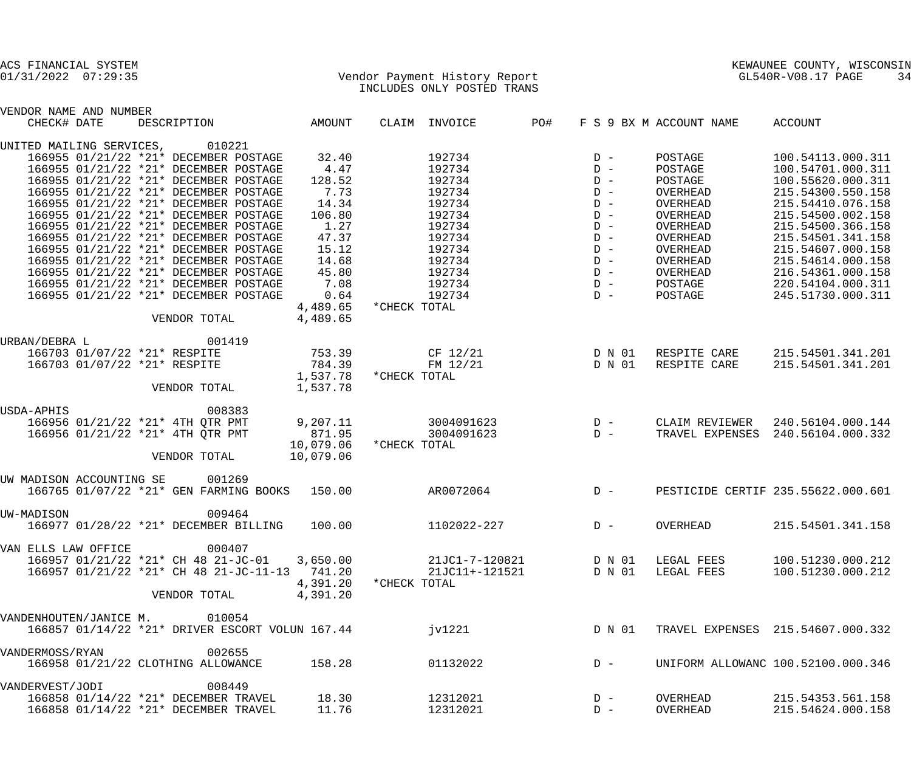ACS FINANCIAL SYSTEM
01/31/2022 07:29:35

Vendor Payment History Report
INCLUDES ONLY POSTED TRANS

KEWAUNEE COUNTY, WISCONSIN
GL540R-V08.17 PAGE 34

| VENDOR NAME AND NUMBER CHECK# DATE | DESCRIPTION | AMOUNT | CLAIM | INVOICE | PO# | F S 9 BX M | ACCOUNT NAME | ACCOUNT |
|---|---|---|---|---|---|---|---|---|
| UNITED MAILING SERVICES, 010221 | | | | | | | | |
| 166955 01/21/22 | *21* DECEMBER POSTAGE | 32.40 | | 192734 | | D - | POSTAGE | 100.54113.000.311 |
| 166955 01/21/22 | *21* DECEMBER POSTAGE | 4.47 | | 192734 | | D - | POSTAGE | 100.54701.000.311 |
| 166955 01/21/22 | *21* DECEMBER POSTAGE | 128.52 | | 192734 | | D - | POSTAGE | 100.55620.000.311 |
| 166955 01/21/22 | *21* DECEMBER POSTAGE | 7.73 | | 192734 | | D - | OVERHEAD | 215.54300.550.158 |
| 166955 01/21/22 | *21* DECEMBER POSTAGE | 14.34 | | 192734 | | D - | OVERHEAD | 215.54410.076.158 |
| 166955 01/21/22 | *21* DECEMBER POSTAGE | 106.80 | | 192734 | | D - | OVERHEAD | 215.54500.002.158 |
| 166955 01/21/22 | *21* DECEMBER POSTAGE | 1.27 | | 192734 | | D - | OVERHEAD | 215.54500.366.158 |
| 166955 01/21/22 | *21* DECEMBER POSTAGE | 47.37 | | 192734 | | D - | OVERHEAD | 215.54501.341.158 |
| 166955 01/21/22 | *21* DECEMBER POSTAGE | 15.12 | | 192734 | | D - | OVERHEAD | 215.54607.000.158 |
| 166955 01/21/22 | *21* DECEMBER POSTAGE | 14.68 | | 192734 | | D - | OVERHEAD | 215.54614.000.158 |
| 166955 01/21/22 | *21* DECEMBER POSTAGE | 45.80 | | 192734 | | D - | OVERHEAD | 216.54361.000.158 |
| 166955 01/21/22 | *21* DECEMBER POSTAGE | 7.08 | | 192734 | | D - | POSTAGE | 220.54104.000.311 |
| 166955 01/21/22 | *21* DECEMBER POSTAGE | 0.64 | | 192734 | | D - | POSTAGE | 245.51730.000.311 |
| | | 4,489.65 | *CHECK TOTAL | | | | | |
| | VENDOR TOTAL | 4,489.65 | | | | | | |
| URBAN/DEBRA L 001419 | | | | | | | | |
| 166703 01/07/22 | *21* RESPITE | 753.39 | | CF 12/21 | | D N 01 | RESPITE CARE | 215.54501.341.201 |
| 166703 01/07/22 | *21* RESPITE | 784.39 | | FM 12/21 | | D N 01 | RESPITE CARE | 215.54501.341.201 |
| | | 1,537.78 | *CHECK TOTAL | | | | | |
| | VENDOR TOTAL | 1,537.78 | | | | | | |
| USDA-APHIS 008383 | | | | | | | | |
| 166956 01/21/22 | *21* 4TH QTR PMT | 9,207.11 | | 3004091623 | | D - | CLAIM REVIEWER | 240.56104.000.144 |
| 166956 01/21/22 | *21* 4TH QTR PMT | 871.95 | | 3004091623 | | D - | TRAVEL EXPENSES | 240.56104.000.332 |
| | | 10,079.06 | *CHECK TOTAL | | | | | |
| | VENDOR TOTAL | 10,079.06 | | | | | | |
| UW MADISON ACCOUNTING SE 001269 | | | | | | | | |
| 166765 01/07/22 | *21* GEN FARMING BOOKS | 150.00 | | AR0072064 | | D - | PESTICIDE CERTIF | 235.55622.000.601 |
| UW-MADISON 009464 | | | | | | | | |
| 166977 01/28/22 | *21* DECEMBER BILLING | 100.00 | | 1102022-227 | | D - | OVERHEAD | 215.54501.341.158 |
| VAN ELLS LAW OFFICE 000407 | | | | | | | | |
| 166957 01/21/22 | *21* CH 48 21-JC-01 | 3,650.00 | | 21JC1-7-120821 | | D N 01 | LEGAL FEES | 100.51230.000.212 |
| 166957 01/21/22 | *21* CH 48 21-JC-11-13 | 741.20 | | 21JC11+-121521 | | D N 01 | LEGAL FEES | 100.51230.000.212 |
| | | 4,391.20 | *CHECK TOTAL | | | | | |
| | VENDOR TOTAL | 4,391.20 | | | | | | |
| VANDENHOUTEN/JANICE M. 010054 | | | | | | | | |
| 166857 01/14/22 | *21* DRIVER ESCORT VOLUN | 167.44 | | jv1221 | | D N 01 | TRAVEL EXPENSES | 215.54607.000.332 |
| VANDERMOSS/RYAN 002655 | | | | | | | | |
| 166958 01/21/22 | CLOTHING ALLOWANCE | 158.28 | | 01132022 | | D - | UNIFORM ALLOWANC | 100.52100.000.346 |
| VANDERVEST/JODI 008449 | | | | | | | | |
| 166858 01/14/22 | *21* DECEMBER TRAVEL | 18.30 | | 12312021 | | D - | OVERHEAD | 215.54353.561.158 |
| 166858 01/14/22 | *21* DECEMBER TRAVEL | 11.76 | | 12312021 | | D - | OVERHEAD | 215.54624.000.158 |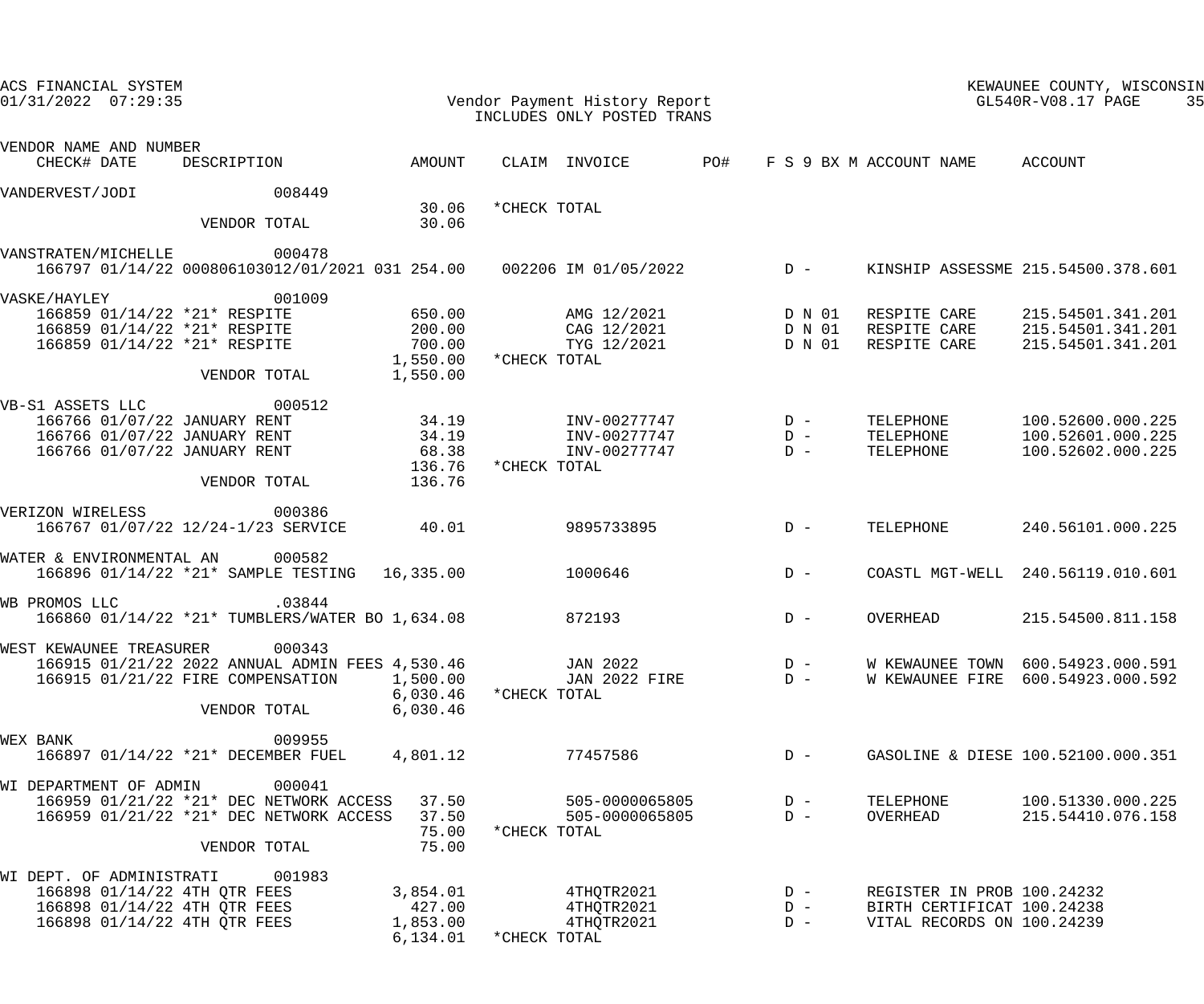ACS FINANCIAL SYSTEM
01/31/2022 07:29:35

Vendor Payment History Report
INCLUDES ONLY POSTED TRANS

KEWAUNEE COUNTY, WISCONSIN
GL540R-V08.17 PAGE 35

| VENDOR NAME AND NUMBER / CHECK# DATE | DESCRIPTION | AMOUNT | CLAIM | INVOICE | PO# | F S 9 BX M | ACCOUNT NAME | ACCOUNT |
|---|---|---|---|---|---|---|---|---|
| VANDERVEST/JODI 008449 | | | | | | | | |
| | | 30.06 | *CHECK TOTAL | | | | | |
| | VENDOR TOTAL | 30.06 | | | | | | |
| VANSTRATEN/MICHELLE 000478 | | | | | | | | |
| 166797 01/14/22 | 000806103012/01/2021 031 | 254.00 | 002206 | IM 01/05/2022 | | D - | KINSHIP ASSESSME | 215.54500.378.601 |
| VASKE/HAYLEY 001009 | | | | | | | | |
| 166859 01/14/22 | *21* RESPITE | 650.00 | | AMG 12/2021 | | D N 01 | RESPITE CARE | 215.54501.341.201 |
| 166859 01/14/22 | *21* RESPITE | 200.00 | | CAG 12/2021 | | D N 01 | RESPITE CARE | 215.54501.341.201 |
| 166859 01/14/22 | *21* RESPITE | 700.00 | | TYG 12/2021 | | D N 01 | RESPITE CARE | 215.54501.341.201 |
| | | 1,550.00 | *CHECK TOTAL | | | | | |
| | VENDOR TOTAL | 1,550.00 | | | | | | |
| VB-S1 ASSETS LLC 000512 | | | | | | | | |
| 166766 01/07/22 | JANUARY RENT | 34.19 | | INV-00277747 | | D - | TELEPHONE | 100.52600.000.225 |
| 166766 01/07/22 | JANUARY RENT | 34.19 | | INV-00277747 | | D - | TELEPHONE | 100.52601.000.225 |
| 166766 01/07/22 | JANUARY RENT | 68.38 | | INV-00277747 | | D - | TELEPHONE | 100.52602.000.225 |
| | | 136.76 | *CHECK TOTAL | | | | | |
| | VENDOR TOTAL | 136.76 | | | | | | |
| VERIZON WIRELESS 000386 | | | | | | | | |
| 166767 01/07/22 | 12/24-1/23 SERVICE | 40.01 | | 9895733895 | | D - | TELEPHONE | 240.56101.000.225 |
| WATER & ENVIRONMENTAL AN 000582 | | | | | | | | |
| 166896 01/14/22 | *21* SAMPLE TESTING | 16,335.00 | | 1000646 | | D - | COASTL MGT-WELL | 240.56119.010.601 |
| WB PROMOS LLC .03844 | | | | | | | | |
| 166860 01/14/22 | *21* TUMBLERS/WATER BO | 1,634.08 | | 872193 | | D - | OVERHEAD | 215.54500.811.158 |
| WEST KEWAUNEE TREASURER 000343 | | | | | | | | |
| 166915 01/21/22 | 2022 ANNUAL ADMIN FEES | 4,530.46 | | JAN 2022 | | D - | W KEWAUNEE TOWN | 600.54923.000.591 |
| 166915 01/21/22 | FIRE COMPENSATION | 1,500.00 | | JAN 2022 FIRE | | D - | W KEWAUNEE FIRE | 600.54923.000.592 |
| | | 6,030.46 | *CHECK TOTAL | | | | | |
| | VENDOR TOTAL | 6,030.46 | | | | | | |
| WEX BANK 009955 | | | | | | | | |
| 166897 01/14/22 | *21* DECEMBER FUEL | 4,801.12 | | 77457586 | | D - | GASOLINE & DIESE | 100.52100.000.351 |
| WI DEPARTMENT OF ADMIN 000041 | | | | | | | | |
| 166959 01/21/22 | *21* DEC NETWORK ACCESS | 37.50 | | 505-0000065805 | | D - | TELEPHONE | 100.51330.000.225 |
| 166959 01/21/22 | *21* DEC NETWORK ACCESS | 37.50 | | 505-0000065805 | | D - | OVERHEAD | 215.54410.076.158 |
| | | 75.00 | *CHECK TOTAL | | | | | |
| | VENDOR TOTAL | 75.00 | | | | | | |
| WI DEPT. OF ADMINISTRATI 001983 | | | | | | | | |
| 166898 01/14/22 | 4TH QTR FEES | 3,854.01 | | 4THQTR2021 | | D - | REGISTER IN PROB | 100.24232 |
| 166898 01/14/22 | 4TH QTR FEES | 427.00 | | 4THQTR2021 | | D - | BIRTH CERTIFICAT | 100.24238 |
| 166898 01/14/22 | 4TH QTR FEES | 1,853.00 | | 4THQTR2021 | | D - | VITAL RECORDS ON | 100.24239 |
| | | 6,134.01 | *CHECK TOTAL | | | | | |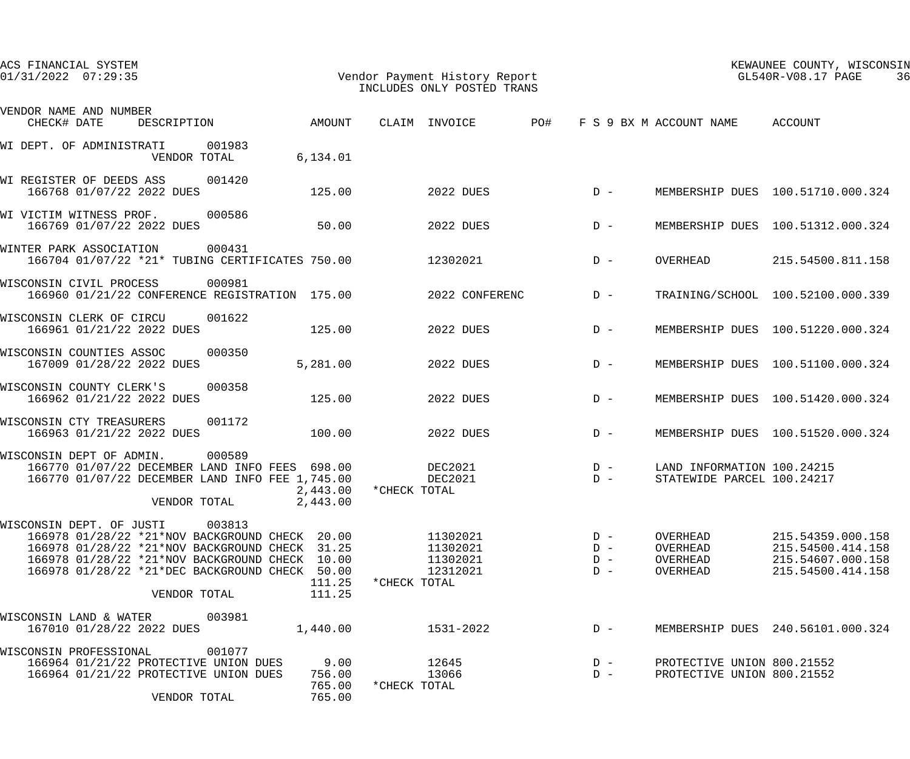ACS FINANCIAL SYSTEM
01/31/2022 07:29:35

Vendor Payment History Report
INCLUDES ONLY POSTED TRANS

KEWAUNEE COUNTY, WISCONSIN
GL540R-V08.17

| VENDOR NAME AND NUMBER CHECK# DATE | DESCRIPTION | AMOUNT | CLAIM | INVOICE | PO# | F S 9 BX M | ACCOUNT NAME | ACCOUNT |
|---|---|---|---|---|---|---|---|---|
| WI DEPT. OF ADMINISTRATI 001983 | | | | | | | | |
| | VENDOR TOTAL | 6,134.01 | | | | | | |
| WI REGISTER OF DEEDS ASS 001420 | | | | | | | | |
| 166768 01/07/22 | 2022 DUES | 125.00 | | 2022 DUES | | D - | MEMBERSHIP DUES | 100.51710.000.324 |
| WI VICTIM WITNESS PROF. 000586 | | | | | | | | |
| 166769 01/07/22 | 2022 DUES | 50.00 | | 2022 DUES | | D - | MEMBERSHIP DUES | 100.51312.000.324 |
| WINTER PARK ASSOCIATION 000431 | | | | | | | | |
| 166704 01/07/22 | *21* TUBING CERTIFICATES | 750.00 | | 12302021 | | D - | OVERHEAD | 215.54500.811.158 |
| WISCONSIN CIVIL PROCESS 000981 | | | | | | | | |
| 166960 01/21/22 | CONFERENCE REGISTRATION | 175.00 | | 2022 CONFERENC | | D - | TRAINING/SCHOOL | 100.52100.000.339 |
| WISCONSIN CLERK OF CIRCU 001622 | | | | | | | | |
| 166961 01/21/22 | 2022 DUES | 125.00 | | 2022 DUES | | D - | MEMBERSHIP DUES | 100.51220.000.324 |
| WISCONSIN COUNTIES ASSOC 000350 | | | | | | | | |
| 167009 01/28/22 | 2022 DUES | 5,281.00 | | 2022 DUES | | D - | MEMBERSHIP DUES | 100.51100.000.324 |
| WISCONSIN COUNTY CLERK'S 000358 | | | | | | | | |
| 166962 01/21/22 | 2022 DUES | 125.00 | | 2022 DUES | | D - | MEMBERSHIP DUES | 100.51420.000.324 |
| WISCONSIN CTY TREASURERS 001172 | | | | | | | | |
| 166963 01/21/22 | 2022 DUES | 100.00 | | 2022 DUES | | D - | MEMBERSHIP DUES | 100.51520.000.324 |
| WISCONSIN DEPT OF ADMIN. 000589 | | | | | | | | |
| 166770 01/07/22 | DECEMBER LAND INFO FEES | 698.00 | | DEC2021 | | D - | LAND INFORMATION | 100.24215 |
| 166770 01/07/22 | DECEMBER LAND INFO FEE | 1,745.00 | | DEC2021 | | D - | STATEWIDE PARCEL | 100.24217 |
| | | 2,443.00 | *CHECK TOTAL | | | | | |
| | VENDOR TOTAL | 2,443.00 | | | | | | |
| WISCONSIN DEPT. OF JUSTI 003813 | | | | | | | | |
| 166978 01/28/22 | *21*NOV BACKGROUND CHECK | 20.00 | | 11302021 | | D - | OVERHEAD | 215.54359.000.158 |
| 166978 01/28/22 | *21*NOV BACKGROUND CHECK | 31.25 | | 11302021 | | D - | OVERHEAD | 215.54500.414.158 |
| 166978 01/28/22 | *21*NOV BACKGROUND CHECK | 10.00 | | 11302021 | | D - | OVERHEAD | 215.54607.000.158 |
| 166978 01/28/22 | *21*DEC BACKGROUND CHECK | 50.00 | | 12312021 | | D - | OVERHEAD | 215.54500.414.158 |
| | | 111.25 | *CHECK TOTAL | | | | | |
| | VENDOR TOTAL | 111.25 | | | | | | |
| WISCONSIN LAND & WATER 003981 | | | | | | | | |
| 167010 01/28/22 | 2022 DUES | 1,440.00 | | 1531-2022 | | D - | MEMBERSHIP DUES | 240.56101.000.324 |
| WISCONSIN PROFESSIONAL 001077 | | | | | | | | |
| 166964 01/21/22 | PROTECTIVE UNION DUES | 9.00 | | 12645 | | D - | PROTECTIVE UNION | 800.21552 |
| 166964 01/21/22 | PROTECTIVE UNION DUES | 756.00 | | 13066 | | D - | PROTECTIVE UNION | 800.21552 |
| | | 765.00 | *CHECK TOTAL | | | | | |
| | VENDOR TOTAL | 765.00 | | | | | | |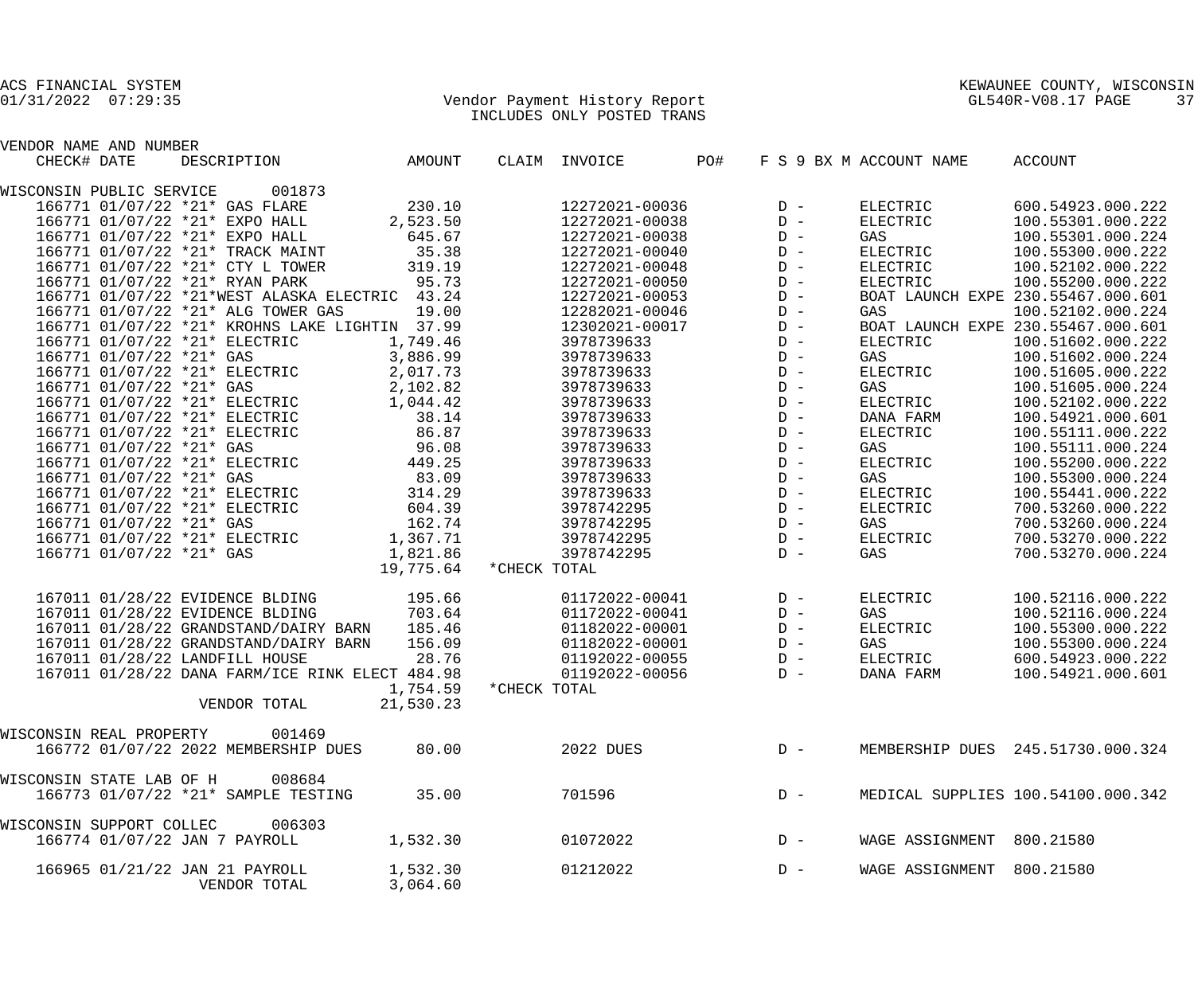ACS FINANCIAL SYSTEM
01/31/2022 07:29:35

KEWAUNEE COUNTY, WISCONSIN
GL540R-V08.17 PAGE 37

Vendor Payment History Report
INCLUDES ONLY POSTED TRANS

| VENDOR NAME AND NUMBER / CHECK# | DATE | DESCRIPTION | AMOUNT | CLAIM | INVOICE | PO# | F S 9 BX M | ACCOUNT NAME | ACCOUNT |
|---|---|---|---|---|---|---|---|---|---|
| WISCONSIN PUBLIC SERVICE 001873 | | | | | | | | | |
| 166771 | 01/07/22 | *21* GAS FLARE | 230.10 | | 12272021-00036 | | D - | ELECTRIC | 600.54923.000.222 |
| 166771 | 01/07/22 | *21* EXPO HALL | 2,523.50 | | 12272021-00038 | | D - | ELECTRIC | 100.55301.000.222 |
| 166771 | 01/07/22 | *21* EXPO HALL | 645.67 | | 12272021-00038 | | D - | GAS | 100.55301.000.224 |
| 166771 | 01/07/22 | *21* TRACK MAINT | 35.38 | | 12272021-00040 | | D - | ELECTRIC | 100.55300.000.222 |
| 166771 | 01/07/22 | *21* CTY L TOWER | 319.19 | | 12272021-00048 | | D - | ELECTRIC | 100.52102.000.222 |
| 166771 | 01/07/22 | *21* RYAN PARK | 95.73 | | 12272021-00050 | | D - | ELECTRIC | 100.55200.000.222 |
| 166771 | 01/07/22 | *21*WEST ALASKA ELECTRIC | 43.24 | | 12272021-00053 | | D - | BOAT LAUNCH EXPE | 230.55467.000.601 |
| 166771 | 01/07/22 | *21* ALG TOWER GAS | 19.00 | | 12282021-00046 | | D - | GAS | 100.52102.000.224 |
| 166771 | 01/07/22 | *21* KROHNS LAKE LIGHTIN | 37.99 | | 12302021-00017 | | D - | BOAT LAUNCH EXPE | 230.55467.000.601 |
| 166771 | 01/07/22 | *21* ELECTRIC | 1,749.46 | | 3978739633 | | D - | ELECTRIC | 100.51602.000.222 |
| 166771 | 01/07/22 | *21* GAS | 3,886.99 | | 3978739633 | | D - | GAS | 100.51602.000.224 |
| 166771 | 01/07/22 | *21* ELECTRIC | 2,017.73 | | 3978739633 | | D - | ELECTRIC | 100.51605.000.222 |
| 166771 | 01/07/22 | *21* GAS | 2,102.82 | | 3978739633 | | D - | GAS | 100.51605.000.224 |
| 166771 | 01/07/22 | *21* ELECTRIC | 1,044.42 | | 3978739633 | | D - | ELECTRIC | 100.52102.000.222 |
| 166771 | 01/07/22 | *21* ELECTRIC | 38.14 | | 3978739633 | | D - | DANA FARM | 100.54921.000.601 |
| 166771 | 01/07/22 | *21* ELECTRIC | 86.87 | | 3978739633 | | D - | ELECTRIC | 100.55111.000.222 |
| 166771 | 01/07/22 | *21* GAS | 96.08 | | 3978739633 | | D - | GAS | 100.55111.000.224 |
| 166771 | 01/07/22 | *21* ELECTRIC | 449.25 | | 3978739633 | | D - | ELECTRIC | 100.55200.000.222 |
| 166771 | 01/07/22 | *21* GAS | 83.09 | | 3978739633 | | D - | GAS | 100.55300.000.224 |
| 166771 | 01/07/22 | *21* ELECTRIC | 314.29 | | 3978739633 | | D - | ELECTRIC | 100.55441.000.222 |
| 166771 | 01/07/22 | *21* ELECTRIC | 604.39 | | 3978742295 | | D - | ELECTRIC | 700.53260.000.222 |
| 166771 | 01/07/22 | *21* GAS | 162.74 | | 3978742295 | | D - | GAS | 700.53260.000.224 |
| 166771 | 01/07/22 | *21* ELECTRIC | 1,367.71 | | 3978742295 | | D - | ELECTRIC | 700.53270.000.222 |
| 166771 | 01/07/22 | *21* GAS | 1,821.86 | | 3978742295 | | D - | GAS | 700.53270.000.224 |
| | | | 19,775.64 | *CHECK TOTAL | | | | | |
| 167011 | 01/28/22 | EVIDENCE BLDING | 195.66 | | 01172022-00041 | | D - | ELECTRIC | 100.52116.000.222 |
| 167011 | 01/28/22 | EVIDENCE BLDING | 703.64 | | 01172022-00041 | | D - | GAS | 100.52116.000.224 |
| 167011 | 01/28/22 | GRANDSTAND/DAIRY BARN | 185.46 | | 01182022-00001 | | D - | ELECTRIC | 100.55300.000.222 |
| 167011 | 01/28/22 | GRANDSTAND/DAIRY BARN | 156.09 | | 01182022-00001 | | D - | GAS | 100.55300.000.224 |
| 167011 | 01/28/22 | LANDFILL HOUSE | 28.76 | | 01192022-00055 | | D - | ELECTRIC | 600.54923.000.222 |
| 167011 | 01/28/22 | DANA FARM/ICE RINK ELECT | 484.98 | | 01192022-00056 | | D - | DANA FARM | 100.54921.000.601 |
| | | | 1,754.59 | *CHECK TOTAL | | | | | |
| | | VENDOR TOTAL | 21,530.23 | | | | | | |
| WISCONSIN REAL PROPERTY 001469 | | | | | | | | | |
| 166772 | 01/07/22 | 2022 MEMBERSHIP DUES | 80.00 | | 2022 DUES | | D - | MEMBERSHIP DUES | 245.51730.000.324 |
| WISCONSIN STATE LAB OF H 008684 | | | | | | | | | |
| 166773 | 01/07/22 | *21* SAMPLE TESTING | 35.00 | | 701596 | | D - | MEDICAL SUPPLIES | 100.54100.000.342 |
| WISCONSIN SUPPORT COLLEC 006303 | | | | | | | | | |
| 166774 | 01/07/22 | JAN 7 PAYROLL | 1,532.30 | | 01072022 | | D - | WAGE ASSIGNMENT | 800.21580 |
| 166965 | 01/21/22 | JAN 21 PAYROLL | 1,532.30 | | 01212022 | | D - | WAGE ASSIGNMENT | 800.21580 |
| | | VENDOR TOTAL | 3,064.60 | | | | | | |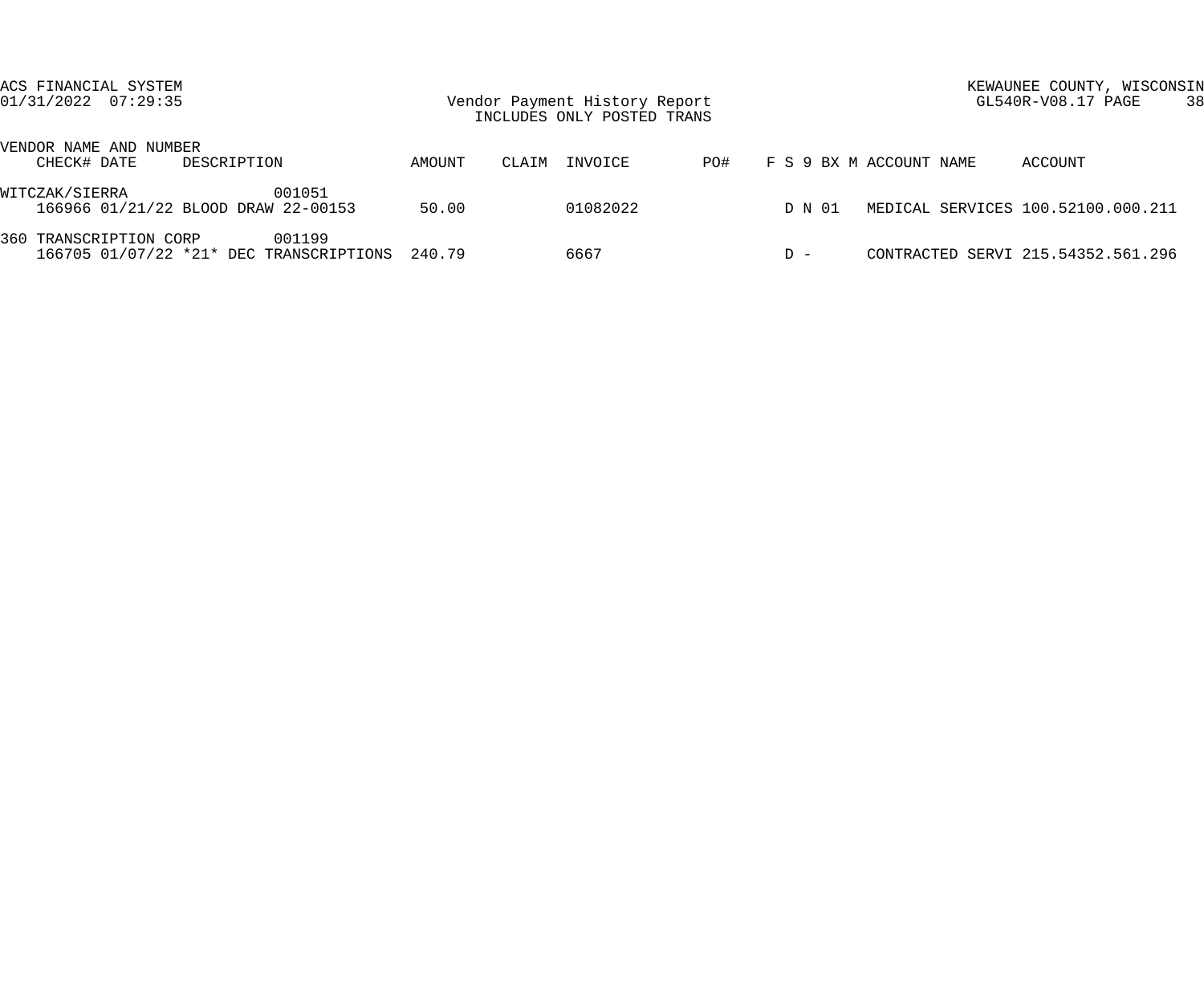ACS FINANCIAL SYSTEM
01/31/2022 07:29:35

Vendor Payment History Report
INCLUDES ONLY POSTED TRANS

KEWAUNEE COUNTY, WISCONSIN
GL540R-V08.17 PAGE 38

| VENDOR NAME AND NUMBER CHECK# DATE | DESCRIPTION | AMOUNT | CLAIM | INVOICE | PO# | F | S | 9 | BX | M | ACCOUNT NAME | ACCOUNT |
|---|---|---|---|---|---|---|---|---|---|---|---|---|
| WITCZAK/SIERRA 001051 | | | | | | | | | | | | |
| 166966 01/21/22 | BLOOD DRAW 22-00153 | 50.00 | | 01082022 | | | D | N | 01 | | MEDICAL SERVICES | 100.52100.000.211 |
| 360 TRANSCRIPTION CORP 001199 | | | | | | | | | | | | |
| 166705 01/07/22 | *21* DEC TRANSCRIPTIONS | 240.79 | | 6667 | | | D | - | | | CONTRACTED SERVI | 215.54352.561.296 |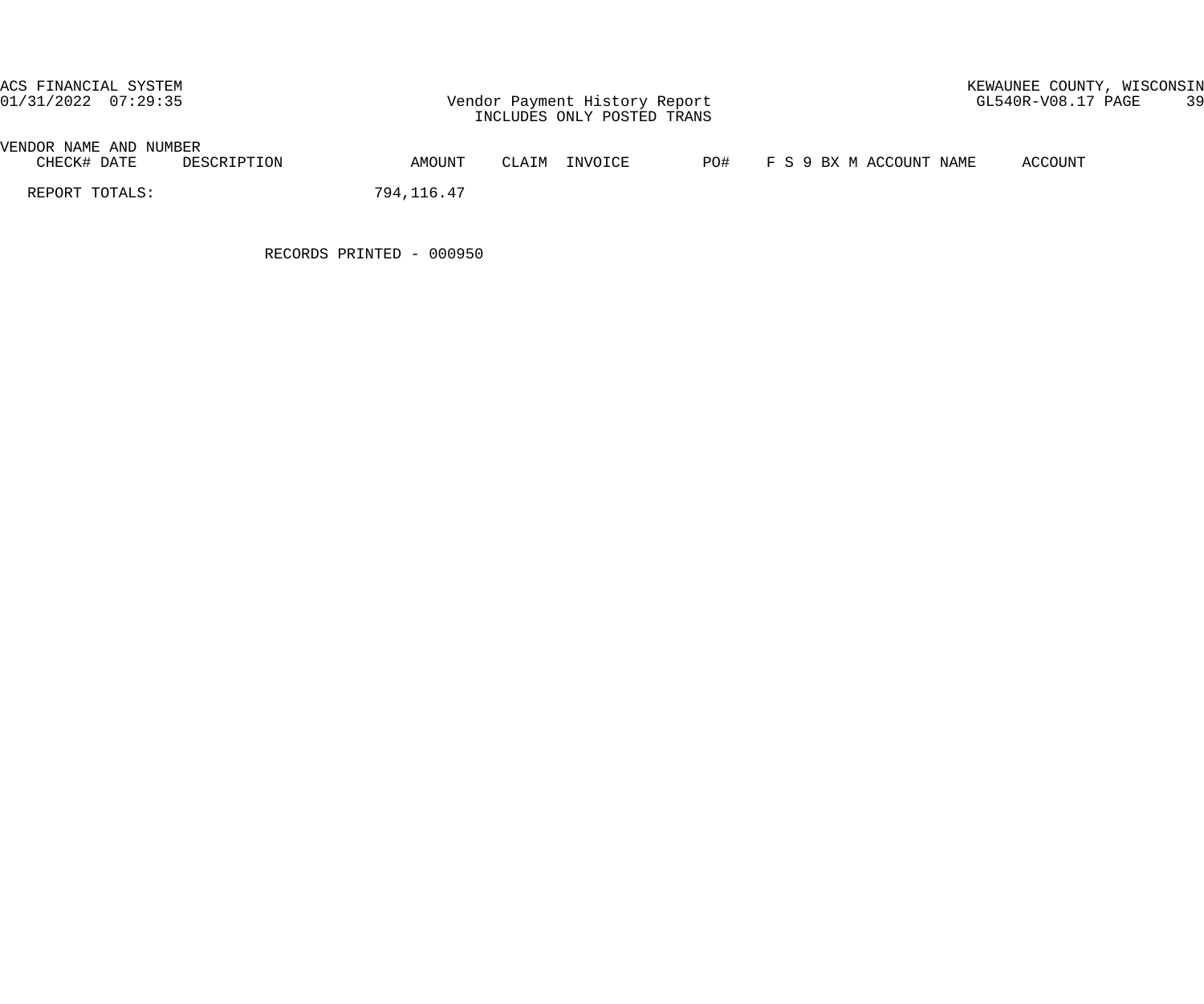| VENDOR NAME AND NUMBER | | | | | | | | |
|---|---|---|---|---|---|---|---|---|
| CHECK# DATE | DESCRIPTION | AMOUNT | CLAIM | INVOICE | PO# | F S 9 BX M ACCOUNT NAME | ACCOUNT |
| REPORT TOTALS: | | 794,116.47 | | | | | |

RECORDS PRINTED - 000950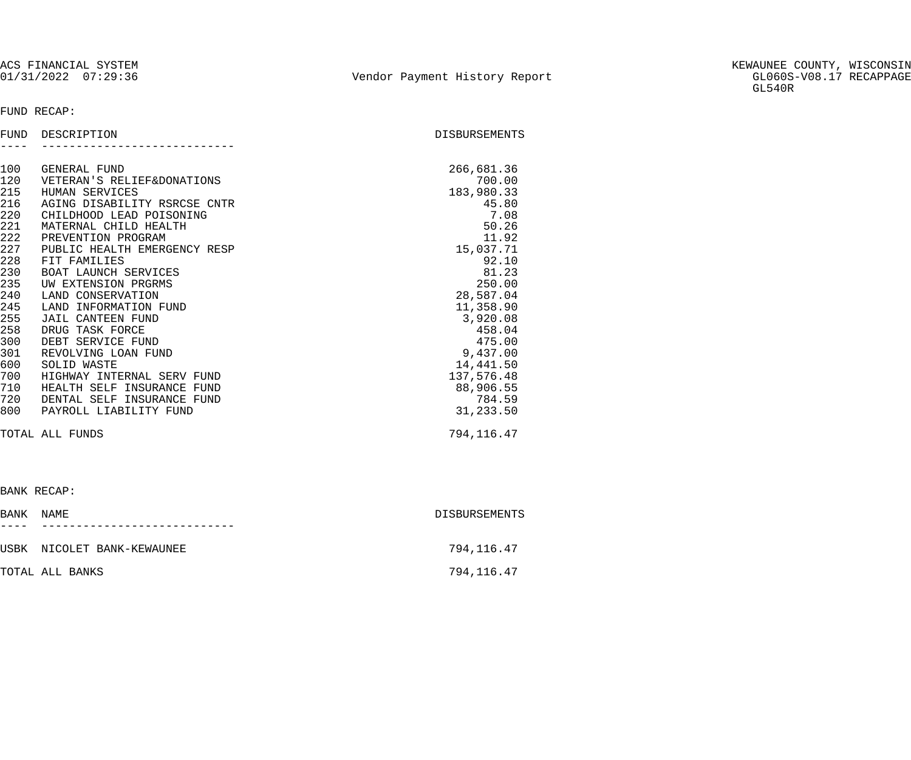ACS FINANCIAL SYSTEM
01/31/2022 07:29:36

Vendor Payment History Report

KEWAUNEE COUNTY, WISCONSIN
GL060S-V08.17 RECAPPAGE
GL540R

FUND RECAP:

| FUND | DESCRIPTION | DISBURSEMENTS |
|---|---|---|
| 100 | GENERAL FUND | 266,681.36 |
| 120 | VETERAN'S RELIEF&DONATIONS | 700.00 |
| 215 | HUMAN SERVICES | 183,980.33 |
| 216 | AGING DISABILITY RSRCSE CNTR | 45.80 |
| 220 | CHILDHOOD LEAD POISONING | 7.08 |
| 221 | MATERNAL CHILD HEALTH | 50.26 |
| 222 | PREVENTION PROGRAM | 11.92 |
| 227 | PUBLIC HEALTH EMERGENCY RESP | 15,037.71 |
| 228 | FIT FAMILIES | 92.10 |
| 230 | BOAT LAUNCH SERVICES | 81.23 |
| 235 | UW EXTENSION PRGRMS | 250.00 |
| 240 | LAND CONSERVATION | 28,587.04 |
| 245 | LAND INFORMATION FUND | 11,358.90 |
| 255 | JAIL CANTEEN FUND | 3,920.08 |
| 258 | DRUG TASK FORCE | 458.04 |
| 300 | DEBT SERVICE FUND | 475.00 |
| 301 | REVOLVING LOAN FUND | 9,437.00 |
| 600 | SOLID WASTE | 14,441.50 |
| 700 | HIGHWAY INTERNAL SERV FUND | 137,576.48 |
| 710 | HEALTH SELF INSURANCE FUND | 88,906.55 |
| 720 | DENTAL SELF INSURANCE FUND | 784.59 |
| 800 | PAYROLL LIABILITY FUND | 31,233.50 |
| TOTAL ALL FUNDS | | 794,116.47 |

BANK RECAP:

| BANK | NAME | DISBURSEMENTS |
|---|---|---|
| USBK | NICOLET BANK-KEWAUNEE | 794,116.47 |
| TOTAL ALL BANKS | | 794,116.47 |